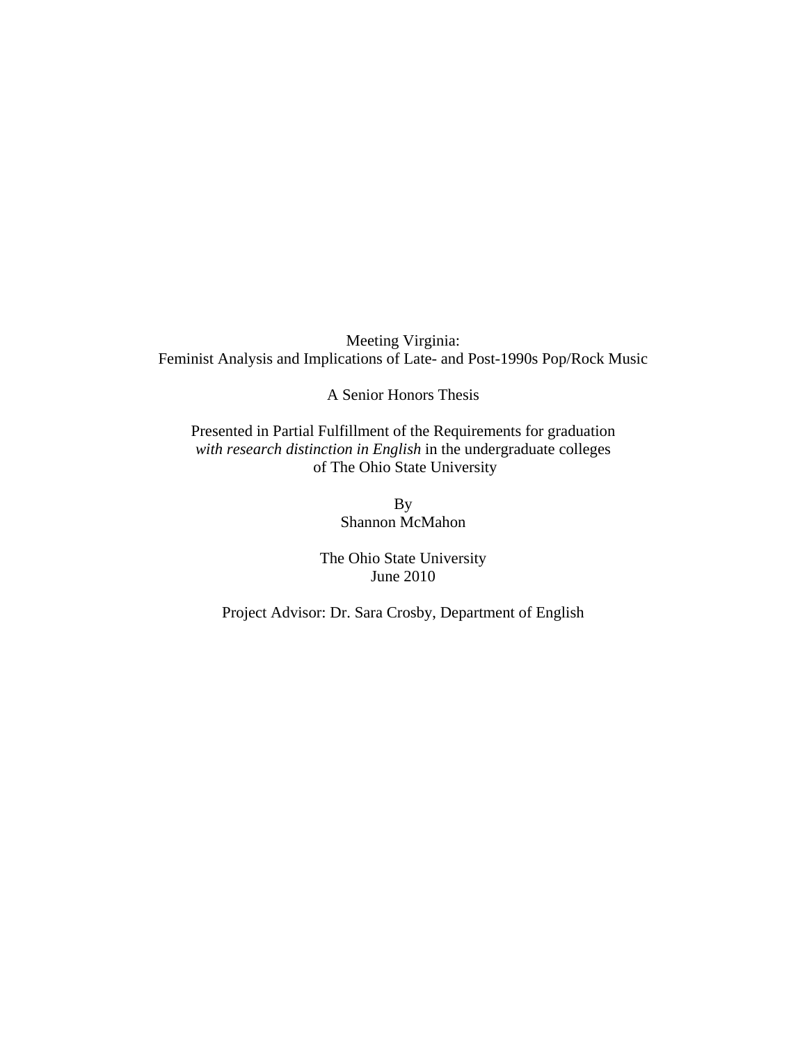# Meeting Virginia:
## Feminist Analysis and Implications of Late- and Post-1990s Pop/Rock Music

A Senior Honors Thesis

Presented in Partial Fulfillment of the Requirements for graduation *with research distinction in English* in the undergraduate colleges of The Ohio State University

By
Shannon McMahon

The Ohio State University
June 2010

Project Advisor: Dr. Sara Crosby, Department of English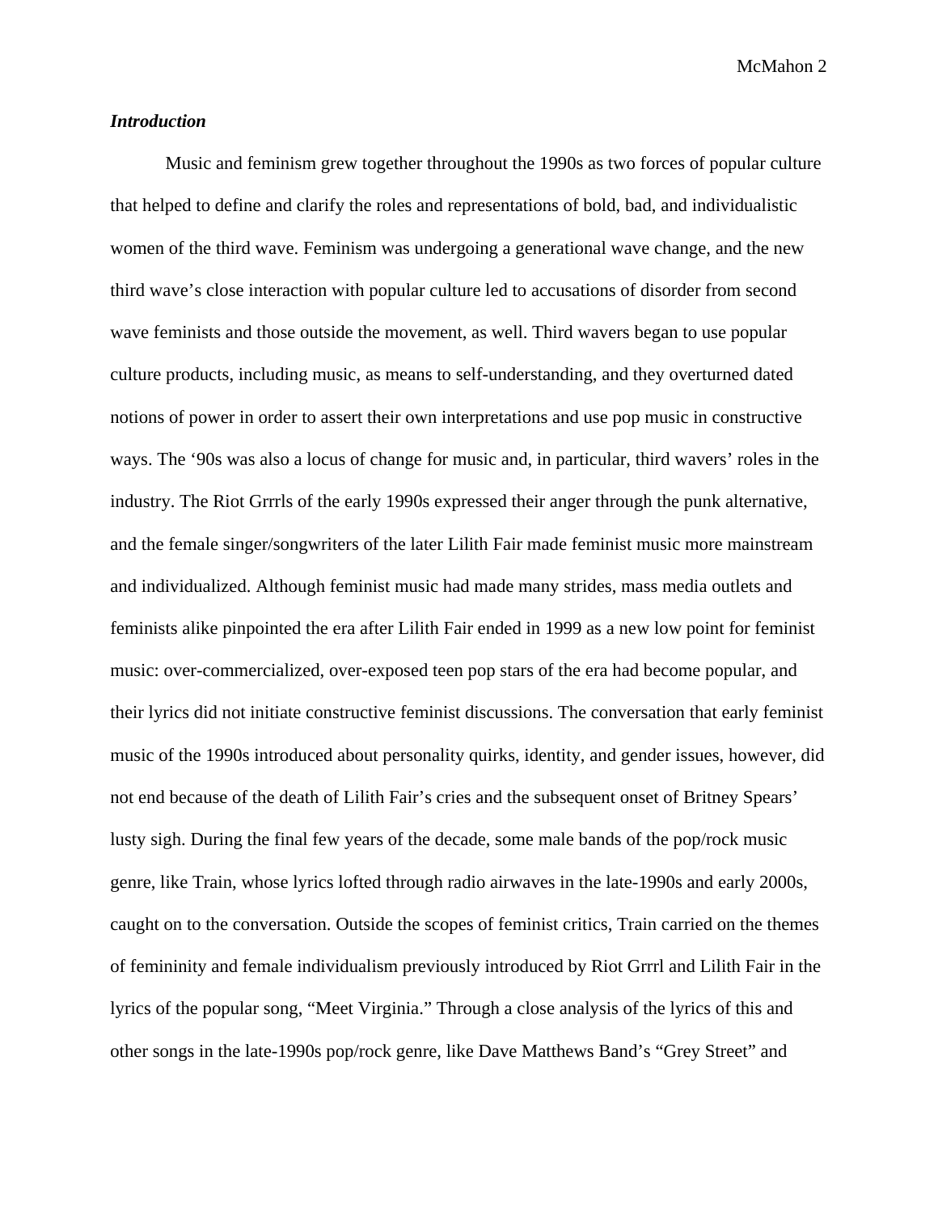***Introduction***

Music and feminism grew together throughout the 1990s as two forces of popular culture that helped to define and clarify the roles and representations of bold, bad, and individualistic women of the third wave. Feminism was undergoing a generational wave change, and the new third wave's close interaction with popular culture led to accusations of disorder from second wave feminists and those outside the movement, as well. Third wavers began to use popular culture products, including music, as means to self-understanding, and they overturned dated notions of power in order to assert their own interpretations and use pop music in constructive ways. The '90s was also a locus of change for music and, in particular, third wavers' roles in the industry. The Riot Grrrls of the early 1990s expressed their anger through the punk alternative, and the female singer/songwriters of the later Lilith Fair made feminist music more mainstream and individualized. Although feminist music had made many strides, mass media outlets and feminists alike pinpointed the era after Lilith Fair ended in 1999 as a new low point for feminist music: over-commercialized, over-exposed teen pop stars of the era had become popular, and their lyrics did not initiate constructive feminist discussions. The conversation that early feminist music of the 1990s introduced about personality quirks, identity, and gender issues, however, did not end because of the death of Lilith Fair's cries and the subsequent onset of Britney Spears' lusty sigh. During the final few years of the decade, some male bands of the pop/rock music genre, like Train, whose lyrics lofted through radio airwaves in the late-1990s and early 2000s, caught on to the conversation. Outside the scopes of feminist critics, Train carried on the themes of femininity and female individualism previously introduced by Riot Grrrl and Lilith Fair in the lyrics of the popular song, "Meet Virginia." Through a close analysis of the lyrics of this and other songs in the late-1990s pop/rock genre, like Dave Matthews Band's "Grey Street" and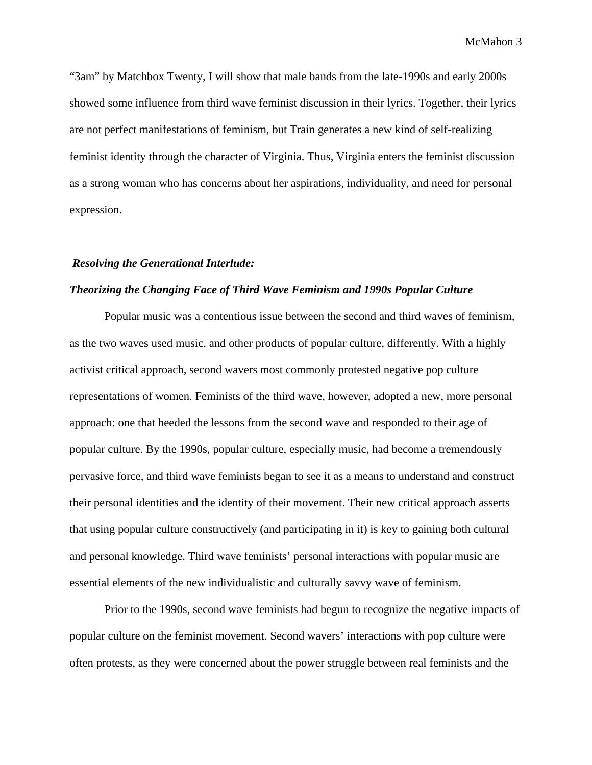"3am" by Matchbox Twenty, I will show that male bands from the late-1990s and early 2000s showed some influence from third wave feminist discussion in their lyrics. Together, their lyrics are not perfect manifestations of feminism, but Train generates a new kind of self-realizing feminist identity through the character of Virginia. Thus, Virginia enters the feminist discussion as a strong woman who has concerns about her aspirations, individuality, and need for personal expression.

***Resolving the Generational Interlude:***

***Theorizing the Changing Face of Third Wave Feminism and 1990s Popular Culture***

Popular music was a contentious issue between the second and third waves of feminism, as the two waves used music, and other products of popular culture, differently. With a highly activist critical approach, second wavers most commonly protested negative pop culture representations of women. Feminists of the third wave, however, adopted a new, more personal approach: one that heeded the lessons from the second wave and responded to their age of popular culture. By the 1990s, popular culture, especially music, had become a tremendously pervasive force, and third wave feminists began to see it as a means to understand and construct their personal identities and the identity of their movement. Their new critical approach asserts that using popular culture constructively (and participating in it) is key to gaining both cultural and personal knowledge. Third wave feminists' personal interactions with popular music are essential elements of the new individualistic and culturally savvy wave of feminism.

Prior to the 1990s, second wave feminists had begun to recognize the negative impacts of popular culture on the feminist movement. Second wavers' interactions with pop culture were often protests, as they were concerned about the power struggle between real feminists and the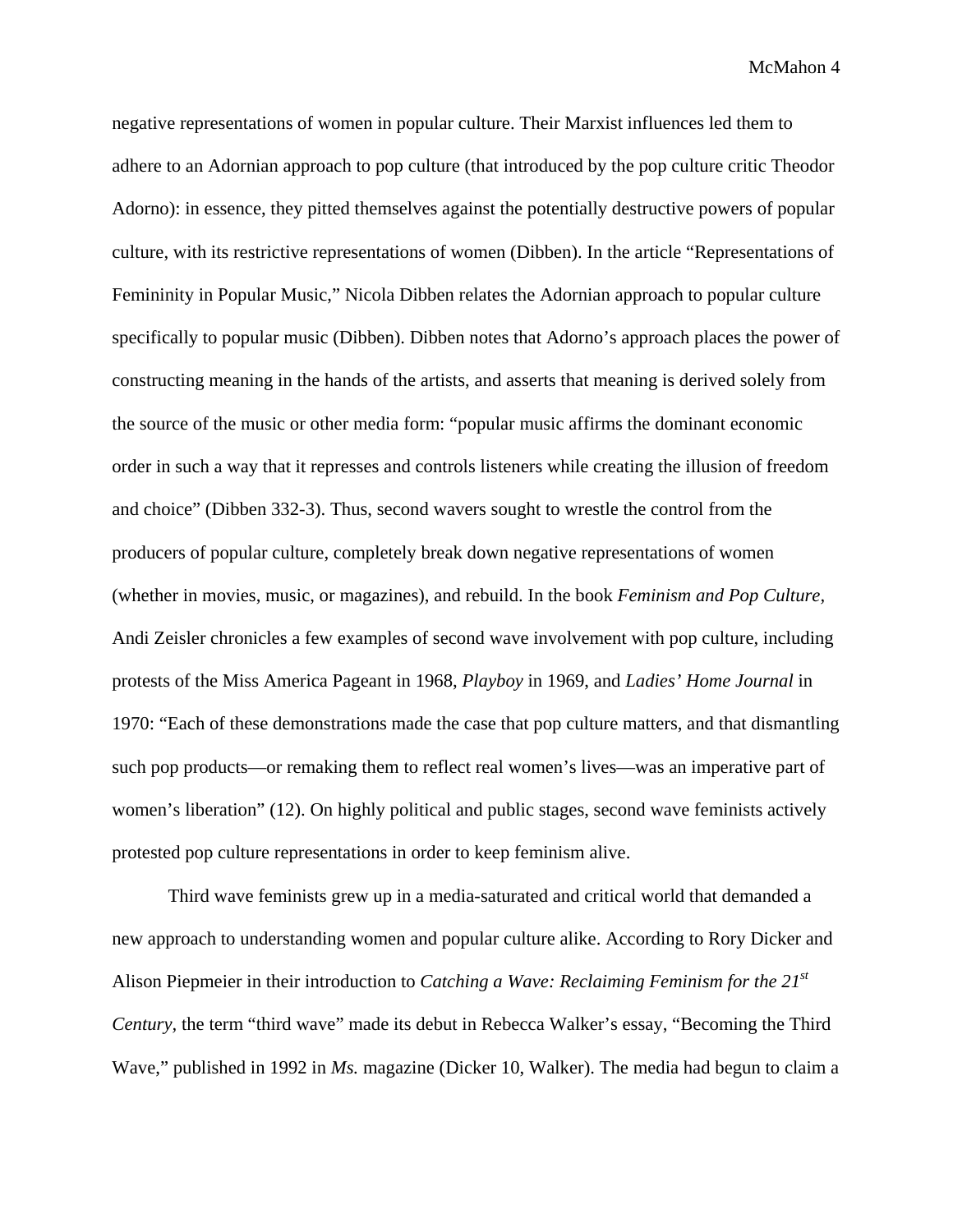negative representations of women in popular culture. Their Marxist influences led them to adhere to an Adornian approach to pop culture (that introduced by the pop culture critic Theodor Adorno): in essence, they pitted themselves against the potentially destructive powers of popular culture, with its restrictive representations of women (Dibben). In the article "Representations of Femininity in Popular Music," Nicola Dibben relates the Adornian approach to popular culture specifically to popular music (Dibben). Dibben notes that Adorno's approach places the power of constructing meaning in the hands of the artists, and asserts that meaning is derived solely from the source of the music or other media form: "popular music affirms the dominant economic order in such a way that it represses and controls listeners while creating the illusion of freedom and choice" (Dibben 332-3). Thus, second wavers sought to wrestle the control from the producers of popular culture, completely break down negative representations of women (whether in movies, music, or magazines), and rebuild. In the book *Feminism and Pop Culture,* Andi Zeisler chronicles a few examples of second wave involvement with pop culture, including protests of the Miss America Pageant in 1968, *Playboy* in 1969, and *Ladies' Home Journal* in 1970: "Each of these demonstrations made the case that pop culture matters, and that dismantling such pop products—or remaking them to reflect real women's lives—was an imperative part of women's liberation" (12). On highly political and public stages, second wave feminists actively protested pop culture representations in order to keep feminism alive.

Third wave feminists grew up in a media-saturated and critical world that demanded a new approach to understanding women and popular culture alike. According to Rory Dicker and Alison Piepmeier in their introduction to *Catching a Wave: Reclaiming Feminism for the 21st Century*, the term "third wave" made its debut in Rebecca Walker's essay, "Becoming the Third Wave," published in 1992 in *Ms.* magazine (Dicker 10, Walker). The media had begun to claim a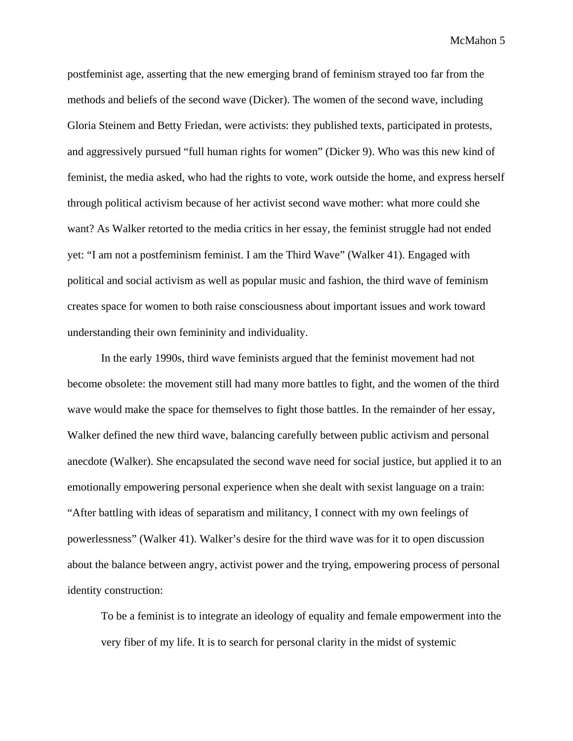postfeminist age, asserting that the new emerging brand of feminism strayed too far from the methods and beliefs of the second wave (Dicker). The women of the second wave, including Gloria Steinem and Betty Friedan, were activists: they published texts, participated in protests, and aggressively pursued "full human rights for women" (Dicker 9). Who was this new kind of feminist, the media asked, who had the rights to vote, work outside the home, and express herself through political activism because of her activist second wave mother: what more could she want? As Walker retorted to the media critics in her essay, the feminist struggle had not ended yet: "I am not a postfeminism feminist. I am the Third Wave" (Walker 41). Engaged with political and social activism as well as popular music and fashion, the third wave of feminism creates space for women to both raise consciousness about important issues and work toward understanding their own femininity and individuality.

In the early 1990s, third wave feminists argued that the feminist movement had not become obsolete: the movement still had many more battles to fight, and the women of the third wave would make the space for themselves to fight those battles. In the remainder of her essay, Walker defined the new third wave, balancing carefully between public activism and personal anecdote (Walker). She encapsulated the second wave need for social justice, but applied it to an emotionally empowering personal experience when she dealt with sexist language on a train: "After battling with ideas of separatism and militancy, I connect with my own feelings of powerlessness" (Walker 41). Walker's desire for the third wave was for it to open discussion about the balance between angry, activist power and the trying, empowering process of personal identity construction:

> To be a feminist is to integrate an ideology of equality and female empowerment into the very fiber of my life. It is to search for personal clarity in the midst of systemic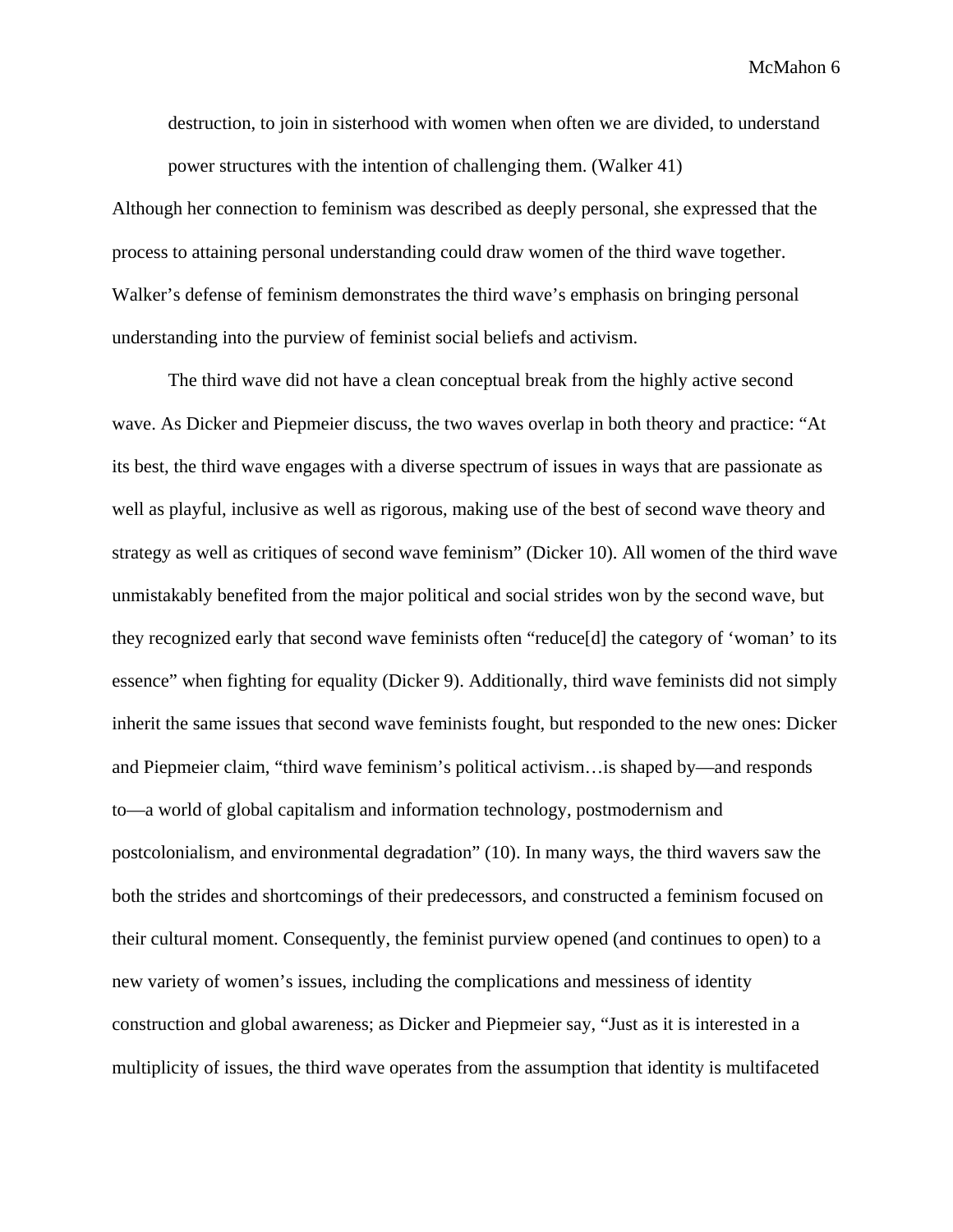> destruction, to join in sisterhood with women when often we are divided, to understand power structures with the intention of challenging them. (Walker 41)

Although her connection to feminism was described as deeply personal, she expressed that the process to attaining personal understanding could draw women of the third wave together. Walker's defense of feminism demonstrates the third wave's emphasis on bringing personal understanding into the purview of feminist social beliefs and activism.

The third wave did not have a clean conceptual break from the highly active second wave. As Dicker and Piepmeier discuss, the two waves overlap in both theory and practice: "At its best, the third wave engages with a diverse spectrum of issues in ways that are passionate as well as playful, inclusive as well as rigorous, making use of the best of second wave theory and strategy as well as critiques of second wave feminism" (Dicker 10). All women of the third wave unmistakably benefited from the major political and social strides won by the second wave, but they recognized early that second wave feminists often "reduce[d] the category of 'woman' to its essence" when fighting for equality (Dicker 9). Additionally, third wave feminists did not simply inherit the same issues that second wave feminists fought, but responded to the new ones: Dicker and Piepmeier claim, "third wave feminism's political activism…is shaped by—and responds to—a world of global capitalism and information technology, postmodernism and postcolonialism, and environmental degradation" (10). In many ways, the third wavers saw the both the strides and shortcomings of their predecessors, and constructed a feminism focused on their cultural moment. Consequently, the feminist purview opened (and continues to open) to a new variety of women's issues, including the complications and messiness of identity construction and global awareness; as Dicker and Piepmeier say, "Just as it is interested in a multiplicity of issues, the third wave operates from the assumption that identity is multifaceted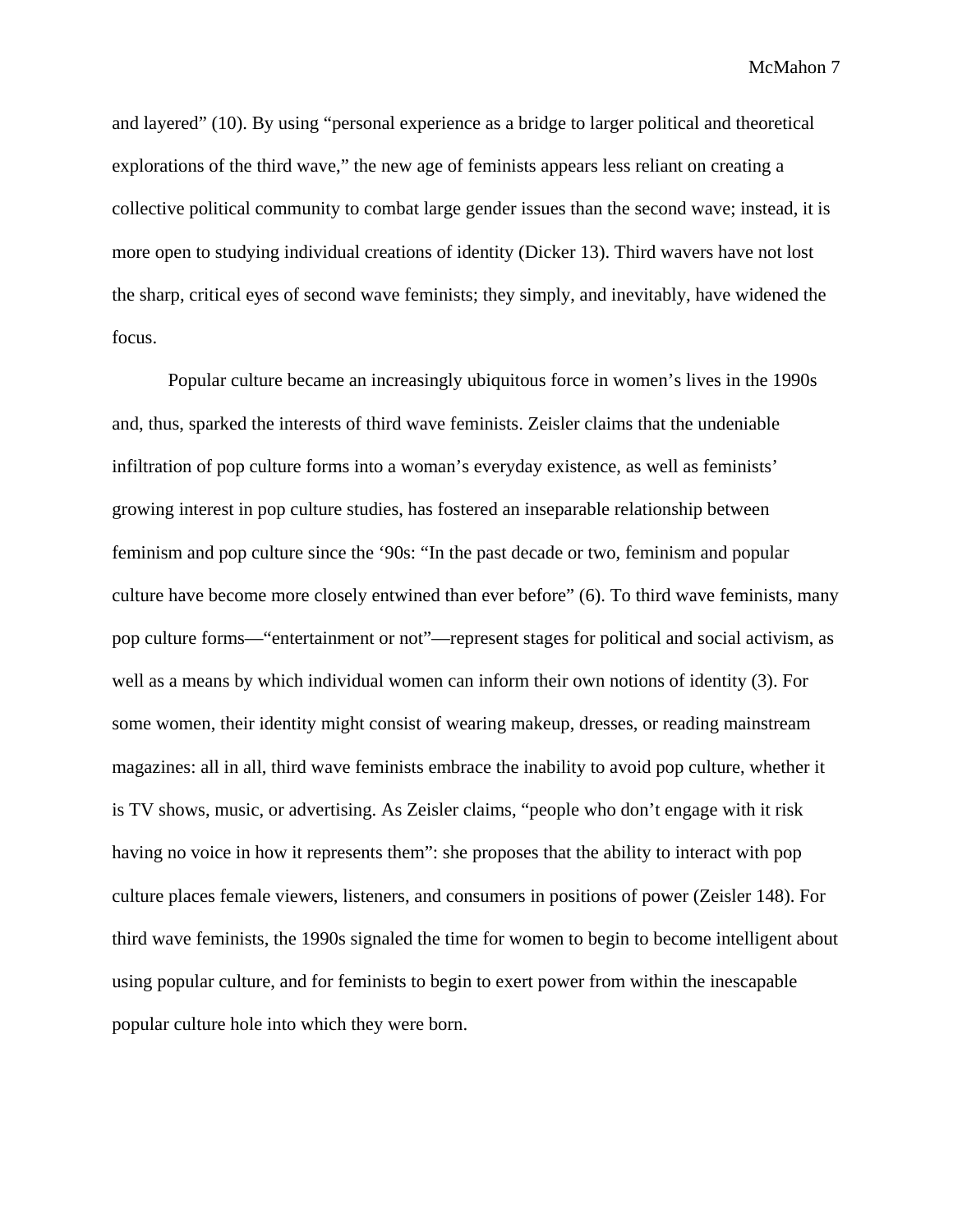and layered" (10). By using "personal experience as a bridge to larger political and theoretical explorations of the third wave," the new age of feminists appears less reliant on creating a collective political community to combat large gender issues than the second wave; instead, it is more open to studying individual creations of identity (Dicker 13). Third wavers have not lost the sharp, critical eyes of second wave feminists; they simply, and inevitably, have widened the focus.

Popular culture became an increasingly ubiquitous force in women's lives in the 1990s and, thus, sparked the interests of third wave feminists. Zeisler claims that the undeniable infiltration of pop culture forms into a woman's everyday existence, as well as feminists' growing interest in pop culture studies, has fostered an inseparable relationship between feminism and pop culture since the '90s: "In the past decade or two, feminism and popular culture have become more closely entwined than ever before" (6). To third wave feminists, many pop culture forms—"entertainment or not"—represent stages for political and social activism, as well as a means by which individual women can inform their own notions of identity (3). For some women, their identity might consist of wearing makeup, dresses, or reading mainstream magazines: all in all, third wave feminists embrace the inability to avoid pop culture, whether it is TV shows, music, or advertising. As Zeisler claims, "people who don't engage with it risk having no voice in how it represents them": she proposes that the ability to interact with pop culture places female viewers, listeners, and consumers in positions of power (Zeisler 148). For third wave feminists, the 1990s signaled the time for women to begin to become intelligent about using popular culture, and for feminists to begin to exert power from within the inescapable popular culture hole into which they were born.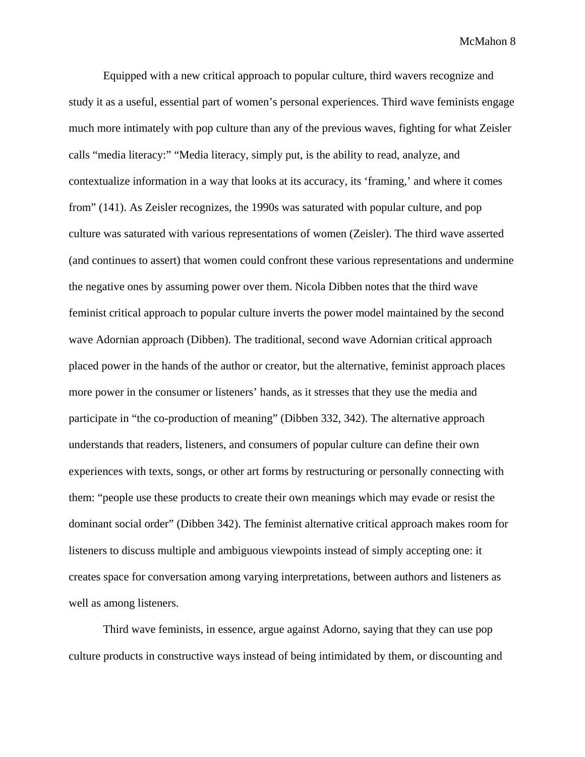Equipped with a new critical approach to popular culture, third wavers recognize and study it as a useful, essential part of women's personal experiences. Third wave feminists engage much more intimately with pop culture than any of the previous waves, fighting for what Zeisler calls "media literacy:" "Media literacy, simply put, is the ability to read, analyze, and contextualize information in a way that looks at its accuracy, its 'framing,' and where it comes from" (141). As Zeisler recognizes, the 1990s was saturated with popular culture, and pop culture was saturated with various representations of women (Zeisler). The third wave asserted (and continues to assert) that women could confront these various representations and undermine the negative ones by assuming power over them. Nicola Dibben notes that the third wave feminist critical approach to popular culture inverts the power model maintained by the second wave Adornian approach (Dibben). The traditional, second wave Adornian critical approach placed power in the hands of the author or creator, but the alternative, feminist approach places more power in the consumer or listeners' hands, as it stresses that they use the media and participate in "the co-production of meaning" (Dibben 332, 342). The alternative approach understands that readers, listeners, and consumers of popular culture can define their own experiences with texts, songs, or other art forms by restructuring or personally connecting with them: "people use these products to create their own meanings which may evade or resist the dominant social order" (Dibben 342). The feminist alternative critical approach makes room for listeners to discuss multiple and ambiguous viewpoints instead of simply accepting one: it creates space for conversation among varying interpretations, between authors and listeners as well as among listeners.

Third wave feminists, in essence, argue against Adorno, saying that they can use pop culture products in constructive ways instead of being intimidated by them, or discounting and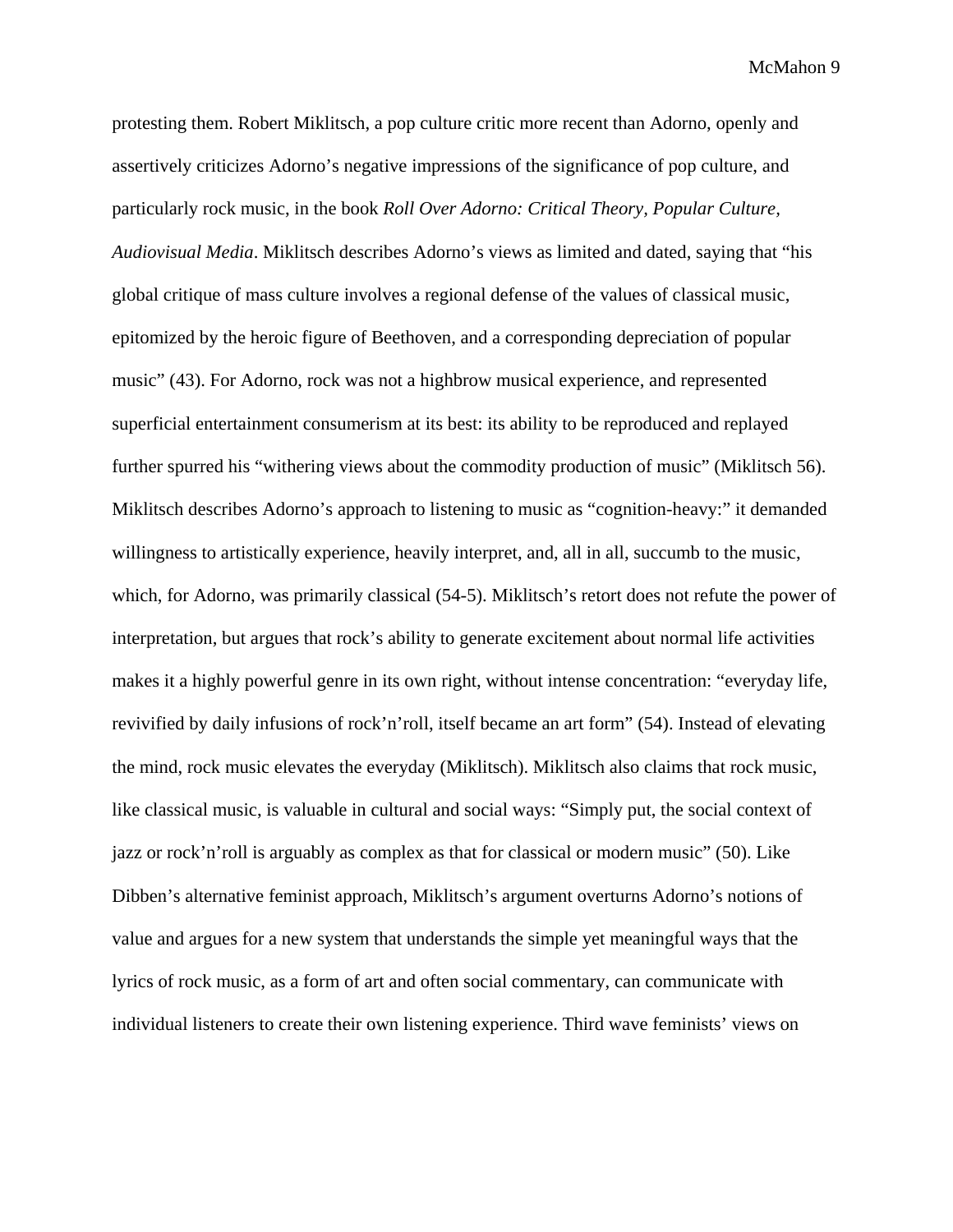protesting them. Robert Miklitsch, a pop culture critic more recent than Adorno, openly and assertively criticizes Adorno's negative impressions of the significance of pop culture, and particularly rock music, in the book *Roll Over Adorno: Critical Theory, Popular Culture, Audiovisual Media*. Miklitsch describes Adorno's views as limited and dated, saying that "his global critique of mass culture involves a regional defense of the values of classical music, epitomized by the heroic figure of Beethoven, and a corresponding depreciation of popular music" (43). For Adorno, rock was not a highbrow musical experience, and represented superficial entertainment consumerism at its best: its ability to be reproduced and replayed further spurred his "withering views about the commodity production of music" (Miklitsch 56). Miklitsch describes Adorno's approach to listening to music as "cognition-heavy:" it demanded willingness to artistically experience, heavily interpret, and, all in all, succumb to the music, which, for Adorno, was primarily classical (54-5). Miklitsch's retort does not refute the power of interpretation, but argues that rock's ability to generate excitement about normal life activities makes it a highly powerful genre in its own right, without intense concentration: "everyday life, revivified by daily infusions of rock'n'roll, itself became an art form" (54). Instead of elevating the mind, rock music elevates the everyday (Miklitsch). Miklitsch also claims that rock music, like classical music, is valuable in cultural and social ways: "Simply put, the social context of jazz or rock'n'roll is arguably as complex as that for classical or modern music" (50). Like Dibben's alternative feminist approach, Miklitsch's argument overturns Adorno's notions of value and argues for a new system that understands the simple yet meaningful ways that the lyrics of rock music, as a form of art and often social commentary, can communicate with individual listeners to create their own listening experience. Third wave feminists' views on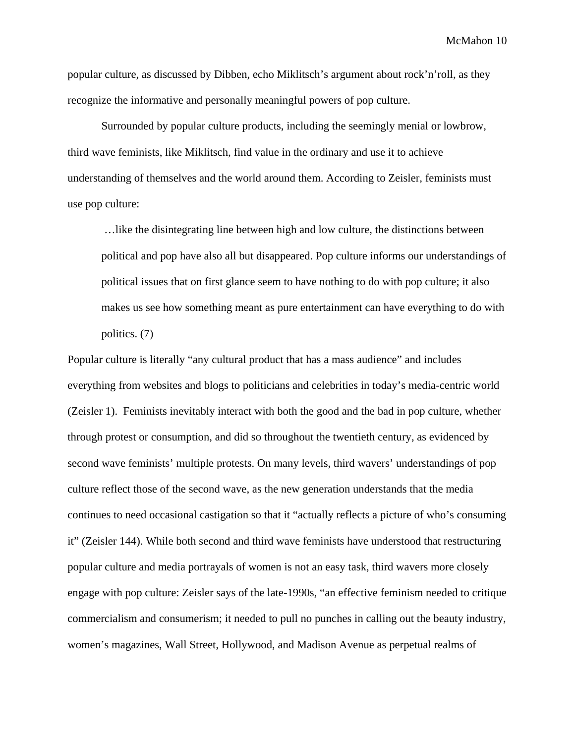popular culture, as discussed by Dibben, echo Miklitsch's argument about rock'n'roll, as they recognize the informative and personally meaningful powers of pop culture.

Surrounded by popular culture products, including the seemingly menial or lowbrow, third wave feminists, like Miklitsch, find value in the ordinary and use it to achieve understanding of themselves and the world around them. According to Zeisler, feminists must use pop culture:

> …like the disintegrating line between high and low culture, the distinctions between political and pop have also all but disappeared. Pop culture informs our understandings of political issues that on first glance seem to have nothing to do with pop culture; it also makes us see how something meant as pure entertainment can have everything to do with politics. (7)

Popular culture is literally "any cultural product that has a mass audience" and includes everything from websites and blogs to politicians and celebrities in today's media-centric world (Zeisler 1). Feminists inevitably interact with both the good and the bad in pop culture, whether through protest or consumption, and did so throughout the twentieth century, as evidenced by second wave feminists' multiple protests. On many levels, third wavers' understandings of pop culture reflect those of the second wave, as the new generation understands that the media continues to need occasional castigation so that it "actually reflects a picture of who's consuming it" (Zeisler 144). While both second and third wave feminists have understood that restructuring popular culture and media portrayals of women is not an easy task, third wavers more closely engage with pop culture: Zeisler says of the late-1990s, "an effective feminism needed to critique commercialism and consumerism; it needed to pull no punches in calling out the beauty industry, women's magazines, Wall Street, Hollywood, and Madison Avenue as perpetual realms of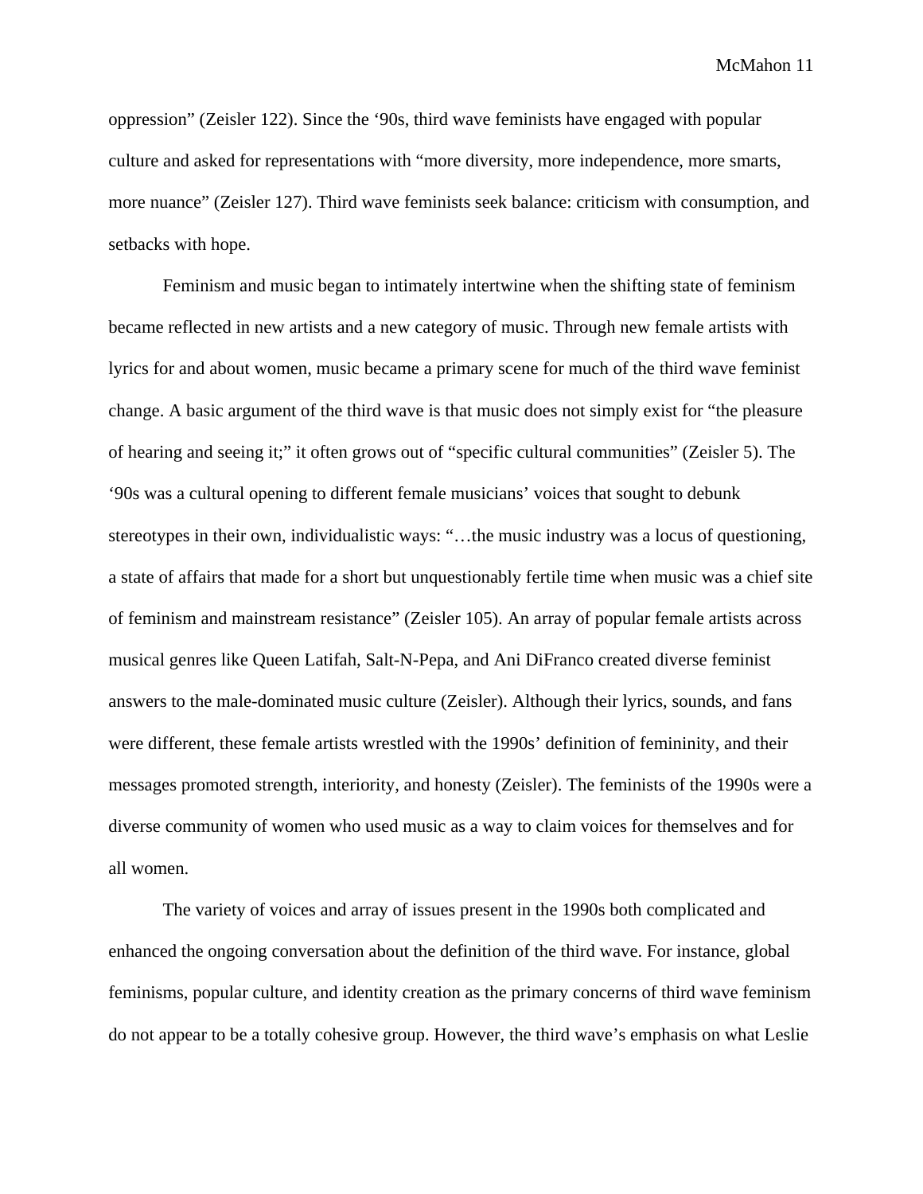oppression" (Zeisler 122). Since the '90s, third wave feminists have engaged with popular culture and asked for representations with "more diversity, more independence, more smarts, more nuance" (Zeisler 127). Third wave feminists seek balance: criticism with consumption, and setbacks with hope.

Feminism and music began to intimately intertwine when the shifting state of feminism became reflected in new artists and a new category of music. Through new female artists with lyrics for and about women, music became a primary scene for much of the third wave feminist change. A basic argument of the third wave is that music does not simply exist for "the pleasure of hearing and seeing it;" it often grows out of "specific cultural communities" (Zeisler 5). The '90s was a cultural opening to different female musicians' voices that sought to debunk stereotypes in their own, individualistic ways: "…the music industry was a locus of questioning, a state of affairs that made for a short but unquestionably fertile time when music was a chief site of feminism and mainstream resistance" (Zeisler 105). An array of popular female artists across musical genres like Queen Latifah, Salt-N-Pepa, and Ani DiFranco created diverse feminist answers to the male-dominated music culture (Zeisler). Although their lyrics, sounds, and fans were different, these female artists wrestled with the 1990s' definition of femininity, and their messages promoted strength, interiority, and honesty (Zeisler). The feminists of the 1990s were a diverse community of women who used music as a way to claim voices for themselves and for all women.

The variety of voices and array of issues present in the 1990s both complicated and enhanced the ongoing conversation about the definition of the third wave. For instance, global feminisms, popular culture, and identity creation as the primary concerns of third wave feminism do not appear to be a totally cohesive group. However, the third wave's emphasis on what Leslie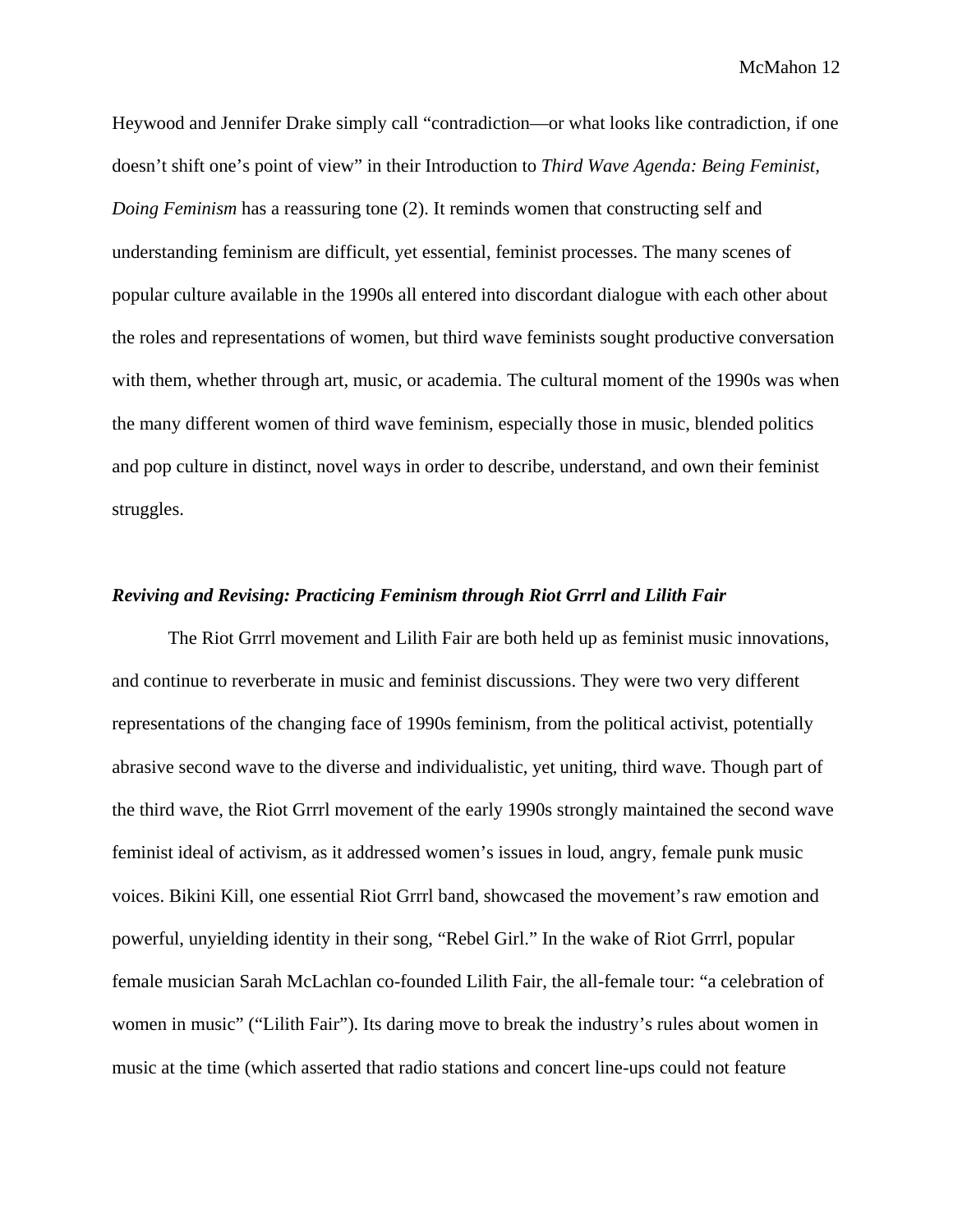Heywood and Jennifer Drake simply call "contradiction—or what looks like contradiction, if one doesn't shift one's point of view" in their Introduction to *Third Wave Agenda: Being Feminist, Doing Feminism* has a reassuring tone (2). It reminds women that constructing self and understanding feminism are difficult, yet essential, feminist processes. The many scenes of popular culture available in the 1990s all entered into discordant dialogue with each other about the roles and representations of women, but third wave feminists sought productive conversation with them, whether through art, music, or academia. The cultural moment of the 1990s was when the many different women of third wave feminism, especially those in music, blended politics and pop culture in distinct, novel ways in order to describe, understand, and own their feminist struggles.

### ***Reviving and Revising: Practicing Feminism through Riot Grrrl and Lilith Fair***

The Riot Grrrl movement and Lilith Fair are both held up as feminist music innovations, and continue to reverberate in music and feminist discussions. They were two very different representations of the changing face of 1990s feminism, from the political activist, potentially abrasive second wave to the diverse and individualistic, yet uniting, third wave. Though part of the third wave, the Riot Grrrl movement of the early 1990s strongly maintained the second wave feminist ideal of activism, as it addressed women's issues in loud, angry, female punk music voices. Bikini Kill, one essential Riot Grrrl band, showcased the movement's raw emotion and powerful, unyielding identity in their song, "Rebel Girl." In the wake of Riot Grrrl, popular female musician Sarah McLachlan co-founded Lilith Fair, the all-female tour: "a celebration of women in music" ("Lilith Fair"). Its daring move to break the industry's rules about women in music at the time (which asserted that radio stations and concert line-ups could not feature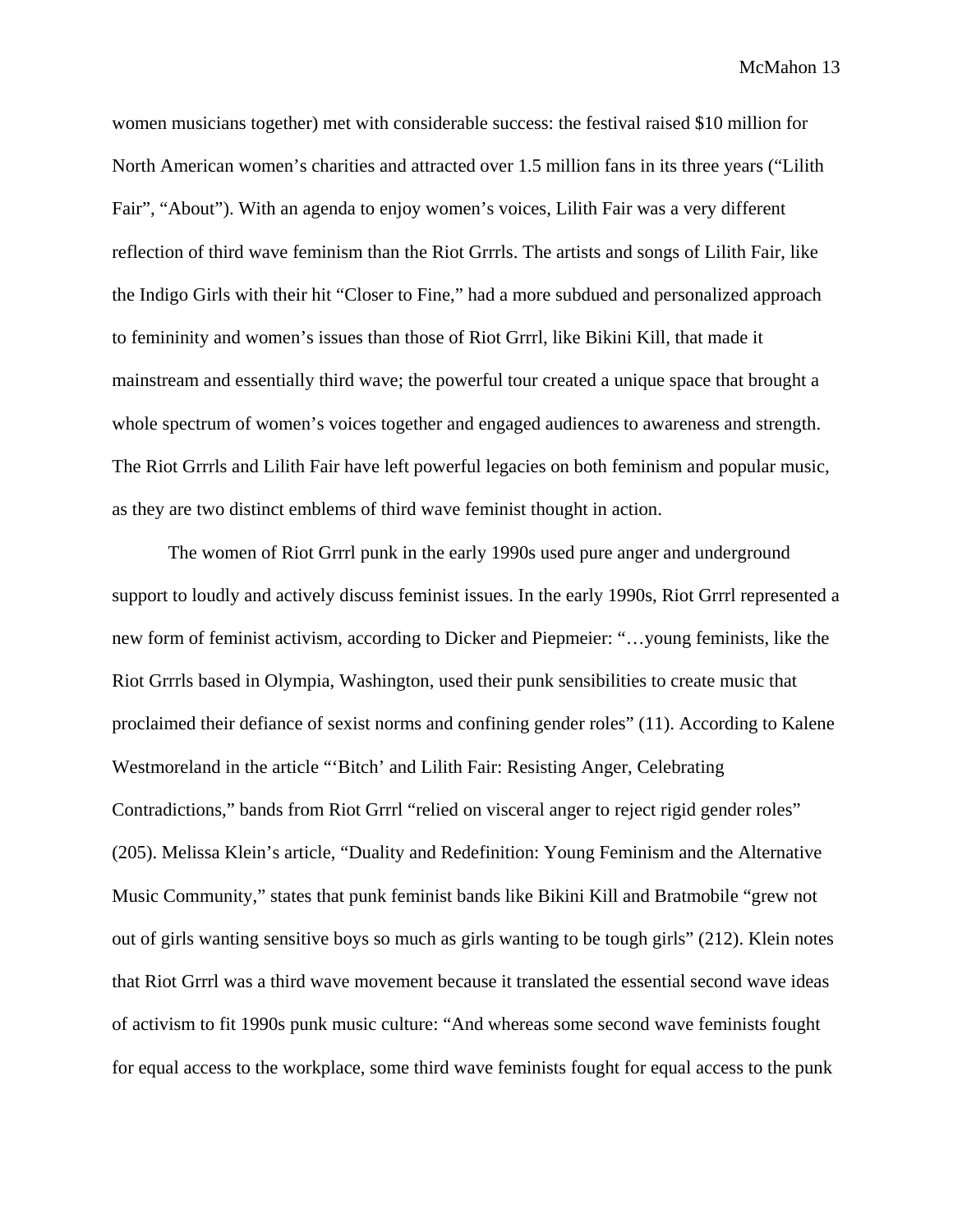women musicians together) met with considerable success: the festival raised $10 million for North American women's charities and attracted over 1.5 million fans in its three years ("Lilith Fair", "About"). With an agenda to enjoy women's voices, Lilith Fair was a very different reflection of third wave feminism than the Riot Grrrls. The artists and songs of Lilith Fair, like the Indigo Girls with their hit "Closer to Fine," had a more subdued and personalized approach to femininity and women's issues than those of Riot Grrrl, like Bikini Kill, that made it mainstream and essentially third wave; the powerful tour created a unique space that brought a whole spectrum of women's voices together and engaged audiences to awareness and strength. The Riot Grrrls and Lilith Fair have left powerful legacies on both feminism and popular music, as they are two distinct emblems of third wave feminist thought in action.

The women of Riot Grrrl punk in the early 1990s used pure anger and underground support to loudly and actively discuss feminist issues. In the early 1990s, Riot Grrrl represented a new form of feminist activism, according to Dicker and Piepmeier: "…young feminists, like the Riot Grrrls based in Olympia, Washington, used their punk sensibilities to create music that proclaimed their defiance of sexist norms and confining gender roles" (11). According to Kalene Westmoreland in the article "'Bitch' and Lilith Fair: Resisting Anger, Celebrating Contradictions," bands from Riot Grrrl "relied on visceral anger to reject rigid gender roles" (205). Melissa Klein's article, "Duality and Redefinition: Young Feminism and the Alternative Music Community," states that punk feminist bands like Bikini Kill and Bratmobile "grew not out of girls wanting sensitive boys so much as girls wanting to be tough girls" (212). Klein notes that Riot Grrrl was a third wave movement because it translated the essential second wave ideas of activism to fit 1990s punk music culture: "And whereas some second wave feminists fought for equal access to the workplace, some third wave feminists fought for equal access to the punk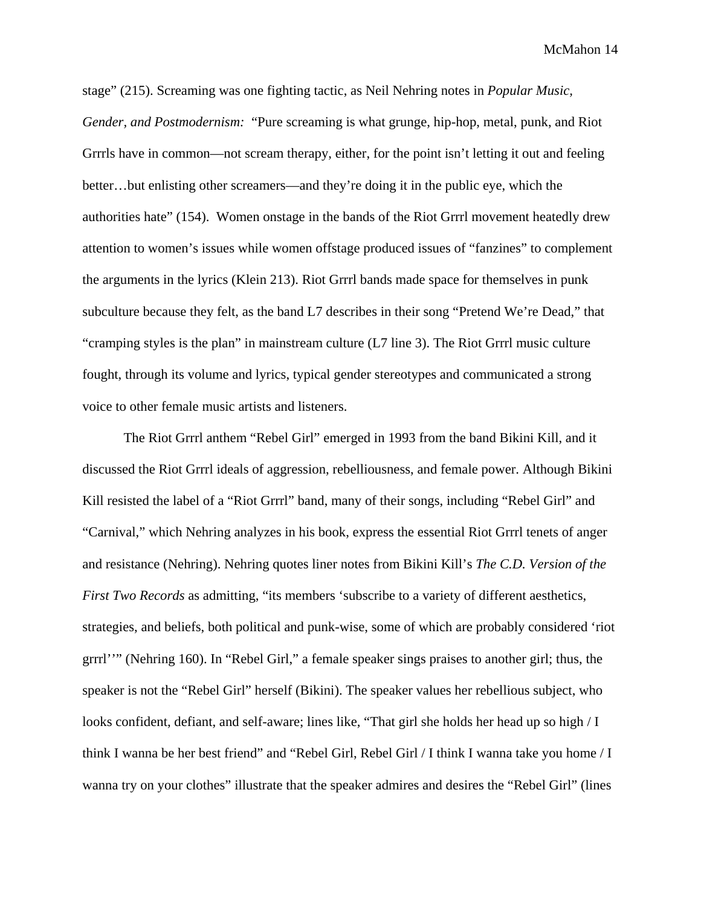stage" (215). Screaming was one fighting tactic, as Neil Nehring notes in *Popular Music, Gender, and Postmodernism:* "Pure screaming is what grunge, hip-hop, metal, punk, and Riot Grrrls have in common—not scream therapy, either, for the point isn't letting it out and feeling better…but enlisting other screamers—and they're doing it in the public eye, which the authorities hate" (154). Women onstage in the bands of the Riot Grrrl movement heatedly drew attention to women's issues while women offstage produced issues of "fanzines" to complement the arguments in the lyrics (Klein 213). Riot Grrrl bands made space for themselves in punk subculture because they felt, as the band L7 describes in their song "Pretend We're Dead," that "cramping styles is the plan" in mainstream culture (L7 line 3). The Riot Grrrl music culture fought, through its volume and lyrics, typical gender stereotypes and communicated a strong voice to other female music artists and listeners.

The Riot Grrrl anthem "Rebel Girl" emerged in 1993 from the band Bikini Kill, and it discussed the Riot Grrrl ideals of aggression, rebelliousness, and female power. Although Bikini Kill resisted the label of a "Riot Grrrl" band, many of their songs, including "Rebel Girl" and "Carnival," which Nehring analyzes in his book, express the essential Riot Grrrl tenets of anger and resistance (Nehring). Nehring quotes liner notes from Bikini Kill's *The C.D. Version of the First Two Records* as admitting, "its members 'subscribe to a variety of different aesthetics, strategies, and beliefs, both political and punk-wise, some of which are probably considered 'riot grrrl''" (Nehring 160). In "Rebel Girl," a female speaker sings praises to another girl; thus, the speaker is not the "Rebel Girl" herself (Bikini). The speaker values her rebellious subject, who looks confident, defiant, and self-aware; lines like, "That girl she holds her head up so high / I think I wanna be her best friend" and "Rebel Girl, Rebel Girl / I think I wanna take you home / I wanna try on your clothes" illustrate that the speaker admires and desires the "Rebel Girl" (lines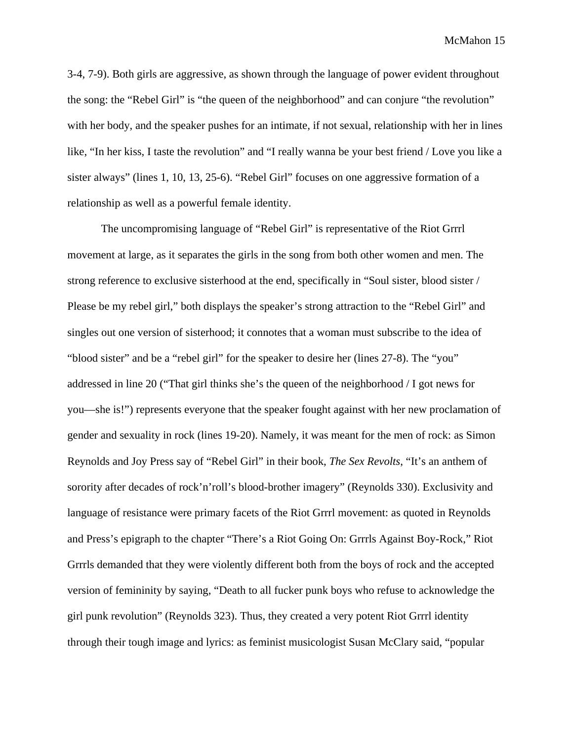3-4, 7-9). Both girls are aggressive, as shown through the language of power evident throughout the song: the "Rebel Girl" is "the queen of the neighborhood" and can conjure "the revolution" with her body, and the speaker pushes for an intimate, if not sexual, relationship with her in lines like, "In her kiss, I taste the revolution" and "I really wanna be your best friend / Love you like a sister always" (lines 1, 10, 13, 25-6). "Rebel Girl" focuses on one aggressive formation of a relationship as well as a powerful female identity.

The uncompromising language of "Rebel Girl" is representative of the Riot Grrrl movement at large, as it separates the girls in the song from both other women and men. The strong reference to exclusive sisterhood at the end, specifically in "Soul sister, blood sister / Please be my rebel girl," both displays the speaker's strong attraction to the "Rebel Girl" and singles out one version of sisterhood; it connotes that a woman must subscribe to the idea of "blood sister" and be a "rebel girl" for the speaker to desire her (lines 27-8). The "you" addressed in line 20 ("That girl thinks she's the queen of the neighborhood / I got news for you—she is!") represents everyone that the speaker fought against with her new proclamation of gender and sexuality in rock (lines 19-20). Namely, it was meant for the men of rock: as Simon Reynolds and Joy Press say of "Rebel Girl" in their book, *The Sex Revolts*, "It's an anthem of sorority after decades of rock'n'roll's blood-brother imagery" (Reynolds 330). Exclusivity and language of resistance were primary facets of the Riot Grrrl movement: as quoted in Reynolds and Press's epigraph to the chapter "There's a Riot Going On: Grrrls Against Boy-Rock," Riot Grrrls demanded that they were violently different both from the boys of rock and the accepted version of femininity by saying, "Death to all fucker punk boys who refuse to acknowledge the girl punk revolution" (Reynolds 323). Thus, they created a very potent Riot Grrrl identity through their tough image and lyrics: as feminist musicologist Susan McClary said, "popular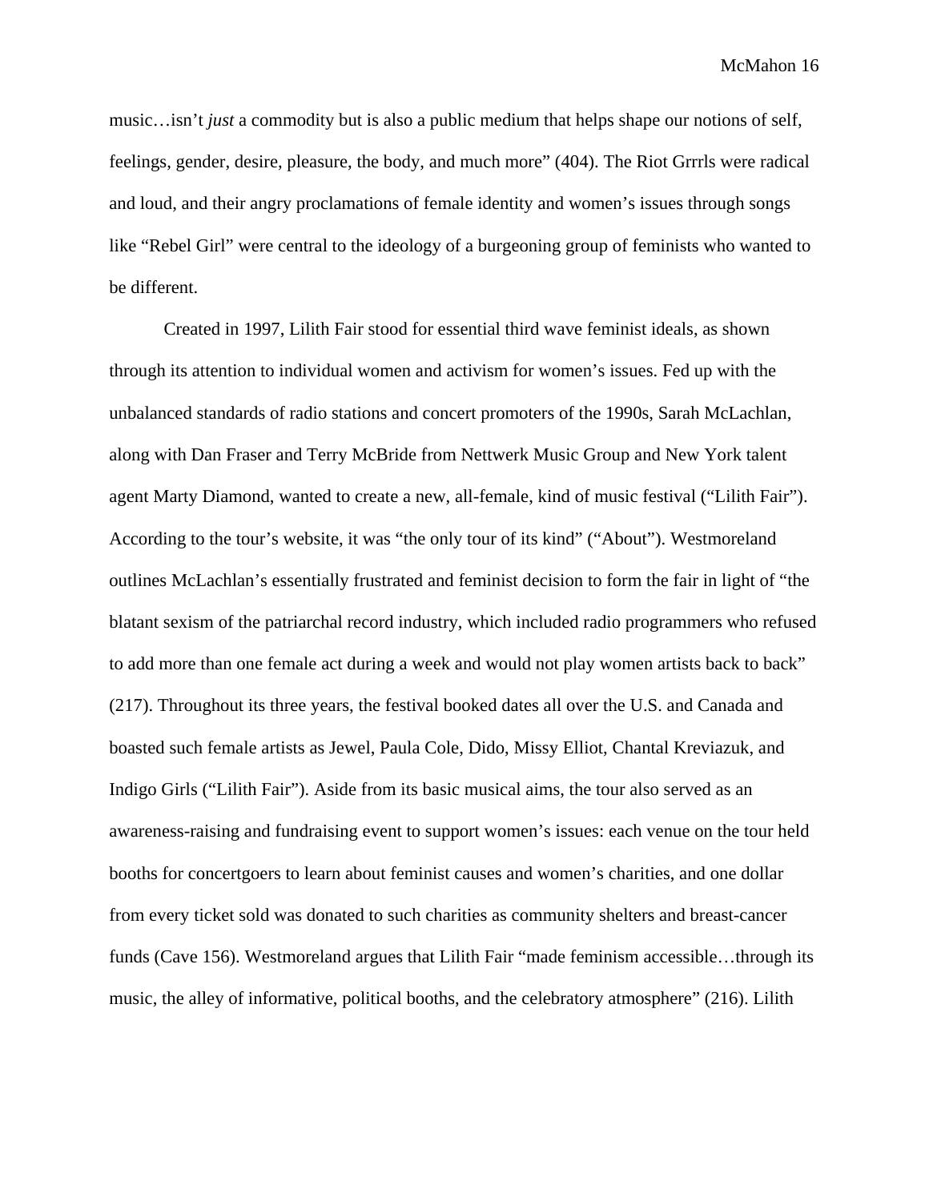music…isn't *just* a commodity but is also a public medium that helps shape our notions of self, feelings, gender, desire, pleasure, the body, and much more" (404). The Riot Grrrls were radical and loud, and their angry proclamations of female identity and women's issues through songs like "Rebel Girl" were central to the ideology of a burgeoning group of feminists who wanted to be different.

Created in 1997, Lilith Fair stood for essential third wave feminist ideals, as shown through its attention to individual women and activism for women's issues. Fed up with the unbalanced standards of radio stations and concert promoters of the 1990s, Sarah McLachlan, along with Dan Fraser and Terry McBride from Nettwerk Music Group and New York talent agent Marty Diamond, wanted to create a new, all-female, kind of music festival ("Lilith Fair"). According to the tour's website, it was "the only tour of its kind" ("About"). Westmoreland outlines McLachlan's essentially frustrated and feminist decision to form the fair in light of "the blatant sexism of the patriarchal record industry, which included radio programmers who refused to add more than one female act during a week and would not play women artists back to back" (217). Throughout its three years, the festival booked dates all over the U.S. and Canada and boasted such female artists as Jewel, Paula Cole, Dido, Missy Elliot, Chantal Kreviazuk, and Indigo Girls ("Lilith Fair"). Aside from its basic musical aims, the tour also served as an awareness-raising and fundraising event to support women's issues: each venue on the tour held booths for concertgoers to learn about feminist causes and women's charities, and one dollar from every ticket sold was donated to such charities as community shelters and breast-cancer funds (Cave 156). Westmoreland argues that Lilith Fair "made feminism accessible…through its music, the alley of informative, political booths, and the celebratory atmosphere" (216). Lilith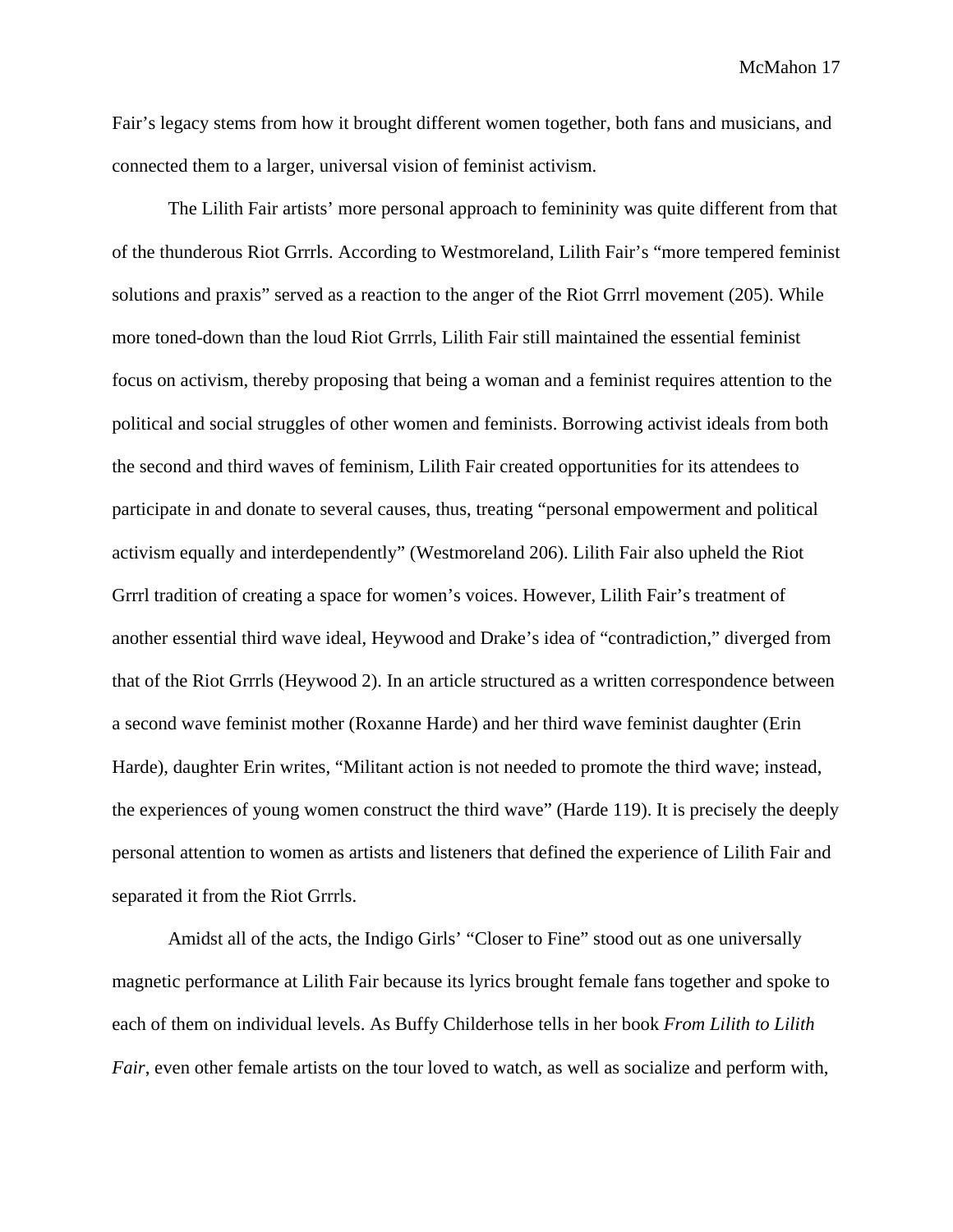Fair's legacy stems from how it brought different women together, both fans and musicians, and connected them to a larger, universal vision of feminist activism.

The Lilith Fair artists' more personal approach to femininity was quite different from that of the thunderous Riot Grrrls. According to Westmoreland, Lilith Fair's "more tempered feminist solutions and praxis" served as a reaction to the anger of the Riot Grrrl movement (205). While more toned-down than the loud Riot Grrrls, Lilith Fair still maintained the essential feminist focus on activism, thereby proposing that being a woman and a feminist requires attention to the political and social struggles of other women and feminists. Borrowing activist ideals from both the second and third waves of feminism, Lilith Fair created opportunities for its attendees to participate in and donate to several causes, thus, treating "personal empowerment and political activism equally and interdependently" (Westmoreland 206). Lilith Fair also upheld the Riot Grrrl tradition of creating a space for women's voices. However, Lilith Fair's treatment of another essential third wave ideal, Heywood and Drake's idea of "contradiction," diverged from that of the Riot Grrrls (Heywood 2). In an article structured as a written correspondence between a second wave feminist mother (Roxanne Harde) and her third wave feminist daughter (Erin Harde), daughter Erin writes, "Militant action is not needed to promote the third wave; instead, the experiences of young women construct the third wave" (Harde 119). It is precisely the deeply personal attention to women as artists and listeners that defined the experience of Lilith Fair and separated it from the Riot Grrrls.

Amidst all of the acts, the Indigo Girls' "Closer to Fine" stood out as one universally magnetic performance at Lilith Fair because its lyrics brought female fans together and spoke to each of them on individual levels. As Buffy Childerhose tells in her book *From Lilith to Lilith Fair*, even other female artists on the tour loved to watch, as well as socialize and perform with,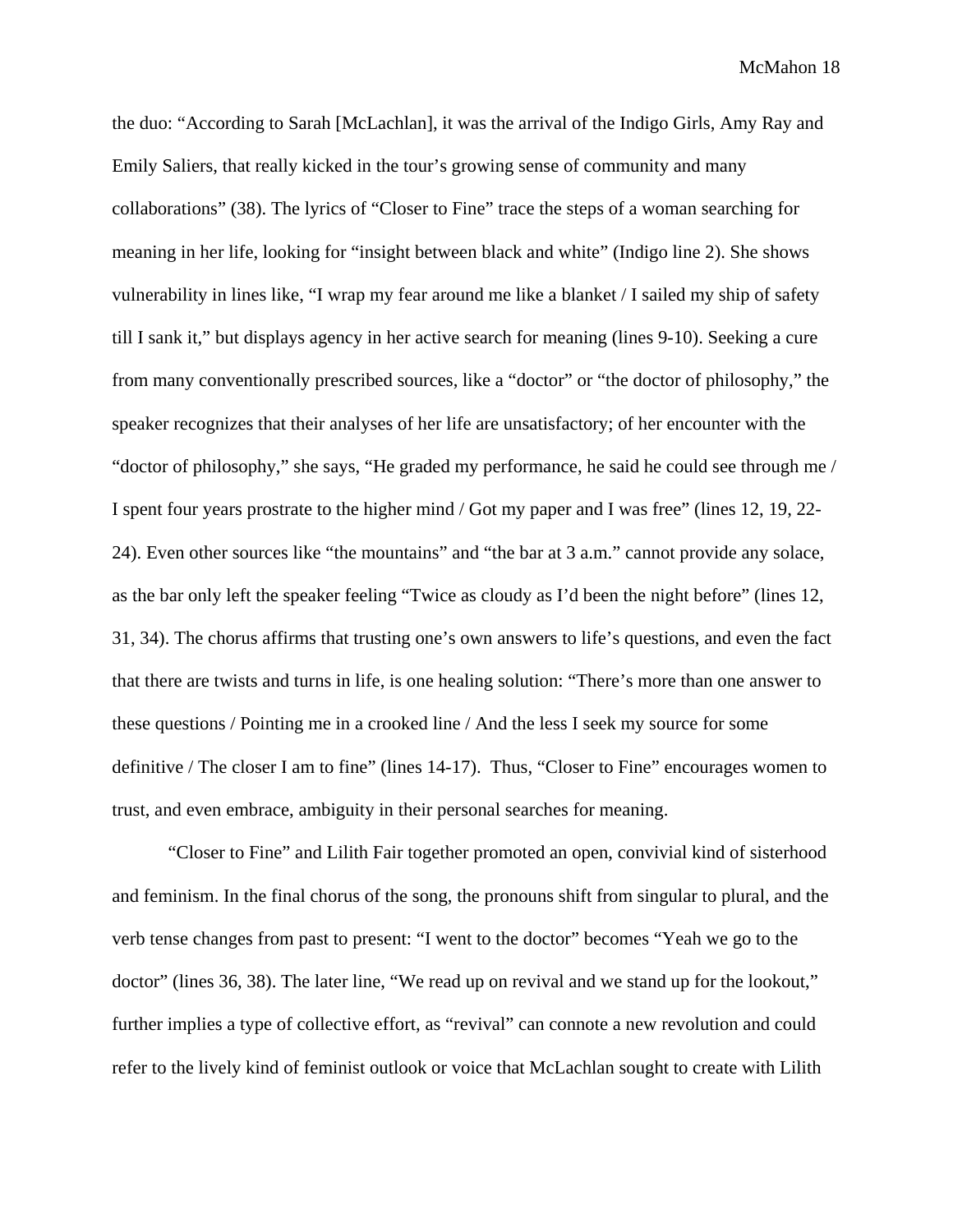the duo: "According to Sarah [McLachlan], it was the arrival of the Indigo Girls, Amy Ray and Emily Saliers, that really kicked in the tour's growing sense of community and many collaborations" (38). The lyrics of "Closer to Fine" trace the steps of a woman searching for meaning in her life, looking for "insight between black and white" (Indigo line 2). She shows vulnerability in lines like, "I wrap my fear around me like a blanket / I sailed my ship of safety till I sank it," but displays agency in her active search for meaning (lines 9-10). Seeking a cure from many conventionally prescribed sources, like a "doctor" or "the doctor of philosophy," the speaker recognizes that their analyses of her life are unsatisfactory; of her encounter with the "doctor of philosophy," she says, "He graded my performance, he said he could see through me / I spent four years prostrate to the higher mind / Got my paper and I was free" (lines 12, 19, 22-24). Even other sources like "the mountains" and "the bar at 3 a.m." cannot provide any solace, as the bar only left the speaker feeling "Twice as cloudy as I'd been the night before" (lines 12, 31, 34). The chorus affirms that trusting one's own answers to life's questions, and even the fact that there are twists and turns in life, is one healing solution: "There's more than one answer to these questions / Pointing me in a crooked line / And the less I seek my source for some definitive / The closer I am to fine" (lines 14-17). Thus, "Closer to Fine" encourages women to trust, and even embrace, ambiguity in their personal searches for meaning.

"Closer to Fine" and Lilith Fair together promoted an open, convivial kind of sisterhood and feminism. In the final chorus of the song, the pronouns shift from singular to plural, and the verb tense changes from past to present: "I went to the doctor" becomes "Yeah we go to the doctor" (lines 36, 38). The later line, "We read up on revival and we stand up for the lookout," further implies a type of collective effort, as "revival" can connote a new revolution and could refer to the lively kind of feminist outlook or voice that McLachlan sought to create with Lilith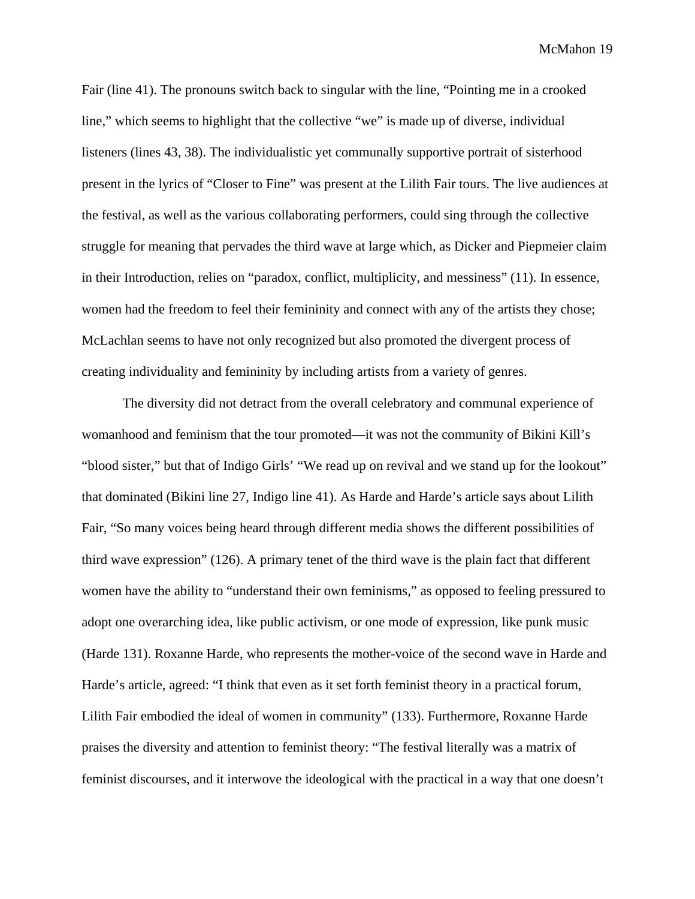Fair (line 41). The pronouns switch back to singular with the line, "Pointing me in a crooked line," which seems to highlight that the collective "we" is made up of diverse, individual listeners (lines 43, 38). The individualistic yet communally supportive portrait of sisterhood present in the lyrics of "Closer to Fine" was present at the Lilith Fair tours. The live audiences at the festival, as well as the various collaborating performers, could sing through the collective struggle for meaning that pervades the third wave at large which, as Dicker and Piepmeier claim in their Introduction, relies on "paradox, conflict, multiplicity, and messiness" (11). In essence, women had the freedom to feel their femininity and connect with any of the artists they chose; McLachlan seems to have not only recognized but also promoted the divergent process of creating individuality and femininity by including artists from a variety of genres.

The diversity did not detract from the overall celebratory and communal experience of womanhood and feminism that the tour promoted—it was not the community of Bikini Kill's "blood sister," but that of Indigo Girls' "We read up on revival and we stand up for the lookout" that dominated (Bikini line 27, Indigo line 41). As Harde and Harde's article says about Lilith Fair, "So many voices being heard through different media shows the different possibilities of third wave expression" (126). A primary tenet of the third wave is the plain fact that different women have the ability to "understand their own feminisms," as opposed to feeling pressured to adopt one overarching idea, like public activism, or one mode of expression, like punk music (Harde 131). Roxanne Harde, who represents the mother-voice of the second wave in Harde and Harde's article, agreed: "I think that even as it set forth feminist theory in a practical forum, Lilith Fair embodied the ideal of women in community" (133). Furthermore, Roxanne Harde praises the diversity and attention to feminist theory: "The festival literally was a matrix of feminist discourses, and it interwove the ideological with the practical in a way that one doesn't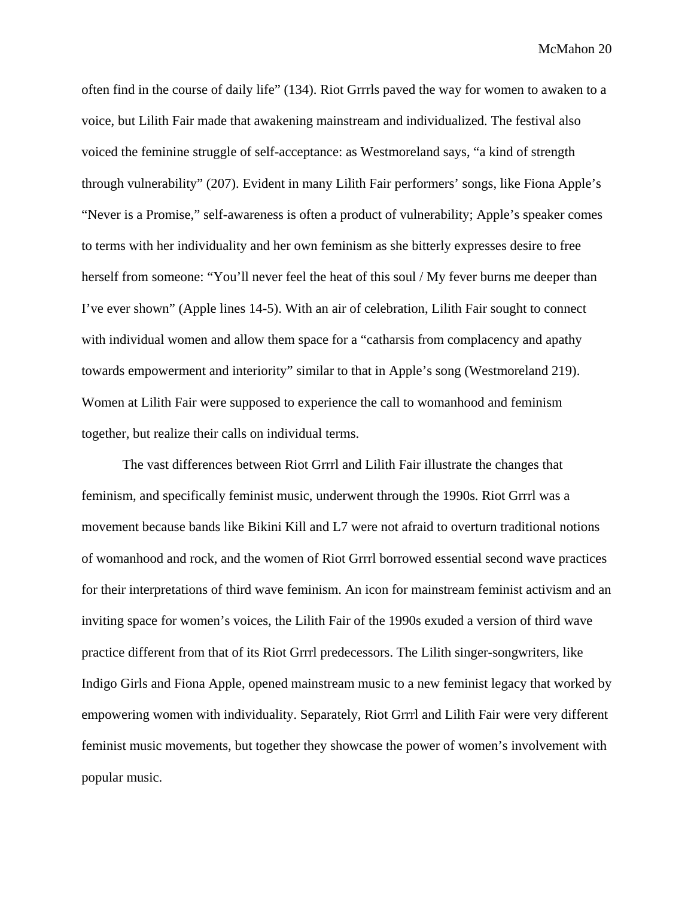often find in the course of daily life" (134). Riot Grrrls paved the way for women to awaken to a voice, but Lilith Fair made that awakening mainstream and individualized. The festival also voiced the feminine struggle of self-acceptance: as Westmoreland says, "a kind of strength through vulnerability" (207). Evident in many Lilith Fair performers' songs, like Fiona Apple's "Never is a Promise," self-awareness is often a product of vulnerability; Apple's speaker comes to terms with her individuality and her own feminism as she bitterly expresses desire to free herself from someone: "You'll never feel the heat of this soul / My fever burns me deeper than I've ever shown" (Apple lines 14-5). With an air of celebration, Lilith Fair sought to connect with individual women and allow them space for a "catharsis from complacency and apathy towards empowerment and interiority" similar to that in Apple's song (Westmoreland 219). Women at Lilith Fair were supposed to experience the call to womanhood and feminism together, but realize their calls on individual terms.

The vast differences between Riot Grrrl and Lilith Fair illustrate the changes that feminism, and specifically feminist music, underwent through the 1990s. Riot Grrrl was a movement because bands like Bikini Kill and L7 were not afraid to overturn traditional notions of womanhood and rock, and the women of Riot Grrrl borrowed essential second wave practices for their interpretations of third wave feminism. An icon for mainstream feminist activism and an inviting space for women's voices, the Lilith Fair of the 1990s exuded a version of third wave practice different from that of its Riot Grrrl predecessors. The Lilith singer-songwriters, like Indigo Girls and Fiona Apple, opened mainstream music to a new feminist legacy that worked by empowering women with individuality. Separately, Riot Grrrl and Lilith Fair were very different feminist music movements, but together they showcase the power of women's involvement with popular music.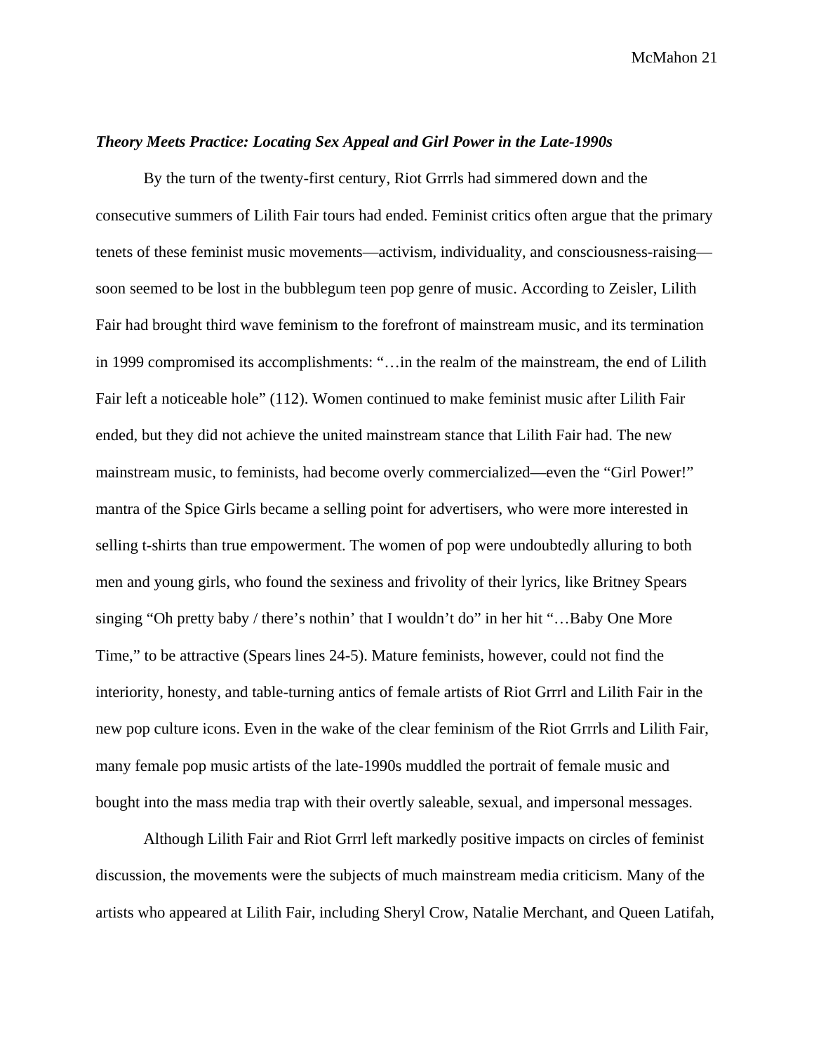***Theory Meets Practice: Locating Sex Appeal and Girl Power in the Late-1990s***

By the turn of the twenty-first century, Riot Grrrls had simmered down and the consecutive summers of Lilith Fair tours had ended. Feminist critics often argue that the primary tenets of these feminist music movements—activism, individuality, and consciousness-raising—soon seemed to be lost in the bubblegum teen pop genre of music. According to Zeisler, Lilith Fair had brought third wave feminism to the forefront of mainstream music, and its termination in 1999 compromised its accomplishments: "…in the realm of the mainstream, the end of Lilith Fair left a noticeable hole" (112). Women continued to make feminist music after Lilith Fair ended, but they did not achieve the united mainstream stance that Lilith Fair had. The new mainstream music, to feminists, had become overly commercialized—even the "Girl Power!" mantra of the Spice Girls became a selling point for advertisers, who were more interested in selling t-shirts than true empowerment. The women of pop were undoubtedly alluring to both men and young girls, who found the sexiness and frivolity of their lyrics, like Britney Spears singing "Oh pretty baby / there's nothin' that I wouldn't do" in her hit "…Baby One More Time," to be attractive (Spears lines 24-5). Mature feminists, however, could not find the interiority, honesty, and table-turning antics of female artists of Riot Grrrl and Lilith Fair in the new pop culture icons. Even in the wake of the clear feminism of the Riot Grrrls and Lilith Fair, many female pop music artists of the late-1990s muddled the portrait of female music and bought into the mass media trap with their overtly saleable, sexual, and impersonal messages.

Although Lilith Fair and Riot Grrrl left markedly positive impacts on circles of feminist discussion, the movements were the subjects of much mainstream media criticism. Many of the artists who appeared at Lilith Fair, including Sheryl Crow, Natalie Merchant, and Queen Latifah,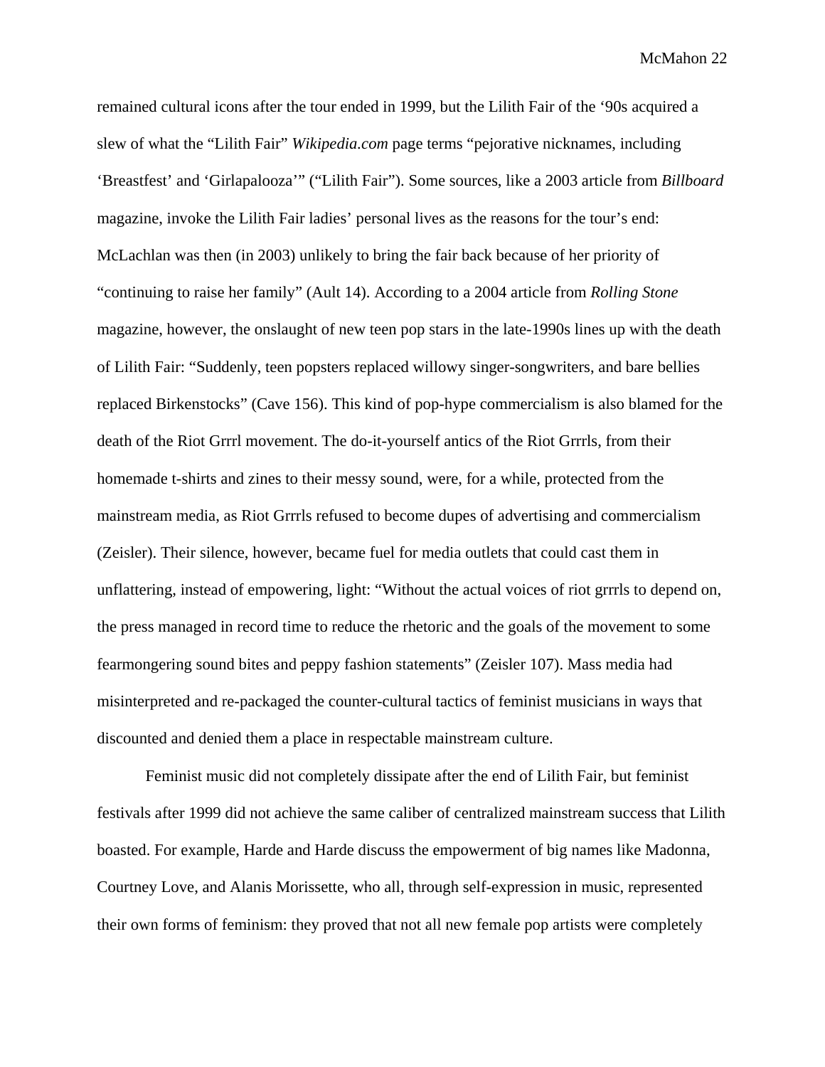remained cultural icons after the tour ended in 1999, but the Lilith Fair of the '90s acquired a slew of what the "Lilith Fair" *Wikipedia.com* page terms "pejorative nicknames, including 'Breastfest' and 'Girlapalooza'" ("Lilith Fair"). Some sources, like a 2003 article from *Billboard* magazine, invoke the Lilith Fair ladies' personal lives as the reasons for the tour's end: McLachlan was then (in 2003) unlikely to bring the fair back because of her priority of "continuing to raise her family" (Ault 14). According to a 2004 article from *Rolling Stone* magazine, however, the onslaught of new teen pop stars in the late-1990s lines up with the death of Lilith Fair: "Suddenly, teen popsters replaced willowy singer-songwriters, and bare bellies replaced Birkenstocks" (Cave 156). This kind of pop-hype commercialism is also blamed for the death of the Riot Grrrl movement. The do-it-yourself antics of the Riot Grrrls, from their homemade t-shirts and zines to their messy sound, were, for a while, protected from the mainstream media, as Riot Grrrls refused to become dupes of advertising and commercialism (Zeisler). Their silence, however, became fuel for media outlets that could cast them in unflattering, instead of empowering, light: "Without the actual voices of riot grrrls to depend on, the press managed in record time to reduce the rhetoric and the goals of the movement to some fearmongering sound bites and peppy fashion statements" (Zeisler 107). Mass media had misinterpreted and re-packaged the counter-cultural tactics of feminist musicians in ways that discounted and denied them a place in respectable mainstream culture.

Feminist music did not completely dissipate after the end of Lilith Fair, but feminist festivals after 1999 did not achieve the same caliber of centralized mainstream success that Lilith boasted. For example, Harde and Harde discuss the empowerment of big names like Madonna, Courtney Love, and Alanis Morissette, who all, through self-expression in music, represented their own forms of feminism: they proved that not all new female pop artists were completely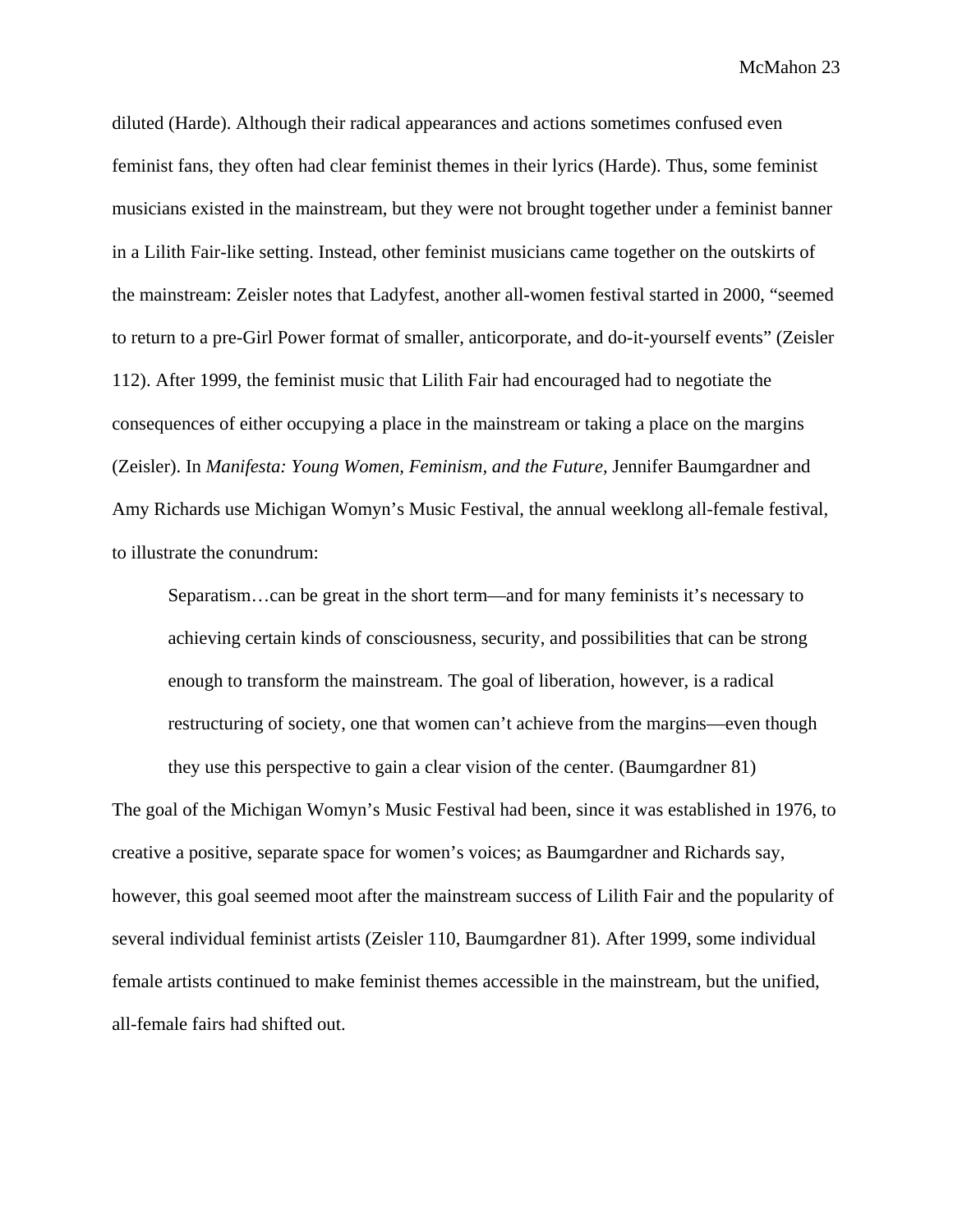diluted (Harde). Although their radical appearances and actions sometimes confused even feminist fans, they often had clear feminist themes in their lyrics (Harde). Thus, some feminist musicians existed in the mainstream, but they were not brought together under a feminist banner in a Lilith Fair-like setting. Instead, other feminist musicians came together on the outskirts of the mainstream: Zeisler notes that Ladyfest, another all-women festival started in 2000, "seemed to return to a pre-Girl Power format of smaller, anticorporate, and do-it-yourself events" (Zeisler 112). After 1999, the feminist music that Lilith Fair had encouraged had to negotiate the consequences of either occupying a place in the mainstream or taking a place on the margins (Zeisler). In *Manifesta: Young Women, Feminism, and the Future*, Jennifer Baumgardner and Amy Richards use Michigan Womyn's Music Festival, the annual weeklong all-female festival, to illustrate the conundrum:

> Separatism…can be great in the short term—and for many feminists it's necessary to achieving certain kinds of consciousness, security, and possibilities that can be strong enough to transform the mainstream. The goal of liberation, however, is a radical restructuring of society, one that women can't achieve from the margins—even though they use this perspective to gain a clear vision of the center. (Baumgardner 81)

The goal of the Michigan Womyn's Music Festival had been, since it was established in 1976, to creative a positive, separate space for women's voices; as Baumgardner and Richards say, however, this goal seemed moot after the mainstream success of Lilith Fair and the popularity of several individual feminist artists (Zeisler 110, Baumgardner 81). After 1999, some individual female artists continued to make feminist themes accessible in the mainstream, but the unified, all-female fairs had shifted out.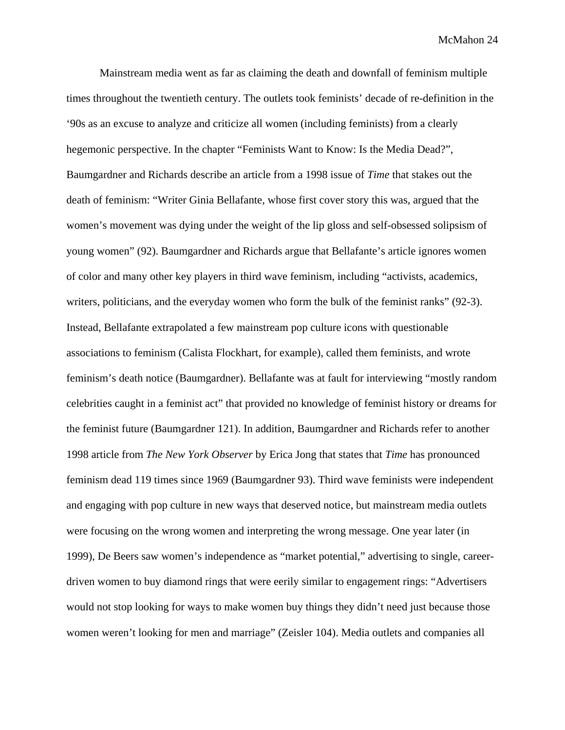Mainstream media went as far as claiming the death and downfall of feminism multiple times throughout the twentieth century. The outlets took feminists' decade of re-definition in the '90s as an excuse to analyze and criticize all women (including feminists) from a clearly hegemonic perspective. In the chapter "Feminists Want to Know: Is the Media Dead?", Baumgardner and Richards describe an article from a 1998 issue of *Time* that stakes out the death of feminism: "Writer Ginia Bellafante, whose first cover story this was, argued that the women's movement was dying under the weight of the lip gloss and self-obsessed solipsism of young women" (92). Baumgardner and Richards argue that Bellafante's article ignores women of color and many other key players in third wave feminism, including "activists, academics, writers, politicians, and the everyday women who form the bulk of the feminist ranks" (92-3). Instead, Bellafante extrapolated a few mainstream pop culture icons with questionable associations to feminism (Calista Flockhart, for example), called them feminists, and wrote feminism's death notice (Baumgardner). Bellafante was at fault for interviewing "mostly random celebrities caught in a feminist act" that provided no knowledge of feminist history or dreams for the feminist future (Baumgardner 121). In addition, Baumgardner and Richards refer to another 1998 article from *The New York Observer* by Erica Jong that states that *Time* has pronounced feminism dead 119 times since 1969 (Baumgardner 93). Third wave feminists were independent and engaging with pop culture in new ways that deserved notice, but mainstream media outlets were focusing on the wrong women and interpreting the wrong message. One year later (in 1999), De Beers saw women's independence as "market potential," advertising to single, career-driven women to buy diamond rings that were eerily similar to engagement rings: "Advertisers would not stop looking for ways to make women buy things they didn't need just because those women weren't looking for men and marriage" (Zeisler 104). Media outlets and companies all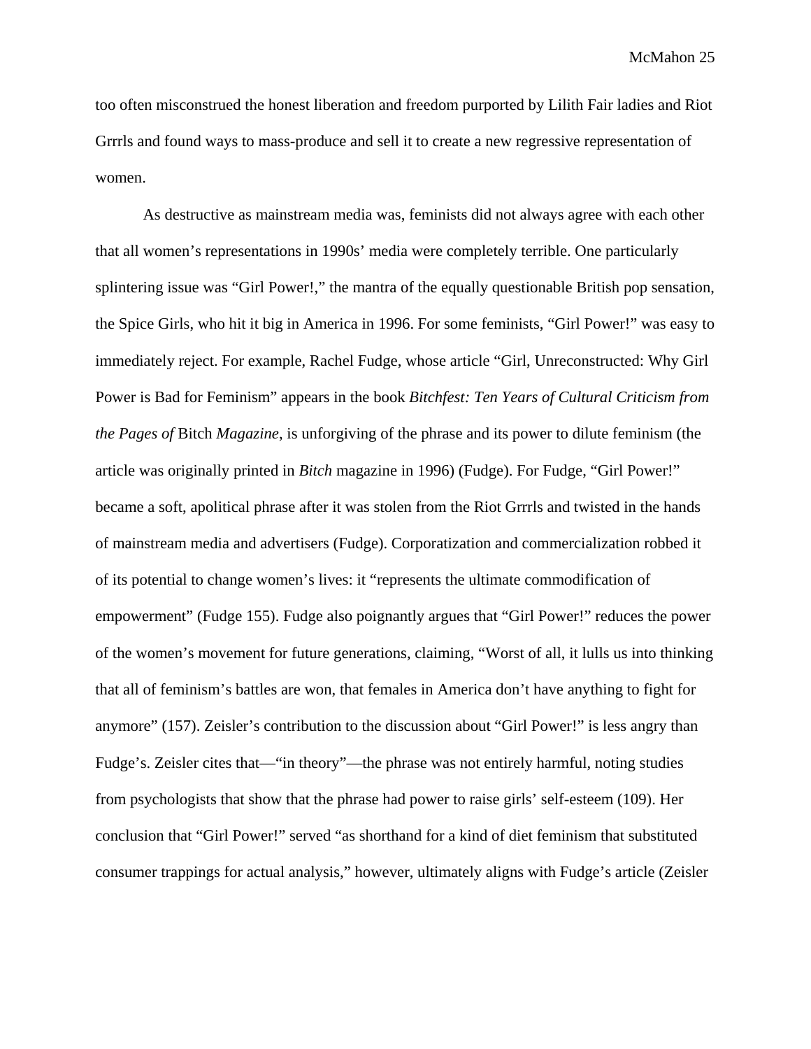too often misconstrued the honest liberation and freedom purported by Lilith Fair ladies and Riot Grrrls and found ways to mass-produce and sell it to create a new regressive representation of women.

As destructive as mainstream media was, feminists did not always agree with each other that all women's representations in 1990s' media were completely terrible. One particularly splintering issue was "Girl Power!," the mantra of the equally questionable British pop sensation, the Spice Girls, who hit it big in America in 1996. For some feminists, "Girl Power!" was easy to immediately reject. For example, Rachel Fudge, whose article "Girl, Unreconstructed: Why Girl Power is Bad for Feminism" appears in the book *Bitchfest: Ten Years of Cultural Criticism from the Pages of* Bitch *Magazine*, is unforgiving of the phrase and its power to dilute feminism (the article was originally printed in *Bitch* magazine in 1996) (Fudge). For Fudge, "Girl Power!" became a soft, apolitical phrase after it was stolen from the Riot Grrrls and twisted in the hands of mainstream media and advertisers (Fudge). Corporatization and commercialization robbed it of its potential to change women's lives: it "represents the ultimate commodification of empowerment" (Fudge 155). Fudge also poignantly argues that "Girl Power!" reduces the power of the women's movement for future generations, claiming, "Worst of all, it lulls us into thinking that all of feminism's battles are won, that females in America don't have anything to fight for anymore" (157). Zeisler's contribution to the discussion about "Girl Power!" is less angry than Fudge's. Zeisler cites that—"in theory"—the phrase was not entirely harmful, noting studies from psychologists that show that the phrase had power to raise girls' self-esteem (109). Her conclusion that "Girl Power!" served "as shorthand for a kind of diet feminism that substituted consumer trappings for actual analysis," however, ultimately aligns with Fudge's article (Zeisler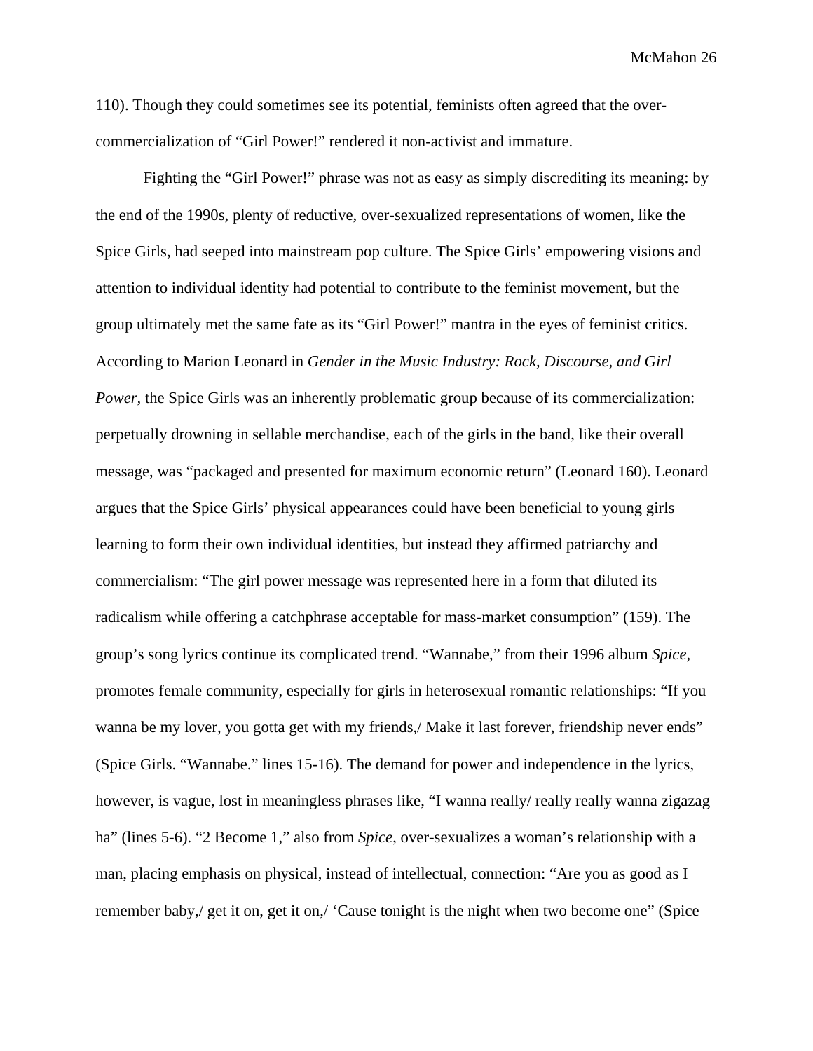110). Though they could sometimes see its potential, feminists often agreed that the over-commercialization of "Girl Power!" rendered it non-activist and immature.

Fighting the "Girl Power!" phrase was not as easy as simply discrediting its meaning: by the end of the 1990s, plenty of reductive, over-sexualized representations of women, like the Spice Girls, had seeped into mainstream pop culture. The Spice Girls' empowering visions and attention to individual identity had potential to contribute to the feminist movement, but the group ultimately met the same fate as its "Girl Power!" mantra in the eyes of feminist critics. According to Marion Leonard in *Gender in the Music Industry: Rock, Discourse, and Girl Power,* the Spice Girls was an inherently problematic group because of its commercialization: perpetually drowning in sellable merchandise, each of the girls in the band, like their overall message, was "packaged and presented for maximum economic return" (Leonard 160). Leonard argues that the Spice Girls' physical appearances could have been beneficial to young girls learning to form their own individual identities, but instead they affirmed patriarchy and commercialism: "The girl power message was represented here in a form that diluted its radicalism while offering a catchphrase acceptable for mass-market consumption" (159). The group's song lyrics continue its complicated trend. "Wannabe," from their 1996 album *Spice*, promotes female community, especially for girls in heterosexual romantic relationships: "If you wanna be my lover, you gotta get with my friends,/ Make it last forever, friendship never ends" (Spice Girls. "Wannabe." lines 15-16). The demand for power and independence in the lyrics, however, is vague, lost in meaningless phrases like, "I wanna really/ really really wanna zigazag ha" (lines 5-6). "2 Become 1," also from *Spice*, over-sexualizes a woman's relationship with a man, placing emphasis on physical, instead of intellectual, connection: "Are you as good as I remember baby,/ get it on, get it on,/ 'Cause tonight is the night when two become one" (Spice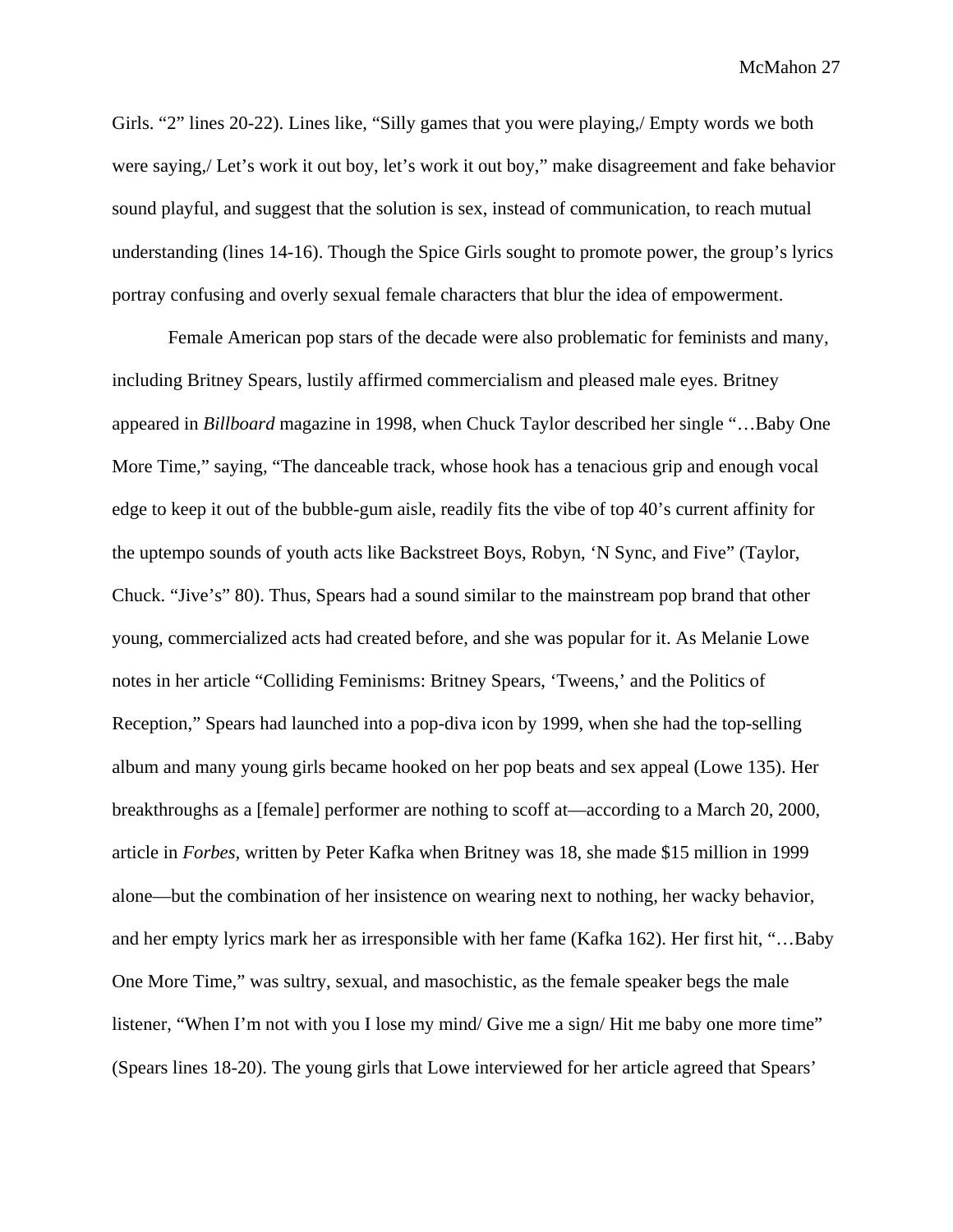Girls. "2" lines 20-22). Lines like, "Silly games that you were playing,/ Empty words we both were saying,/ Let's work it out boy, let's work it out boy," make disagreement and fake behavior sound playful, and suggest that the solution is sex, instead of communication, to reach mutual understanding (lines 14-16). Though the Spice Girls sought to promote power, the group's lyrics portray confusing and overly sexual female characters that blur the idea of empowerment.

Female American pop stars of the decade were also problematic for feminists and many, including Britney Spears, lustily affirmed commercialism and pleased male eyes. Britney appeared in *Billboard* magazine in 1998, when Chuck Taylor described her single "…Baby One More Time," saying, "The danceable track, whose hook has a tenacious grip and enough vocal edge to keep it out of the bubble-gum aisle, readily fits the vibe of top 40's current affinity for the uptempo sounds of youth acts like Backstreet Boys, Robyn, 'N Sync, and Five" (Taylor, Chuck. "Jive's" 80). Thus, Spears had a sound similar to the mainstream pop brand that other young, commercialized acts had created before, and she was popular for it. As Melanie Lowe notes in her article "Colliding Feminisms: Britney Spears, 'Tweens,' and the Politics of Reception," Spears had launched into a pop-diva icon by 1999, when she had the top-selling album and many young girls became hooked on her pop beats and sex appeal (Lowe 135). Her breakthroughs as a [female] performer are nothing to scoff at—according to a March 20, 2000, article in *Forbes*, written by Peter Kafka when Britney was 18, she made $15 million in 1999 alone—but the combination of her insistence on wearing next to nothing, her wacky behavior, and her empty lyrics mark her as irresponsible with her fame (Kafka 162). Her first hit, "…Baby One More Time," was sultry, sexual, and masochistic, as the female speaker begs the male listener, "When I'm not with you I lose my mind/ Give me a sign/ Hit me baby one more time" (Spears lines 18-20). The young girls that Lowe interviewed for her article agreed that Spears'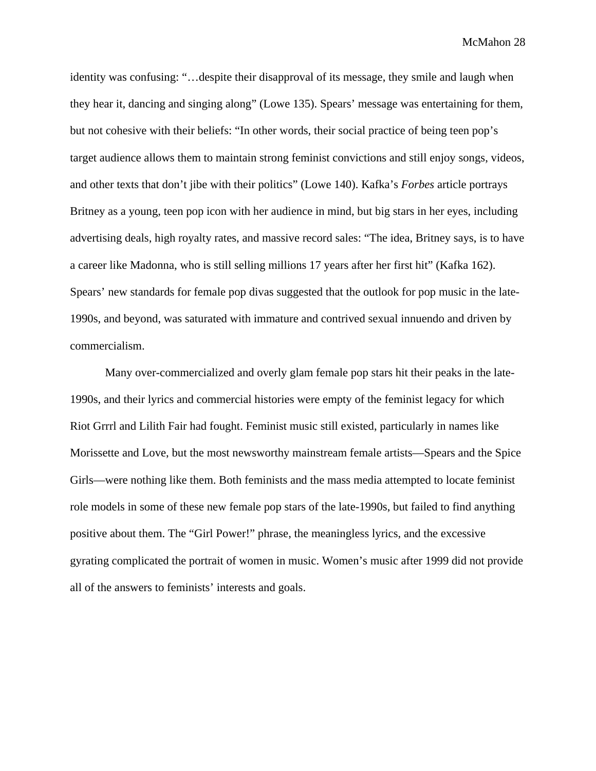identity was confusing: "…despite their disapproval of its message, they smile and laugh when they hear it, dancing and singing along" (Lowe 135). Spears' message was entertaining for them, but not cohesive with their beliefs: "In other words, their social practice of being teen pop's target audience allows them to maintain strong feminist convictions and still enjoy songs, videos, and other texts that don't jibe with their politics" (Lowe 140). Kafka's *Forbes* article portrays Britney as a young, teen pop icon with her audience in mind, but big stars in her eyes, including advertising deals, high royalty rates, and massive record sales: "The idea, Britney says, is to have a career like Madonna, who is still selling millions 17 years after her first hit" (Kafka 162). Spears' new standards for female pop divas suggested that the outlook for pop music in the late-1990s, and beyond, was saturated with immature and contrived sexual innuendo and driven by commercialism.

Many over-commercialized and overly glam female pop stars hit their peaks in the late-1990s, and their lyrics and commercial histories were empty of the feminist legacy for which Riot Grrrl and Lilith Fair had fought. Feminist music still existed, particularly in names like Morissette and Love, but the most newsworthy mainstream female artists—Spears and the Spice Girls—were nothing like them. Both feminists and the mass media attempted to locate feminist role models in some of these new female pop stars of the late-1990s, but failed to find anything positive about them. The "Girl Power!" phrase, the meaningless lyrics, and the excessive gyrating complicated the portrait of women in music. Women's music after 1999 did not provide all of the answers to feminists' interests and goals.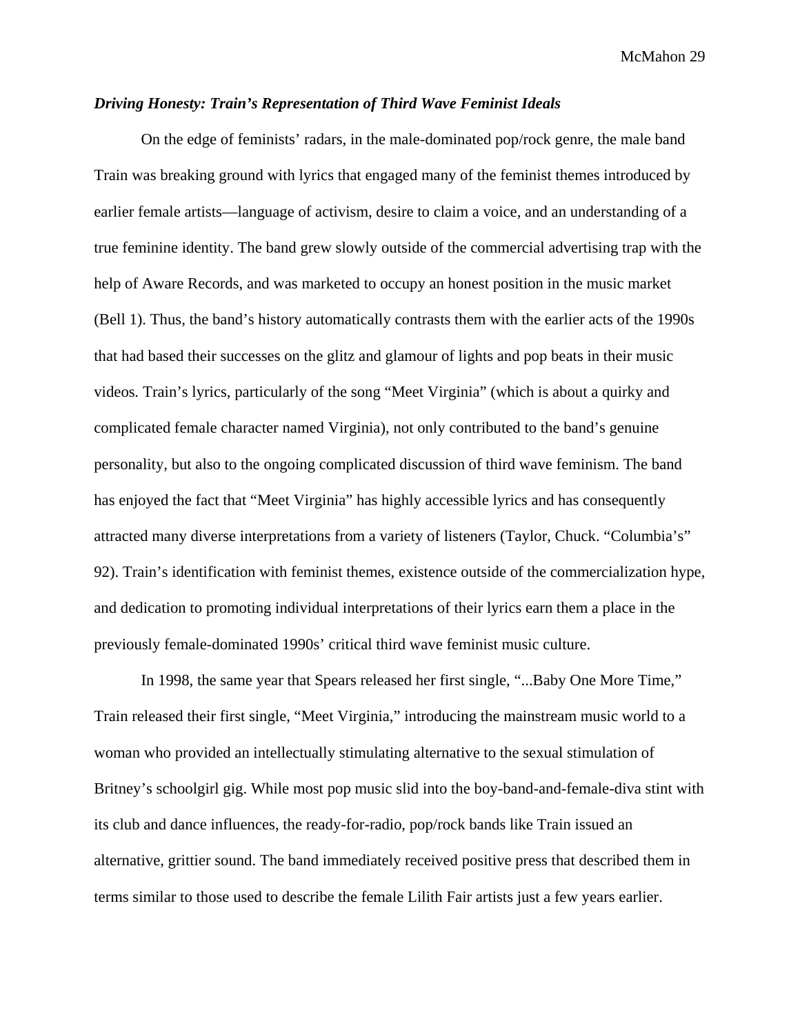***Driving Honesty: Train's Representation of Third Wave Feminist Ideals***

On the edge of feminists' radars, in the male-dominated pop/rock genre, the male band Train was breaking ground with lyrics that engaged many of the feminist themes introduced by earlier female artists—language of activism, desire to claim a voice, and an understanding of a true feminine identity. The band grew slowly outside of the commercial advertising trap with the help of Aware Records, and was marketed to occupy an honest position in the music market (Bell 1). Thus, the band's history automatically contrasts them with the earlier acts of the 1990s that had based their successes on the glitz and glamour of lights and pop beats in their music videos. Train's lyrics, particularly of the song "Meet Virginia" (which is about a quirky and complicated female character named Virginia), not only contributed to the band's genuine personality, but also to the ongoing complicated discussion of third wave feminism. The band has enjoyed the fact that "Meet Virginia" has highly accessible lyrics and has consequently attracted many diverse interpretations from a variety of listeners (Taylor, Chuck. "Columbia's" 92). Train's identification with feminist themes, existence outside of the commercialization hype, and dedication to promoting individual interpretations of their lyrics earn them a place in the previously female-dominated 1990s' critical third wave feminist music culture.

In 1998, the same year that Spears released her first single, "...Baby One More Time," Train released their first single, "Meet Virginia," introducing the mainstream music world to a woman who provided an intellectually stimulating alternative to the sexual stimulation of Britney's schoolgirl gig. While most pop music slid into the boy-band-and-female-diva stint with its club and dance influences, the ready-for-radio, pop/rock bands like Train issued an alternative, grittier sound. The band immediately received positive press that described them in terms similar to those used to describe the female Lilith Fair artists just a few years earlier.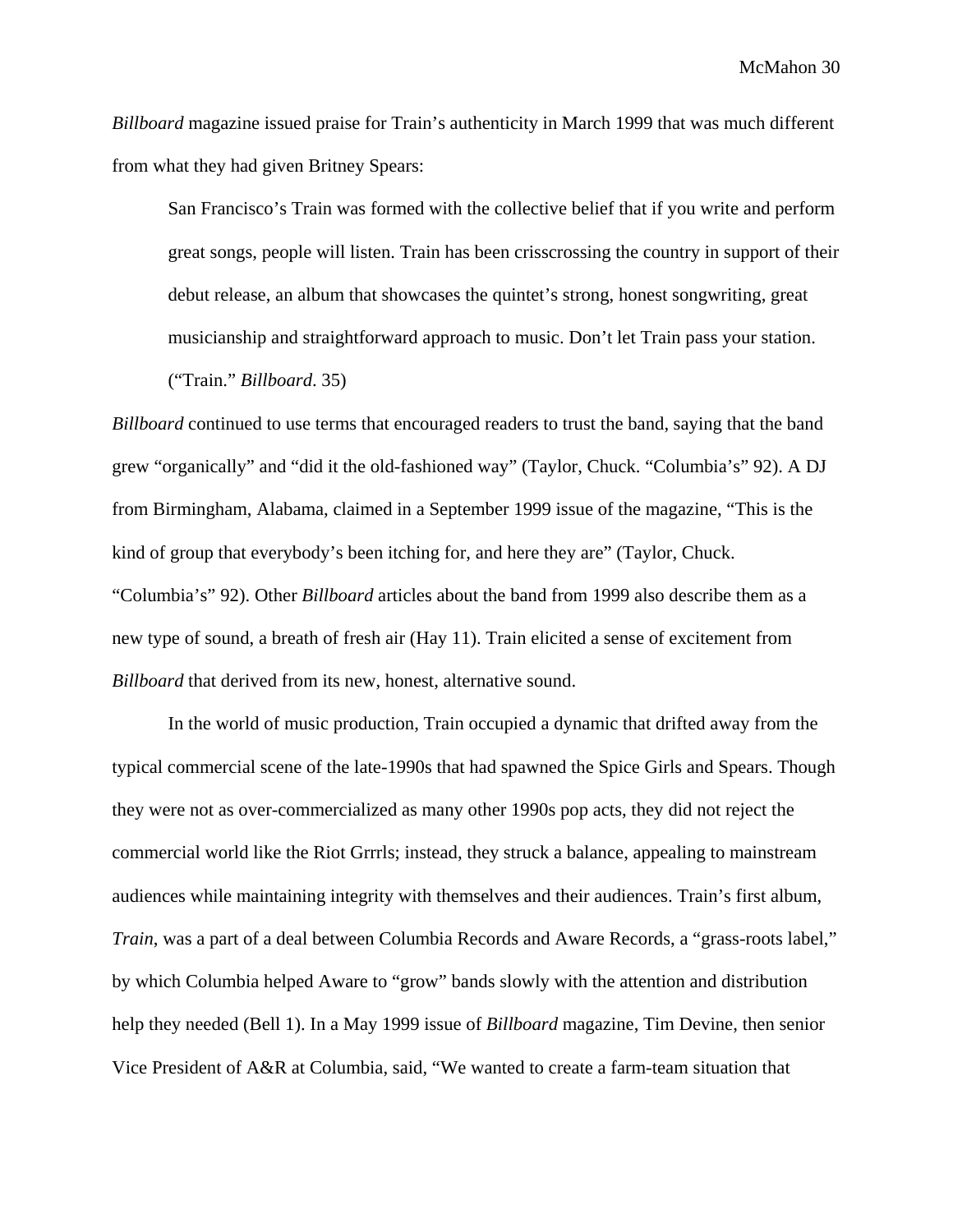*Billboard* magazine issued praise for Train's authenticity in March 1999 that was much different from what they had given Britney Spears:

> San Francisco's Train was formed with the collective belief that if you write and perform great songs, people will listen. Train has been crisscrossing the country in support of their debut release, an album that showcases the quintet's strong, honest songwriting, great musicianship and straightforward approach to music. Don't let Train pass your station. ("Train." *Billboard*. 35)

*Billboard* continued to use terms that encouraged readers to trust the band, saying that the band grew "organically" and "did it the old-fashioned way" (Taylor, Chuck. "Columbia's" 92). A DJ from Birmingham, Alabama, claimed in a September 1999 issue of the magazine, "This is the kind of group that everybody's been itching for, and here they are" (Taylor, Chuck. "Columbia's" 92). Other *Billboard* articles about the band from 1999 also describe them as a new type of sound, a breath of fresh air (Hay 11). Train elicited a sense of excitement from *Billboard* that derived from its new, honest, alternative sound.

In the world of music production, Train occupied a dynamic that drifted away from the typical commercial scene of the late-1990s that had spawned the Spice Girls and Spears. Though they were not as over-commercialized as many other 1990s pop acts, they did not reject the commercial world like the Riot Grrrls; instead, they struck a balance, appealing to mainstream audiences while maintaining integrity with themselves and their audiences. Train's first album, *Train*, was a part of a deal between Columbia Records and Aware Records, a "grass-roots label," by which Columbia helped Aware to "grow" bands slowly with the attention and distribution help they needed (Bell 1). In a May 1999 issue of *Billboard* magazine, Tim Devine, then senior Vice President of A&R at Columbia, said, "We wanted to create a farm-team situation that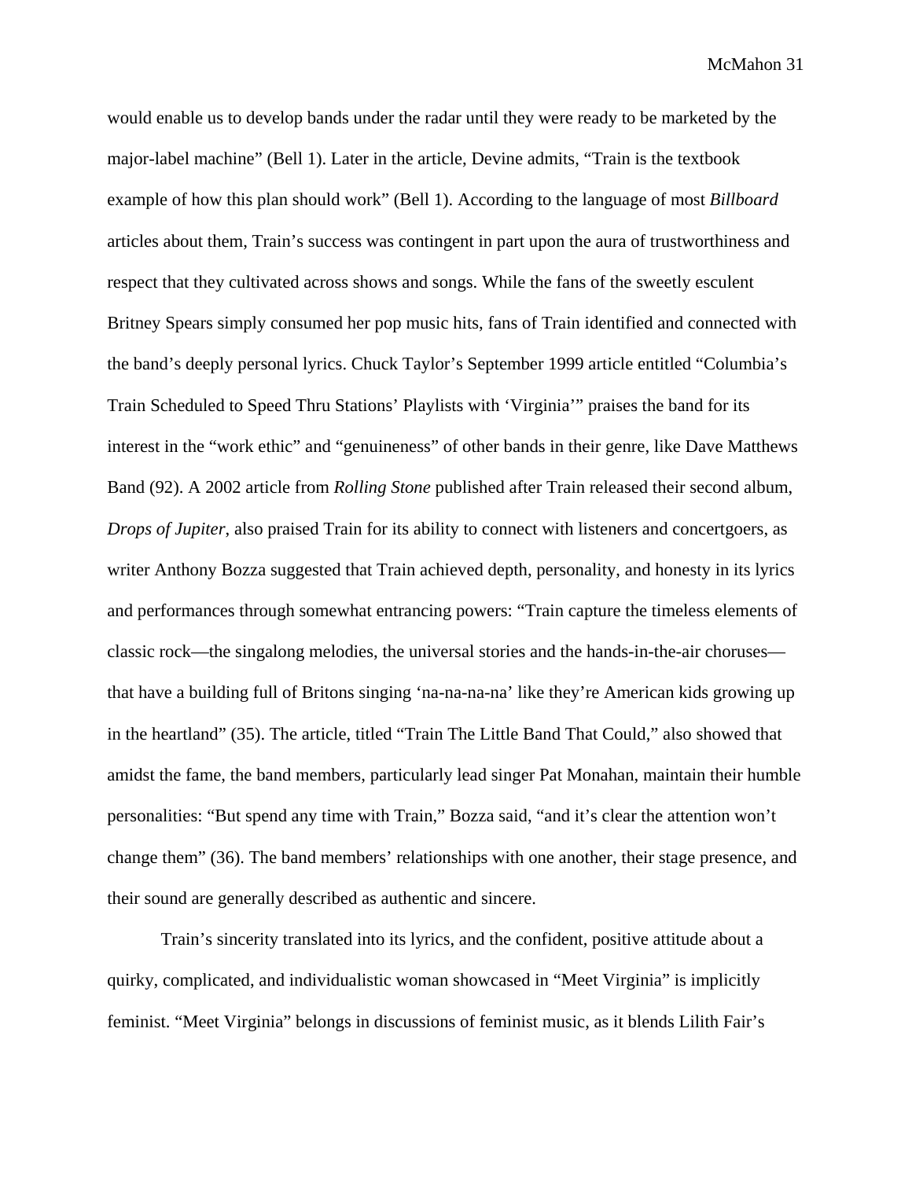would enable us to develop bands under the radar until they were ready to be marketed by the major-label machine" (Bell 1). Later in the article, Devine admits, "Train is the textbook example of how this plan should work" (Bell 1). According to the language of most *Billboard* articles about them, Train's success was contingent in part upon the aura of trustworthiness and respect that they cultivated across shows and songs. While the fans of the sweetly esculent Britney Spears simply consumed her pop music hits, fans of Train identified and connected with the band's deeply personal lyrics. Chuck Taylor's September 1999 article entitled "Columbia's Train Scheduled to Speed Thru Stations' Playlists with 'Virginia'" praises the band for its interest in the "work ethic" and "genuineness" of other bands in their genre, like Dave Matthews Band (92). A 2002 article from *Rolling Stone* published after Train released their second album, *Drops of Jupiter*, also praised Train for its ability to connect with listeners and concertgoers, as writer Anthony Bozza suggested that Train achieved depth, personality, and honesty in its lyrics and performances through somewhat entrancing powers: "Train capture the timeless elements of classic rock—the singalong melodies, the universal stories and the hands-in-the-air choruses—that have a building full of Britons singing 'na-na-na-na' like they're American kids growing up in the heartland" (35). The article, titled "Train The Little Band That Could," also showed that amidst the fame, the band members, particularly lead singer Pat Monahan, maintain their humble personalities: "But spend any time with Train," Bozza said, "and it's clear the attention won't change them" (36). The band members' relationships with one another, their stage presence, and their sound are generally described as authentic and sincere.

Train's sincerity translated into its lyrics, and the confident, positive attitude about a quirky, complicated, and individualistic woman showcased in "Meet Virginia" is implicitly feminist. "Meet Virginia" belongs in discussions of feminist music, as it blends Lilith Fair's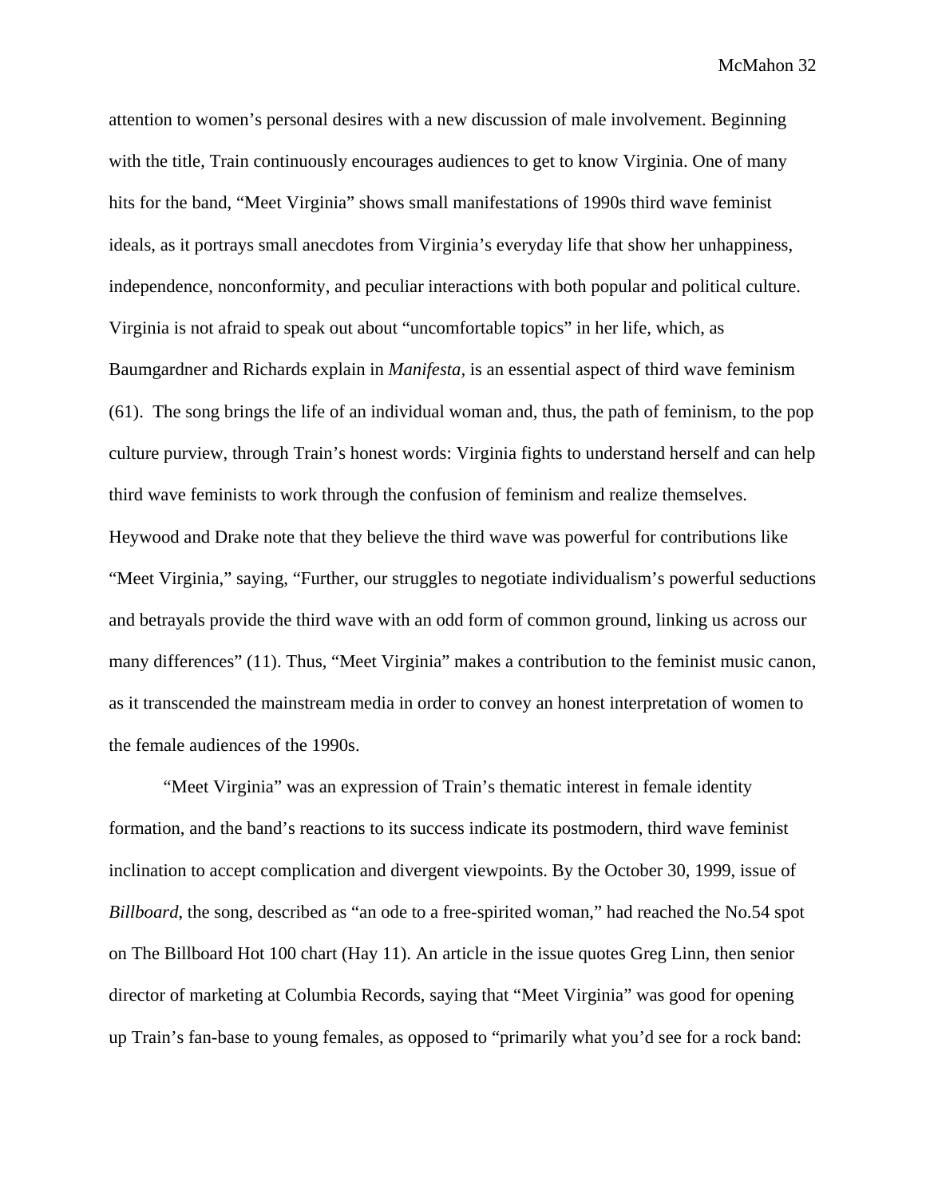attention to women's personal desires with a new discussion of male involvement. Beginning with the title, Train continuously encourages audiences to get to know Virginia. One of many hits for the band, "Meet Virginia" shows small manifestations of 1990s third wave feminist ideals, as it portrays small anecdotes from Virginia's everyday life that show her unhappiness, independence, nonconformity, and peculiar interactions with both popular and political culture. Virginia is not afraid to speak out about "uncomfortable topics" in her life, which, as Baumgardner and Richards explain in *Manifesta*, is an essential aspect of third wave feminism (61). The song brings the life of an individual woman and, thus, the path of feminism, to the pop culture purview, through Train's honest words: Virginia fights to understand herself and can help third wave feminists to work through the confusion of feminism and realize themselves. Heywood and Drake note that they believe the third wave was powerful for contributions like "Meet Virginia," saying, "Further, our struggles to negotiate individualism's powerful seductions and betrayals provide the third wave with an odd form of common ground, linking us across our many differences" (11). Thus, "Meet Virginia" makes a contribution to the feminist music canon, as it transcended the mainstream media in order to convey an honest interpretation of women to the female audiences of the 1990s.

"Meet Virginia" was an expression of Train's thematic interest in female identity formation, and the band's reactions to its success indicate its postmodern, third wave feminist inclination to accept complication and divergent viewpoints. By the October 30, 1999, issue of *Billboard*, the song, described as "an ode to a free-spirited woman," had reached the No.54 spot on The Billboard Hot 100 chart (Hay 11). An article in the issue quotes Greg Linn, then senior director of marketing at Columbia Records, saying that "Meet Virginia" was good for opening up Train's fan-base to young females, as opposed to "primarily what you'd see for a rock band: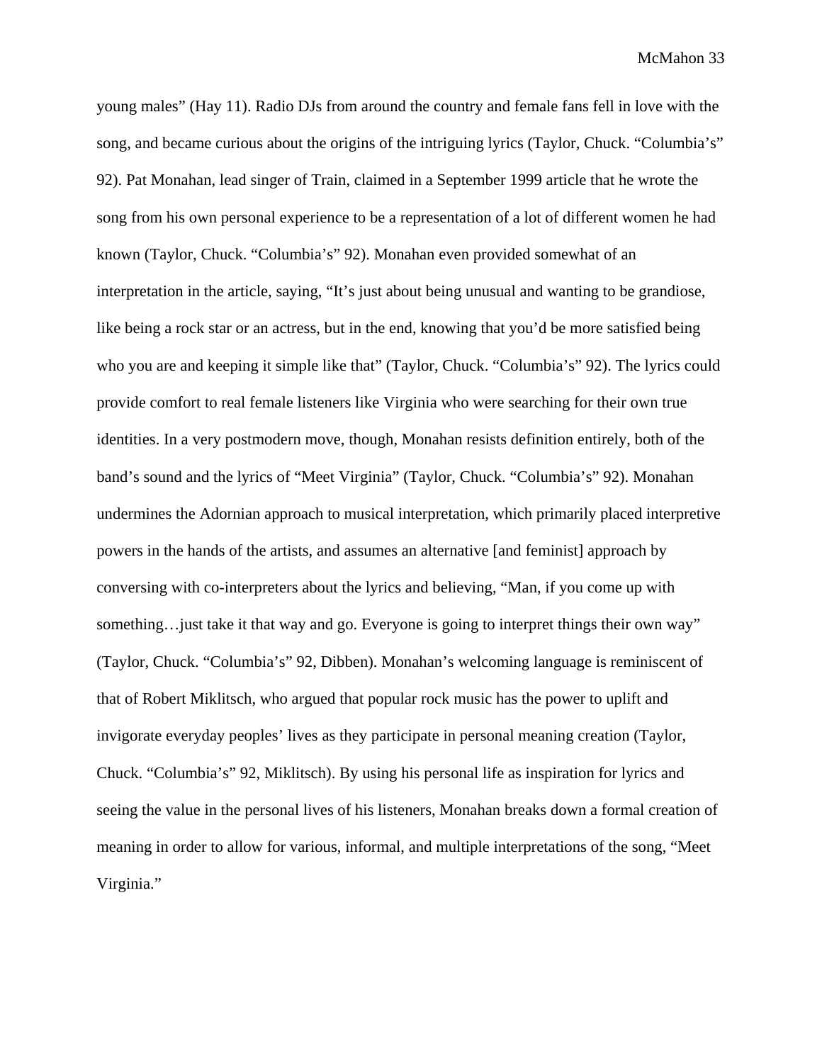young males" (Hay 11). Radio DJs from around the country and female fans fell in love with the song, and became curious about the origins of the intriguing lyrics (Taylor, Chuck. "Columbia's" 92). Pat Monahan, lead singer of Train, claimed in a September 1999 article that he wrote the song from his own personal experience to be a representation of a lot of different women he had known (Taylor, Chuck. "Columbia's" 92). Monahan even provided somewhat of an interpretation in the article, saying, "It's just about being unusual and wanting to be grandiose, like being a rock star or an actress, but in the end, knowing that you'd be more satisfied being who you are and keeping it simple like that" (Taylor, Chuck. "Columbia's" 92). The lyrics could provide comfort to real female listeners like Virginia who were searching for their own true identities. In a very postmodern move, though, Monahan resists definition entirely, both of the band's sound and the lyrics of "Meet Virginia" (Taylor, Chuck. "Columbia's" 92). Monahan undermines the Adornian approach to musical interpretation, which primarily placed interpretive powers in the hands of the artists, and assumes an alternative [and feminist] approach by conversing with co-interpreters about the lyrics and believing, "Man, if you come up with something…just take it that way and go. Everyone is going to interpret things their own way" (Taylor, Chuck. "Columbia's" 92, Dibben). Monahan's welcoming language is reminiscent of that of Robert Miklitsch, who argued that popular rock music has the power to uplift and invigorate everyday peoples' lives as they participate in personal meaning creation (Taylor, Chuck. "Columbia's" 92, Miklitsch). By using his personal life as inspiration for lyrics and seeing the value in the personal lives of his listeners, Monahan breaks down a formal creation of meaning in order to allow for various, informal, and multiple interpretations of the song, "Meet Virginia."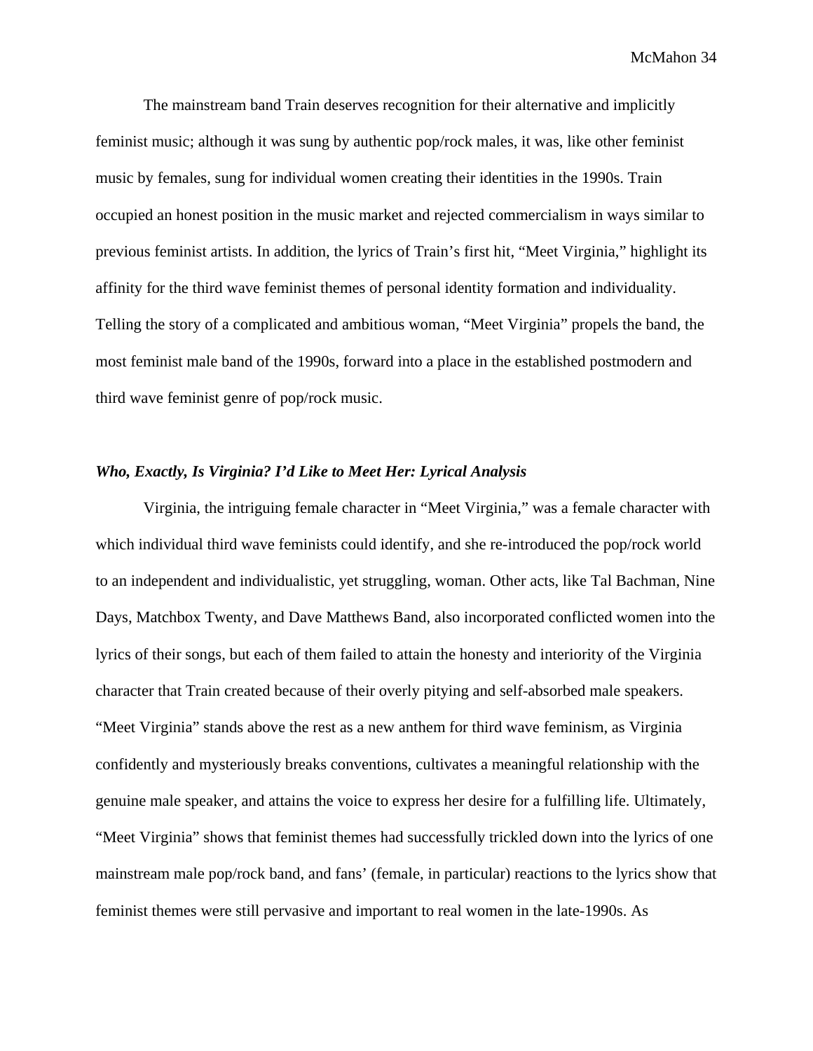The mainstream band Train deserves recognition for their alternative and implicitly feminist music; although it was sung by authentic pop/rock males, it was, like other feminist music by females, sung for individual women creating their identities in the 1990s. Train occupied an honest position in the music market and rejected commercialism in ways similar to previous feminist artists. In addition, the lyrics of Train's first hit, "Meet Virginia," highlight its affinity for the third wave feminist themes of personal identity formation and individuality. Telling the story of a complicated and ambitious woman, "Meet Virginia" propels the band, the most feminist male band of the 1990s, forward into a place in the established postmodern and third wave feminist genre of pop/rock music.

### *Who, Exactly, Is Virginia? I'd Like to Meet Her: Lyrical Analysis*

Virginia, the intriguing female character in "Meet Virginia," was a female character with which individual third wave feminists could identify, and she re-introduced the pop/rock world to an independent and individualistic, yet struggling, woman. Other acts, like Tal Bachman, Nine Days, Matchbox Twenty, and Dave Matthews Band, also incorporated conflicted women into the lyrics of their songs, but each of them failed to attain the honesty and interiority of the Virginia character that Train created because of their overly pitying and self-absorbed male speakers. "Meet Virginia" stands above the rest as a new anthem for third wave feminism, as Virginia confidently and mysteriously breaks conventions, cultivates a meaningful relationship with the genuine male speaker, and attains the voice to express her desire for a fulfilling life. Ultimately, "Meet Virginia" shows that feminist themes had successfully trickled down into the lyrics of one mainstream male pop/rock band, and fans' (female, in particular) reactions to the lyrics show that feminist themes were still pervasive and important to real women in the late-1990s. As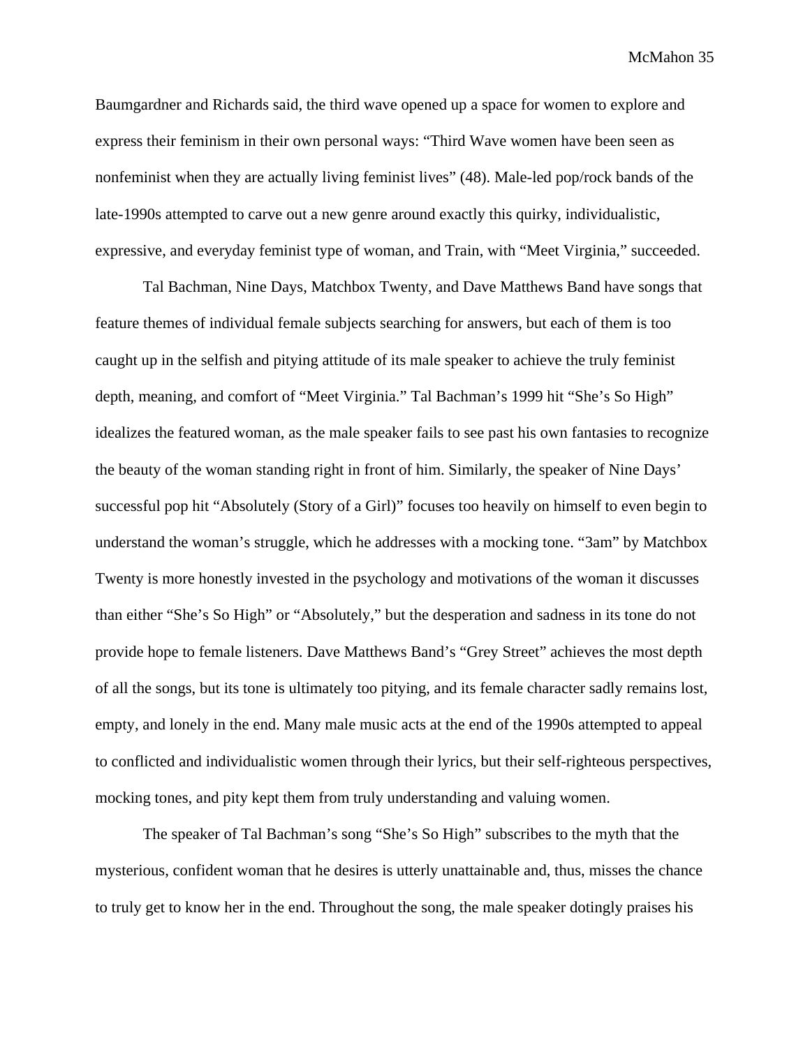Baumgardner and Richards said, the third wave opened up a space for women to explore and express their feminism in their own personal ways: "Third Wave women have been seen as nonfeminist when they are actually living feminist lives" (48). Male-led pop/rock bands of the late-1990s attempted to carve out a new genre around exactly this quirky, individualistic, expressive, and everyday feminist type of woman, and Train, with "Meet Virginia," succeeded.

Tal Bachman, Nine Days, Matchbox Twenty, and Dave Matthews Band have songs that feature themes of individual female subjects searching for answers, but each of them is too caught up in the selfish and pitying attitude of its male speaker to achieve the truly feminist depth, meaning, and comfort of "Meet Virginia." Tal Bachman's 1999 hit "She's So High" idealizes the featured woman, as the male speaker fails to see past his own fantasies to recognize the beauty of the woman standing right in front of him. Similarly, the speaker of Nine Days' successful pop hit "Absolutely (Story of a Girl)" focuses too heavily on himself to even begin to understand the woman's struggle, which he addresses with a mocking tone. "3am" by Matchbox Twenty is more honestly invested in the psychology and motivations of the woman it discusses than either "She's So High" or "Absolutely," but the desperation and sadness in its tone do not provide hope to female listeners. Dave Matthews Band's "Grey Street" achieves the most depth of all the songs, but its tone is ultimately too pitying, and its female character sadly remains lost, empty, and lonely in the end. Many male music acts at the end of the 1990s attempted to appeal to conflicted and individualistic women through their lyrics, but their self-righteous perspectives, mocking tones, and pity kept them from truly understanding and valuing women.

The speaker of Tal Bachman's song "She's So High" subscribes to the myth that the mysterious, confident woman that he desires is utterly unattainable and, thus, misses the chance to truly get to know her in the end. Throughout the song, the male speaker dotingly praises his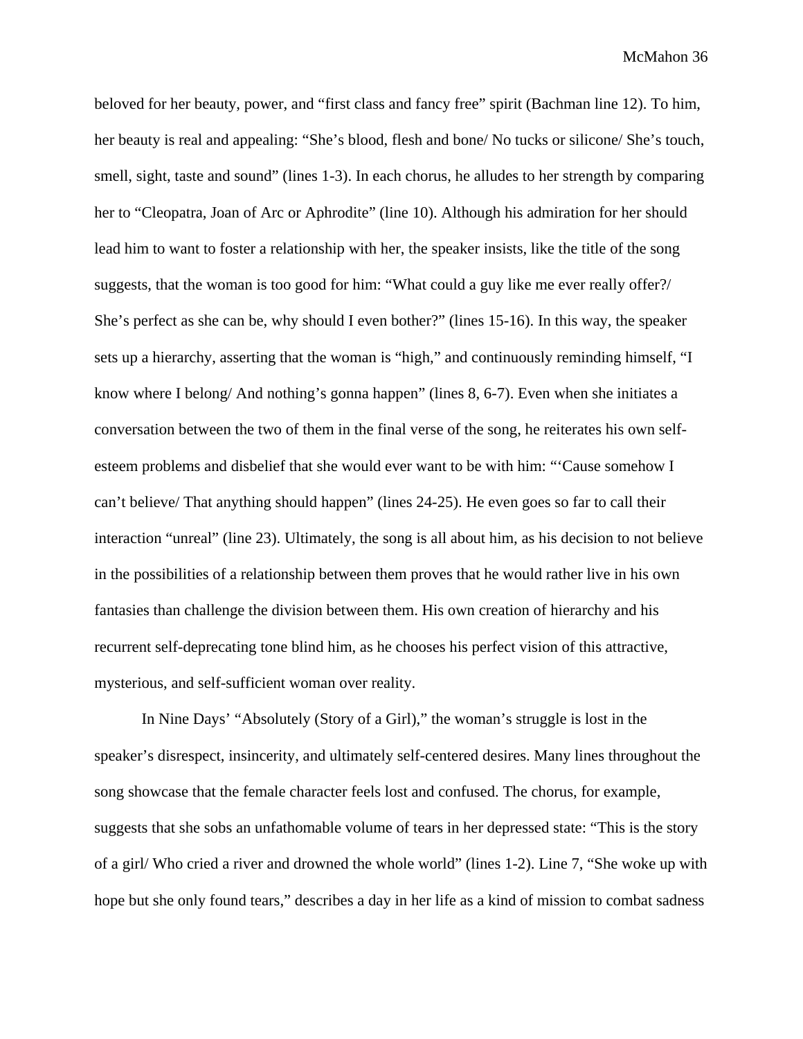beloved for her beauty, power, and "first class and fancy free" spirit (Bachman line 12). To him, her beauty is real and appealing: "She's blood, flesh and bone/ No tucks or silicone/ She's touch, smell, sight, taste and sound" (lines 1-3). In each chorus, he alludes to her strength by comparing her to "Cleopatra, Joan of Arc or Aphrodite" (line 10). Although his admiration for her should lead him to want to foster a relationship with her, the speaker insists, like the title of the song suggests, that the woman is too good for him: "What could a guy like me ever really offer?/ She's perfect as she can be, why should I even bother?" (lines 15-16). In this way, the speaker sets up a hierarchy, asserting that the woman is "high," and continuously reminding himself, "I know where I belong/ And nothing's gonna happen" (lines 8, 6-7). Even when she initiates a conversation between the two of them in the final verse of the song, he reiterates his own self-esteem problems and disbelief that she would ever want to be with him: "'Cause somehow I can't believe/ That anything should happen" (lines 24-25). He even goes so far to call their interaction "unreal" (line 23). Ultimately, the song is all about him, as his decision to not believe in the possibilities of a relationship between them proves that he would rather live in his own fantasies than challenge the division between them. His own creation of hierarchy and his recurrent self-deprecating tone blind him, as he chooses his perfect vision of this attractive, mysterious, and self-sufficient woman over reality.

In Nine Days' "Absolutely (Story of a Girl)," the woman's struggle is lost in the speaker's disrespect, insincerity, and ultimately self-centered desires. Many lines throughout the song showcase that the female character feels lost and confused. The chorus, for example, suggests that she sobs an unfathomable volume of tears in her depressed state: "This is the story of a girl/ Who cried a river and drowned the whole world" (lines 1-2). Line 7, "She woke up with hope but she only found tears," describes a day in her life as a kind of mission to combat sadness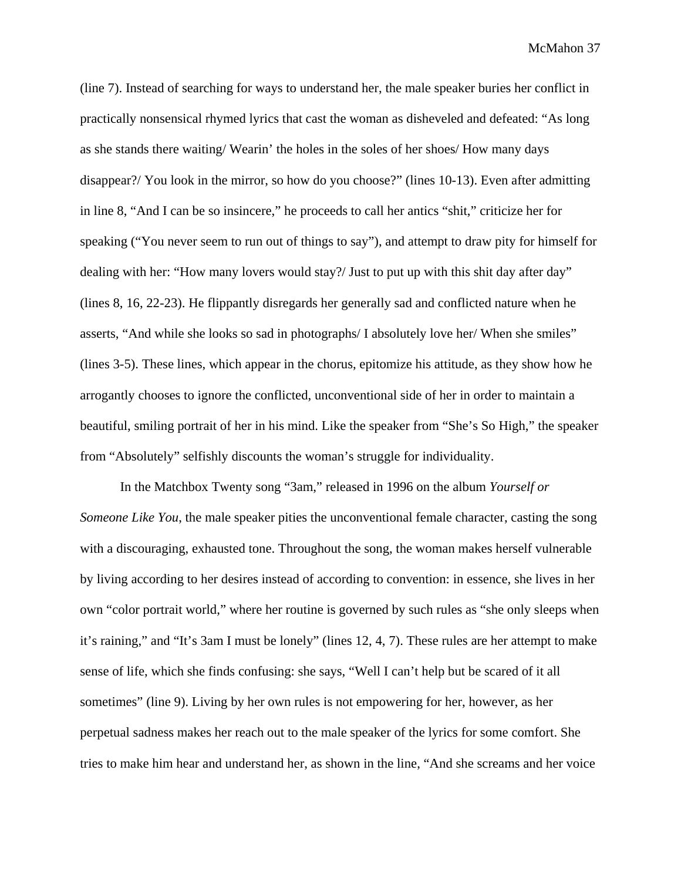(line 7). Instead of searching for ways to understand her, the male speaker buries her conflict in practically nonsensical rhymed lyrics that cast the woman as disheveled and defeated: "As long as she stands there waiting/ Wearin' the holes in the soles of her shoes/ How many days disappear?/ You look in the mirror, so how do you choose?" (lines 10-13). Even after admitting in line 8, "And I can be so insincere," he proceeds to call her antics "shit," criticize her for speaking ("You never seem to run out of things to say"), and attempt to draw pity for himself for dealing with her: "How many lovers would stay?/ Just to put up with this shit day after day" (lines 8, 16, 22-23). He flippantly disregards her generally sad and conflicted nature when he asserts, "And while she looks so sad in photographs/ I absolutely love her/ When she smiles" (lines 3-5). These lines, which appear in the chorus, epitomize his attitude, as they show how he arrogantly chooses to ignore the conflicted, unconventional side of her in order to maintain a beautiful, smiling portrait of her in his mind. Like the speaker from "She's So High," the speaker from "Absolutely" selfishly discounts the woman's struggle for individuality.

In the Matchbox Twenty song "3am," released in 1996 on the album *Yourself or Someone Like You*, the male speaker pities the unconventional female character, casting the song with a discouraging, exhausted tone. Throughout the song, the woman makes herself vulnerable by living according to her desires instead of according to convention: in essence, she lives in her own "color portrait world," where her routine is governed by such rules as "she only sleeps when it's raining," and "It's 3am I must be lonely" (lines 12, 4, 7). These rules are her attempt to make sense of life, which she finds confusing: she says, "Well I can't help but be scared of it all sometimes" (line 9). Living by her own rules is not empowering for her, however, as her perpetual sadness makes her reach out to the male speaker of the lyrics for some comfort. She tries to make him hear and understand her, as shown in the line, "And she screams and her voice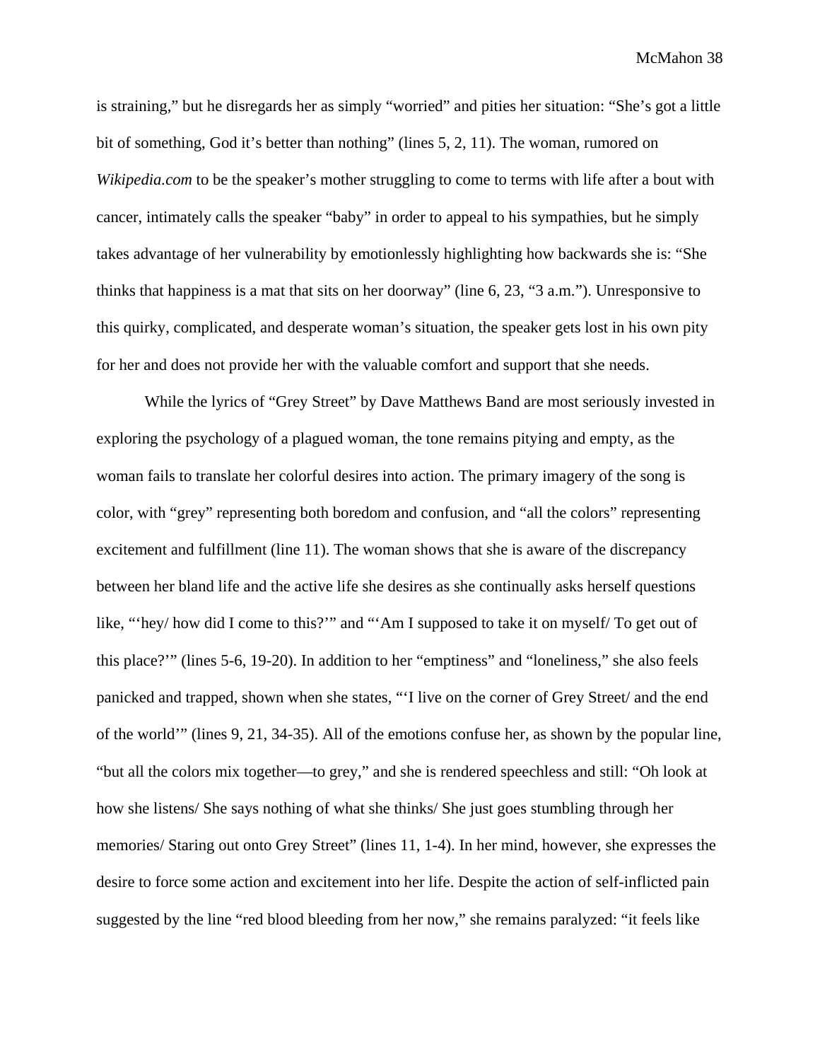is straining," but he disregards her as simply "worried" and pities her situation: "She's got a little bit of something, God it's better than nothing" (lines 5, 2, 11). The woman, rumored on *Wikipedia.com* to be the speaker's mother struggling to come to terms with life after a bout with cancer, intimately calls the speaker "baby" in order to appeal to his sympathies, but he simply takes advantage of her vulnerability by emotionlessly highlighting how backwards she is: "She thinks that happiness is a mat that sits on her doorway" (line 6, 23, "3 a.m."). Unresponsive to this quirky, complicated, and desperate woman's situation, the speaker gets lost in his own pity for her and does not provide her with the valuable comfort and support that she needs.

While the lyrics of "Grey Street" by Dave Matthews Band are most seriously invested in exploring the psychology of a plagued woman, the tone remains pitying and empty, as the woman fails to translate her colorful desires into action. The primary imagery of the song is color, with "grey" representing both boredom and confusion, and "all the colors" representing excitement and fulfillment (line 11). The woman shows that she is aware of the discrepancy between her bland life and the active life she desires as she continually asks herself questions like, "'hey/ how did I come to this?'" and "'Am I supposed to take it on myself/ To get out of this place?'" (lines 5-6, 19-20). In addition to her "emptiness" and "loneliness," she also feels panicked and trapped, shown when she states, "'I live on the corner of Grey Street/ and the end of the world'" (lines 9, 21, 34-35). All of the emotions confuse her, as shown by the popular line, "but all the colors mix together—to grey," and she is rendered speechless and still: "Oh look at how she listens/ She says nothing of what she thinks/ She just goes stumbling through her memories/ Staring out onto Grey Street" (lines 11, 1-4). In her mind, however, she expresses the desire to force some action and excitement into her life. Despite the action of self-inflicted pain suggested by the line "red blood bleeding from her now," she remains paralyzed: "it feels like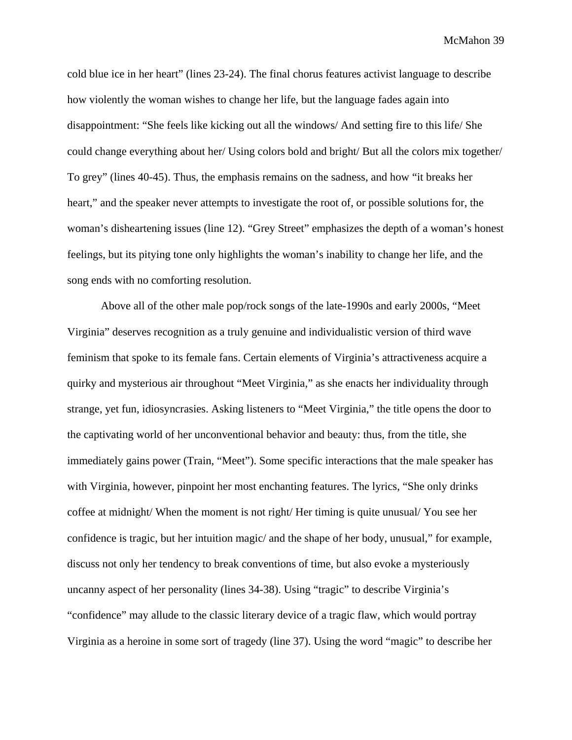cold blue ice in her heart" (lines 23-24). The final chorus features activist language to describe how violently the woman wishes to change her life, but the language fades again into disappointment: "She feels like kicking out all the windows/ And setting fire to this life/ She could change everything about her/ Using colors bold and bright/ But all the colors mix together/ To grey" (lines 40-45). Thus, the emphasis remains on the sadness, and how "it breaks her heart," and the speaker never attempts to investigate the root of, or possible solutions for, the woman's disheartening issues (line 12). "Grey Street" emphasizes the depth of a woman's honest feelings, but its pitying tone only highlights the woman's inability to change her life, and the song ends with no comforting resolution.

Above all of the other male pop/rock songs of the late-1990s and early 2000s, "Meet Virginia" deserves recognition as a truly genuine and individualistic version of third wave feminism that spoke to its female fans. Certain elements of Virginia's attractiveness acquire a quirky and mysterious air throughout "Meet Virginia," as she enacts her individuality through strange, yet fun, idiosyncrasies. Asking listeners to "Meet Virginia," the title opens the door to the captivating world of her unconventional behavior and beauty: thus, from the title, she immediately gains power (Train, "Meet"). Some specific interactions that the male speaker has with Virginia, however, pinpoint her most enchanting features. The lyrics, "She only drinks coffee at midnight/ When the moment is not right/ Her timing is quite unusual/ You see her confidence is tragic, but her intuition magic/ and the shape of her body, unusual," for example, discuss not only her tendency to break conventions of time, but also evoke a mysteriously uncanny aspect of her personality (lines 34-38). Using "tragic" to describe Virginia's "confidence" may allude to the classic literary device of a tragic flaw, which would portray Virginia as a heroine in some sort of tragedy (line 37). Using the word "magic" to describe her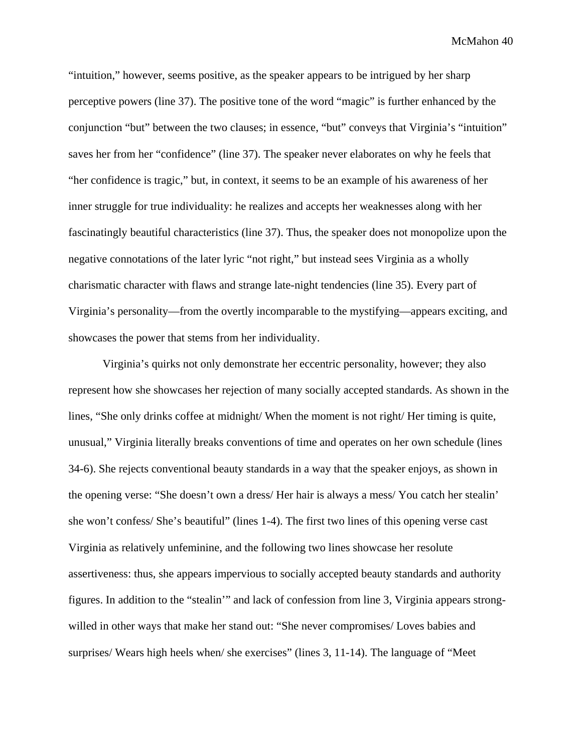"intuition," however, seems positive, as the speaker appears to be intrigued by her sharp perceptive powers (line 37). The positive tone of the word "magic" is further enhanced by the conjunction "but" between the two clauses; in essence, "but" conveys that Virginia's "intuition" saves her from her "confidence" (line 37). The speaker never elaborates on why he feels that "her confidence is tragic," but, in context, it seems to be an example of his awareness of her inner struggle for true individuality: he realizes and accepts her weaknesses along with her fascinatingly beautiful characteristics (line 37). Thus, the speaker does not monopolize upon the negative connotations of the later lyric "not right," but instead sees Virginia as a wholly charismatic character with flaws and strange late-night tendencies (line 35). Every part of Virginia's personality—from the overtly incomparable to the mystifying—appears exciting, and showcases the power that stems from her individuality.

Virginia's quirks not only demonstrate her eccentric personality, however; they also represent how she showcases her rejection of many socially accepted standards. As shown in the lines, "She only drinks coffee at midnight/ When the moment is not right/ Her timing is quite, unusual," Virginia literally breaks conventions of time and operates on her own schedule (lines 34-6). She rejects conventional beauty standards in a way that the speaker enjoys, as shown in the opening verse: "She doesn't own a dress/ Her hair is always a mess/ You catch her stealin' she won't confess/ She's beautiful" (lines 1-4). The first two lines of this opening verse cast Virginia as relatively unfeminine, and the following two lines showcase her resolute assertiveness: thus, she appears impervious to socially accepted beauty standards and authority figures. In addition to the "stealin'" and lack of confession from line 3, Virginia appears strong-willed in other ways that make her stand out: "She never compromises/ Loves babies and surprises/ Wears high heels when/ she exercises" (lines 3, 11-14). The language of "Meet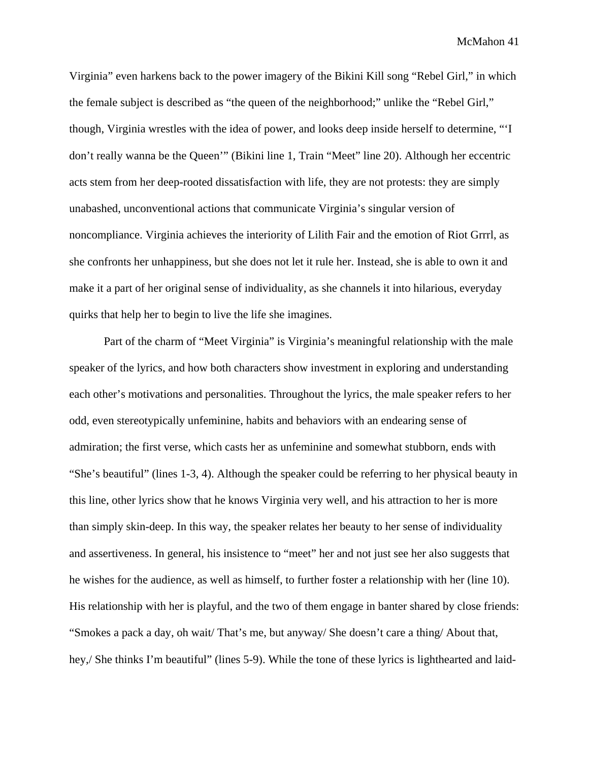Virginia" even harkens back to the power imagery of the Bikini Kill song "Rebel Girl," in which the female subject is described as "the queen of the neighborhood;" unlike the "Rebel Girl," though, Virginia wrestles with the idea of power, and looks deep inside herself to determine, "'I don't really wanna be the Queen'" (Bikini line 1, Train "Meet" line 20). Although her eccentric acts stem from her deep-rooted dissatisfaction with life, they are not protests: they are simply unabashed, unconventional actions that communicate Virginia's singular version of noncompliance. Virginia achieves the interiority of Lilith Fair and the emotion of Riot Grrrl, as she confronts her unhappiness, but she does not let it rule her. Instead, she is able to own it and make it a part of her original sense of individuality, as she channels it into hilarious, everyday quirks that help her to begin to live the life she imagines.

Part of the charm of "Meet Virginia" is Virginia's meaningful relationship with the male speaker of the lyrics, and how both characters show investment in exploring and understanding each other's motivations and personalities. Throughout the lyrics, the male speaker refers to her odd, even stereotypically unfeminine, habits and behaviors with an endearing sense of admiration; the first verse, which casts her as unfeminine and somewhat stubborn, ends with "She's beautiful" (lines 1-3, 4). Although the speaker could be referring to her physical beauty in this line, other lyrics show that he knows Virginia very well, and his attraction to her is more than simply skin-deep. In this way, the speaker relates her beauty to her sense of individuality and assertiveness. In general, his insistence to "meet" her and not just see her also suggests that he wishes for the audience, as well as himself, to further foster a relationship with her (line 10). His relationship with her is playful, and the two of them engage in banter shared by close friends: "Smokes a pack a day, oh wait/ That's me, but anyway/ She doesn't care a thing/ About that, hey,/ She thinks I'm beautiful" (lines 5-9). While the tone of these lyrics is lighthearted and laid-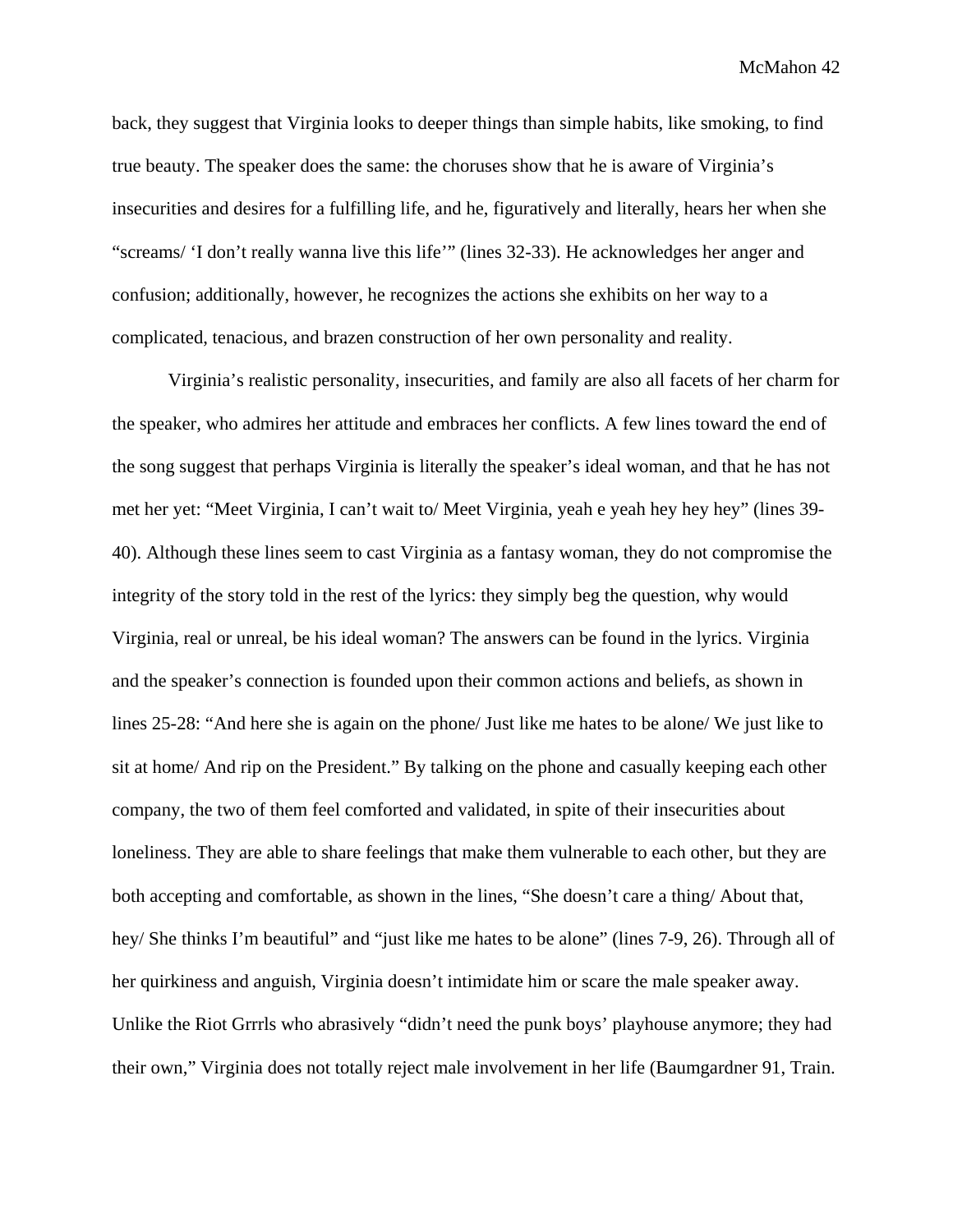back, they suggest that Virginia looks to deeper things than simple habits, like smoking, to find true beauty. The speaker does the same: the choruses show that he is aware of Virginia's insecurities and desires for a fulfilling life, and he, figuratively and literally, hears her when she "screams/ 'I don't really wanna live this life'" (lines 32-33). He acknowledges her anger and confusion; additionally, however, he recognizes the actions she exhibits on her way to a complicated, tenacious, and brazen construction of her own personality and reality.

Virginia's realistic personality, insecurities, and family are also all facets of her charm for the speaker, who admires her attitude and embraces her conflicts. A few lines toward the end of the song suggest that perhaps Virginia is literally the speaker's ideal woman, and that he has not met her yet: "Meet Virginia, I can't wait to/ Meet Virginia, yeah e yeah hey hey hey" (lines 39-40). Although these lines seem to cast Virginia as a fantasy woman, they do not compromise the integrity of the story told in the rest of the lyrics: they simply beg the question, why would Virginia, real or unreal, be his ideal woman? The answers can be found in the lyrics. Virginia and the speaker's connection is founded upon their common actions and beliefs, as shown in lines 25-28: "And here she is again on the phone/ Just like me hates to be alone/ We just like to sit at home/ And rip on the President." By talking on the phone and casually keeping each other company, the two of them feel comforted and validated, in spite of their insecurities about loneliness. They are able to share feelings that make them vulnerable to each other, but they are both accepting and comfortable, as shown in the lines, "She doesn't care a thing/ About that, hey/ She thinks I'm beautiful" and "just like me hates to be alone" (lines 7-9, 26). Through all of her quirkiness and anguish, Virginia doesn't intimidate him or scare the male speaker away. Unlike the Riot Grrrls who abrasively "didn't need the punk boys' playhouse anymore; they had their own," Virginia does not totally reject male involvement in her life (Baumgardner 91, Train.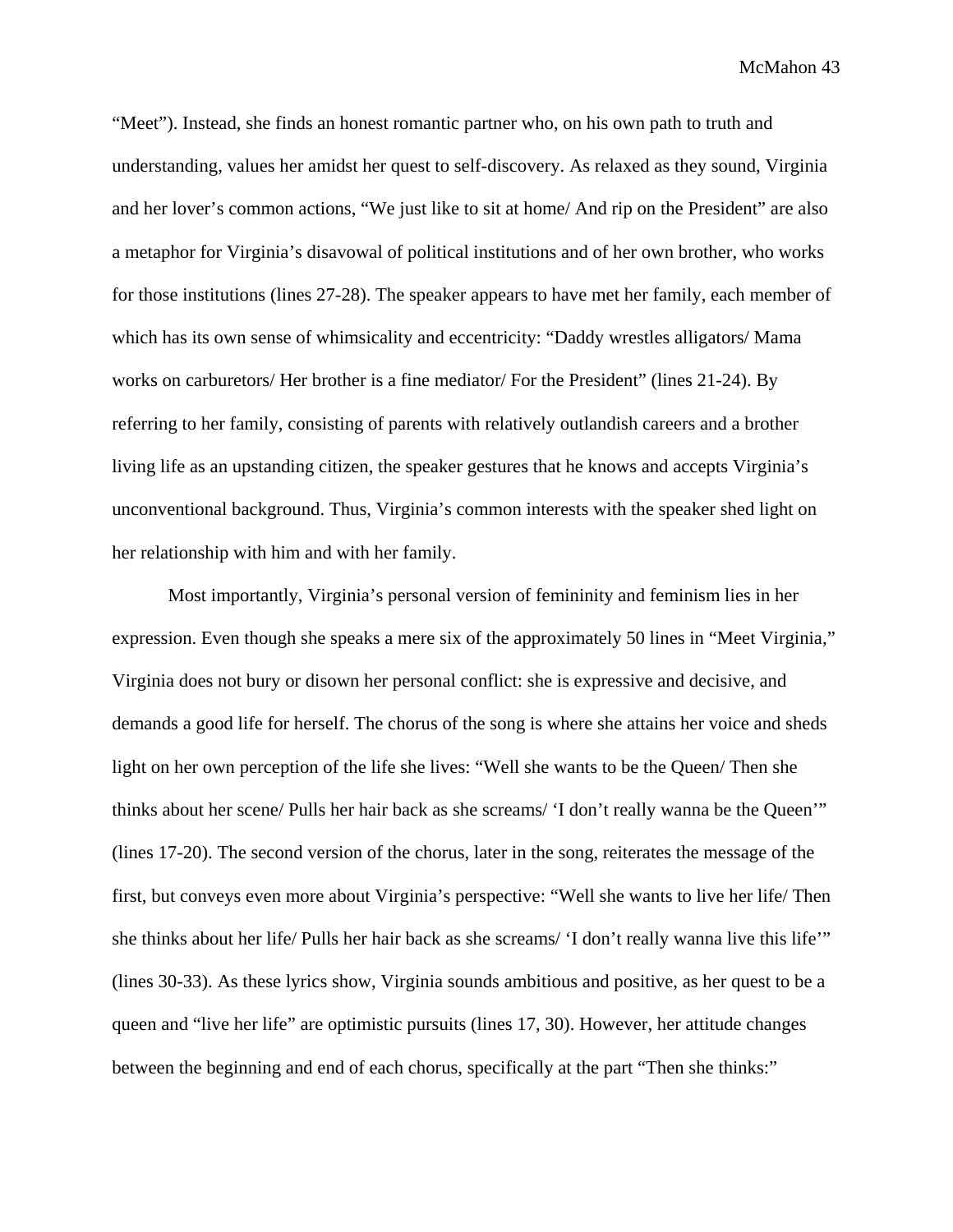"Meet"). Instead, she finds an honest romantic partner who, on his own path to truth and understanding, values her amidst her quest to self-discovery. As relaxed as they sound, Virginia and her lover's common actions, "We just like to sit at home/ And rip on the President" are also a metaphor for Virginia's disavowal of political institutions and of her own brother, who works for those institutions (lines 27-28). The speaker appears to have met her family, each member of which has its own sense of whimsicality and eccentricity: "Daddy wrestles alligators/ Mama works on carburetors/ Her brother is a fine mediator/ For the President" (lines 21-24). By referring to her family, consisting of parents with relatively outlandish careers and a brother living life as an upstanding citizen, the speaker gestures that he knows and accepts Virginia's unconventional background. Thus, Virginia's common interests with the speaker shed light on her relationship with him and with her family.

Most importantly, Virginia's personal version of femininity and feminism lies in her expression. Even though she speaks a mere six of the approximately 50 lines in "Meet Virginia," Virginia does not bury or disown her personal conflict: she is expressive and decisive, and demands a good life for herself. The chorus of the song is where she attains her voice and sheds light on her own perception of the life she lives: "Well she wants to be the Queen/ Then she thinks about her scene/ Pulls her hair back as she screams/ 'I don't really wanna be the Queen'" (lines 17-20). The second version of the chorus, later in the song, reiterates the message of the first, but conveys even more about Virginia's perspective: "Well she wants to live her life/ Then she thinks about her life/ Pulls her hair back as she screams/ 'I don't really wanna live this life'" (lines 30-33). As these lyrics show, Virginia sounds ambitious and positive, as her quest to be a queen and "live her life" are optimistic pursuits (lines 17, 30). However, her attitude changes between the beginning and end of each chorus, specifically at the part "Then she thinks:"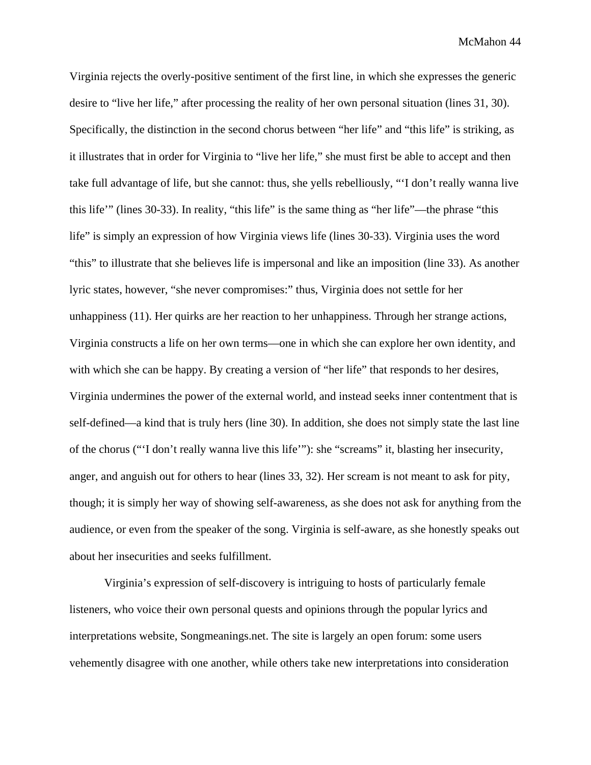Virginia rejects the overly-positive sentiment of the first line, in which she expresses the generic desire to "live her life," after processing the reality of her own personal situation (lines 31, 30). Specifically, the distinction in the second chorus between "her life" and "this life" is striking, as it illustrates that in order for Virginia to "live her life," she must first be able to accept and then take full advantage of life, but she cannot: thus, she yells rebelliously, "'I don't really wanna live this life'" (lines 30-33). In reality, "this life" is the same thing as "her life"—the phrase "this life" is simply an expression of how Virginia views life (lines 30-33). Virginia uses the word "this" to illustrate that she believes life is impersonal and like an imposition (line 33). As another lyric states, however, "she never compromises:" thus, Virginia does not settle for her unhappiness (11). Her quirks are her reaction to her unhappiness. Through her strange actions, Virginia constructs a life on her own terms—one in which she can explore her own identity, and with which she can be happy. By creating a version of "her life" that responds to her desires, Virginia undermines the power of the external world, and instead seeks inner contentment that is self-defined—a kind that is truly hers (line 30). In addition, she does not simply state the last line of the chorus ("'I don't really wanna live this life'"): she "screams" it, blasting her insecurity, anger, and anguish out for others to hear (lines 33, 32). Her scream is not meant to ask for pity, though; it is simply her way of showing self-awareness, as she does not ask for anything from the audience, or even from the speaker of the song. Virginia is self-aware, as she honestly speaks out about her insecurities and seeks fulfillment.

Virginia's expression of self-discovery is intriguing to hosts of particularly female listeners, who voice their own personal quests and opinions through the popular lyrics and interpretations website, Songmeanings.net. The site is largely an open forum: some users vehemently disagree with one another, while others take new interpretations into consideration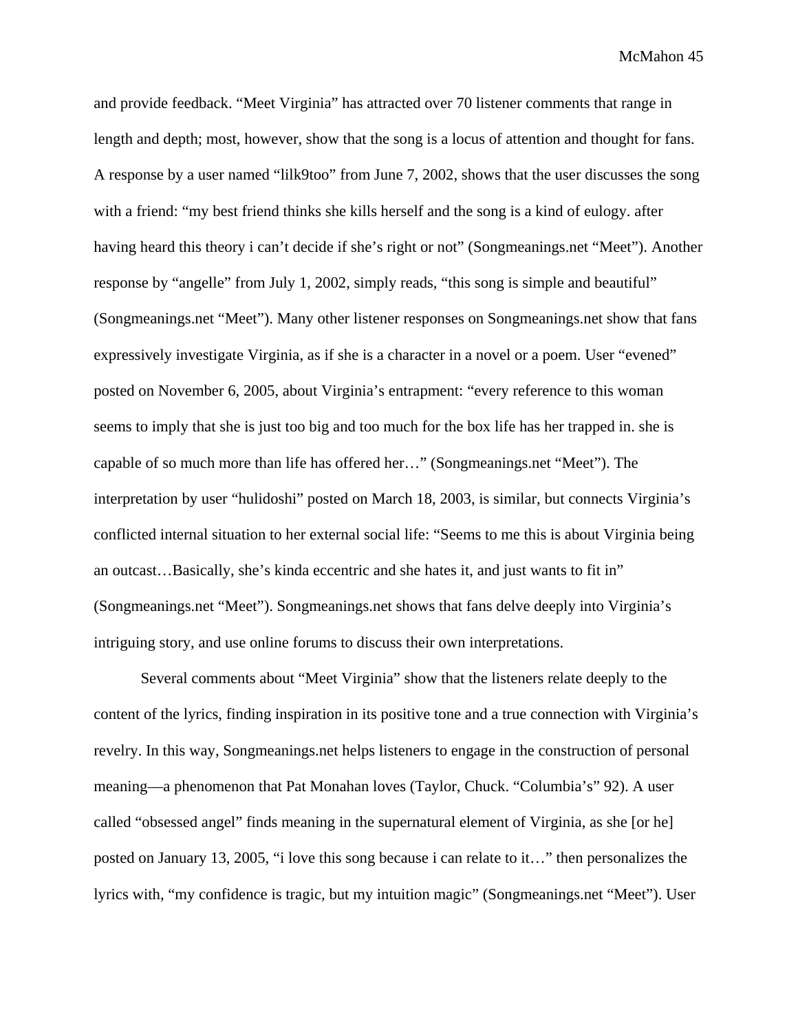and provide feedback. “Meet Virginia” has attracted over 70 listener comments that range in length and depth; most, however, show that the song is a locus of attention and thought for fans. A response by a user named “lilk9too” from June 7, 2002, shows that the user discusses the song with a friend: “my best friend thinks she kills herself and the song is a kind of eulogy. after having heard this theory i can’t decide if she’s right or not” (Songmeanings.net “Meet”). Another response by “angelle” from July 1, 2002, simply reads, “this song is simple and beautiful” (Songmeanings.net “Meet”). Many other listener responses on Songmeanings.net show that fans expressively investigate Virginia, as if she is a character in a novel or a poem. User “evened” posted on November 6, 2005, about Virginia’s entrapment: “every reference to this woman seems to imply that she is just too big and too much for the box life has her trapped in. she is capable of so much more than life has offered her…” (Songmeanings.net “Meet”). The interpretation by user “hulidoshi” posted on March 18, 2003, is similar, but connects Virginia’s conflicted internal situation to her external social life: “Seems to me this is about Virginia being an outcast…Basically, she’s kinda eccentric and she hates it, and just wants to fit in” (Songmeanings.net “Meet”). Songmeanings.net shows that fans delve deeply into Virginia’s intriguing story, and use online forums to discuss their own interpretations.

Several comments about “Meet Virginia” show that the listeners relate deeply to the content of the lyrics, finding inspiration in its positive tone and a true connection with Virginia’s revelry. In this way, Songmeanings.net helps listeners to engage in the construction of personal meaning—a phenomenon that Pat Monahan loves (Taylor, Chuck. “Columbia’s” 92). A user called “obsessed angel” finds meaning in the supernatural element of Virginia, as she [or he] posted on January 13, 2005, “i love this song because i can relate to it…” then personalizes the lyrics with, “my confidence is tragic, but my intuition magic” (Songmeanings.net “Meet”). User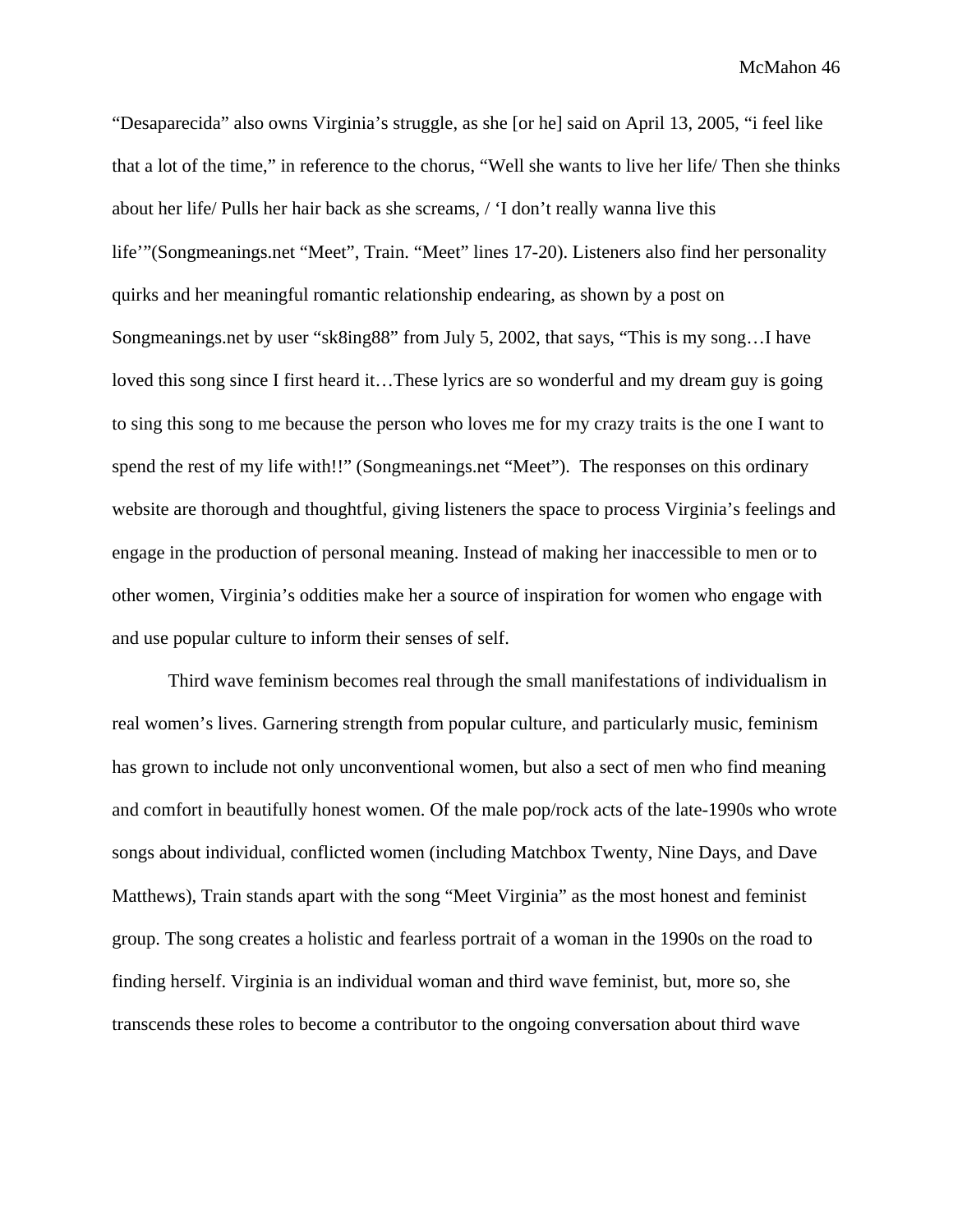“Desaparecida” also owns Virginia’s struggle, as she [or he] said on April 13, 2005, “i feel like that a lot of the time,” in reference to the chorus, “Well she wants to live her life/ Then she thinks about her life/ Pulls her hair back as she screams, / ‘I don’t really wanna live this life’”(Songmeanings.net “Meet”, Train. “Meet” lines 17-20). Listeners also find her personality quirks and her meaningful romantic relationship endearing, as shown by a post on Songmeanings.net by user “sk8ing88” from July 5, 2002, that says, “This is my song…I have loved this song since I first heard it…These lyrics are so wonderful and my dream guy is going to sing this song to me because the person who loves me for my crazy traits is the one I want to spend the rest of my life with!!” (Songmeanings.net “Meet”). The responses on this ordinary website are thorough and thoughtful, giving listeners the space to process Virginia’s feelings and engage in the production of personal meaning. Instead of making her inaccessible to men or to other women, Virginia’s oddities make her a source of inspiration for women who engage with and use popular culture to inform their senses of self.

Third wave feminism becomes real through the small manifestations of individualism in real women’s lives. Garnering strength from popular culture, and particularly music, feminism has grown to include not only unconventional women, but also a sect of men who find meaning and comfort in beautifully honest women. Of the male pop/rock acts of the late-1990s who wrote songs about individual, conflicted women (including Matchbox Twenty, Nine Days, and Dave Matthews), Train stands apart with the song “Meet Virginia” as the most honest and feminist group. The song creates a holistic and fearless portrait of a woman in the 1990s on the road to finding herself. Virginia is an individual woman and third wave feminist, but, more so, she transcends these roles to become a contributor to the ongoing conversation about third wave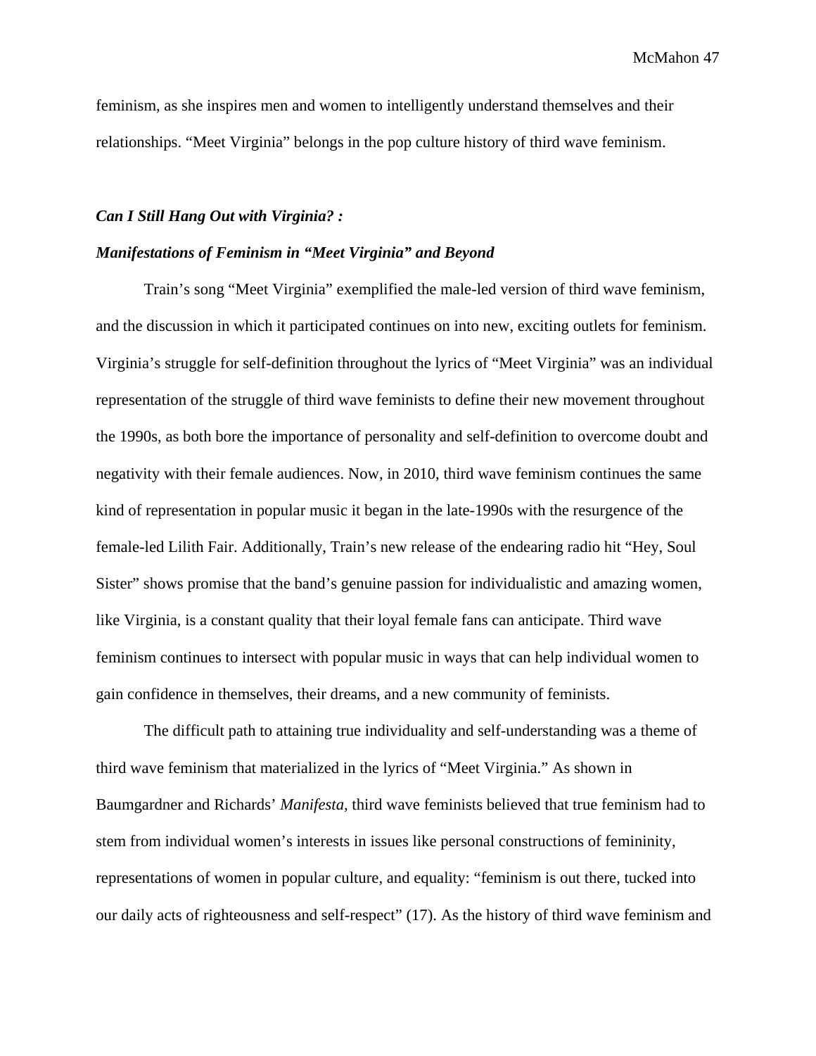feminism, as she inspires men and women to intelligently understand themselves and their relationships. "Meet Virginia" belongs in the pop culture history of third wave feminism.

### *Can I Still Hang Out with Virginia? :*
### *Manifestations of Feminism in "Meet Virginia" and Beyond*

Train's song "Meet Virginia" exemplified the male-led version of third wave feminism, and the discussion in which it participated continues on into new, exciting outlets for feminism. Virginia's struggle for self-definition throughout the lyrics of "Meet Virginia" was an individual representation of the struggle of third wave feminists to define their new movement throughout the 1990s, as both bore the importance of personality and self-definition to overcome doubt and negativity with their female audiences. Now, in 2010, third wave feminism continues the same kind of representation in popular music it began in the late-1990s with the resurgence of the female-led Lilith Fair. Additionally, Train's new release of the endearing radio hit "Hey, Soul Sister" shows promise that the band's genuine passion for individualistic and amazing women, like Virginia, is a constant quality that their loyal female fans can anticipate. Third wave feminism continues to intersect with popular music in ways that can help individual women to gain confidence in themselves, their dreams, and a new community of feminists.

The difficult path to attaining true individuality and self-understanding was a theme of third wave feminism that materialized in the lyrics of "Meet Virginia." As shown in Baumgardner and Richards' *Manifesta,* third wave feminists believed that true feminism had to stem from individual women's interests in issues like personal constructions of femininity, representations of women in popular culture, and equality: "feminism is out there, tucked into our daily acts of righteousness and self-respect" (17). As the history of third wave feminism and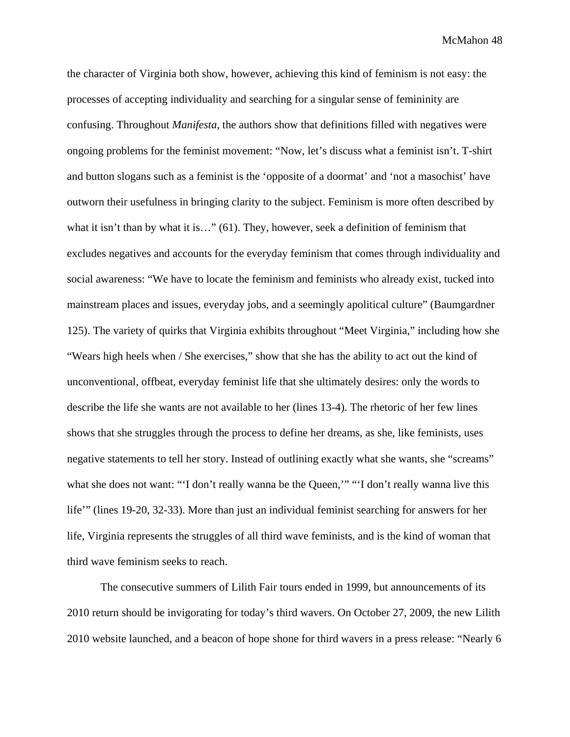the character of Virginia both show, however, achieving this kind of feminism is not easy: the processes of accepting individuality and searching for a singular sense of femininity are confusing. Throughout *Manifesta*, the authors show that definitions filled with negatives were ongoing problems for the feminist movement: "Now, let's discuss what a feminist isn't. T-shirt and button slogans such as a feminist is the 'opposite of a doormat' and 'not a masochist' have outworn their usefulness in bringing clarity to the subject. Feminism is more often described by what it isn't than by what it is…" (61). They, however, seek a definition of feminism that excludes negatives and accounts for the everyday feminism that comes through individuality and social awareness: "We have to locate the feminism and feminists who already exist, tucked into mainstream places and issues, everyday jobs, and a seemingly apolitical culture" (Baumgardner 125). The variety of quirks that Virginia exhibits throughout "Meet Virginia," including how she "Wears high heels when / She exercises," show that she has the ability to act out the kind of unconventional, offbeat, everyday feminist life that she ultimately desires: only the words to describe the life she wants are not available to her (lines 13-4). The rhetoric of her few lines shows that she struggles through the process to define her dreams, as she, like feminists, uses negative statements to tell her story. Instead of outlining exactly what she wants, she "screams" what she does not want: "'I don't really wanna be the Queen,'" "'I don't really wanna live this life'" (lines 19-20, 32-33). More than just an individual feminist searching for answers for her life, Virginia represents the struggles of all third wave feminists, and is the kind of woman that third wave feminism seeks to reach.

The consecutive summers of Lilith Fair tours ended in 1999, but announcements of its 2010 return should be invigorating for today's third wavers. On October 27, 2009, the new Lilith 2010 website launched, and a beacon of hope shone for third wavers in a press release: "Nearly 6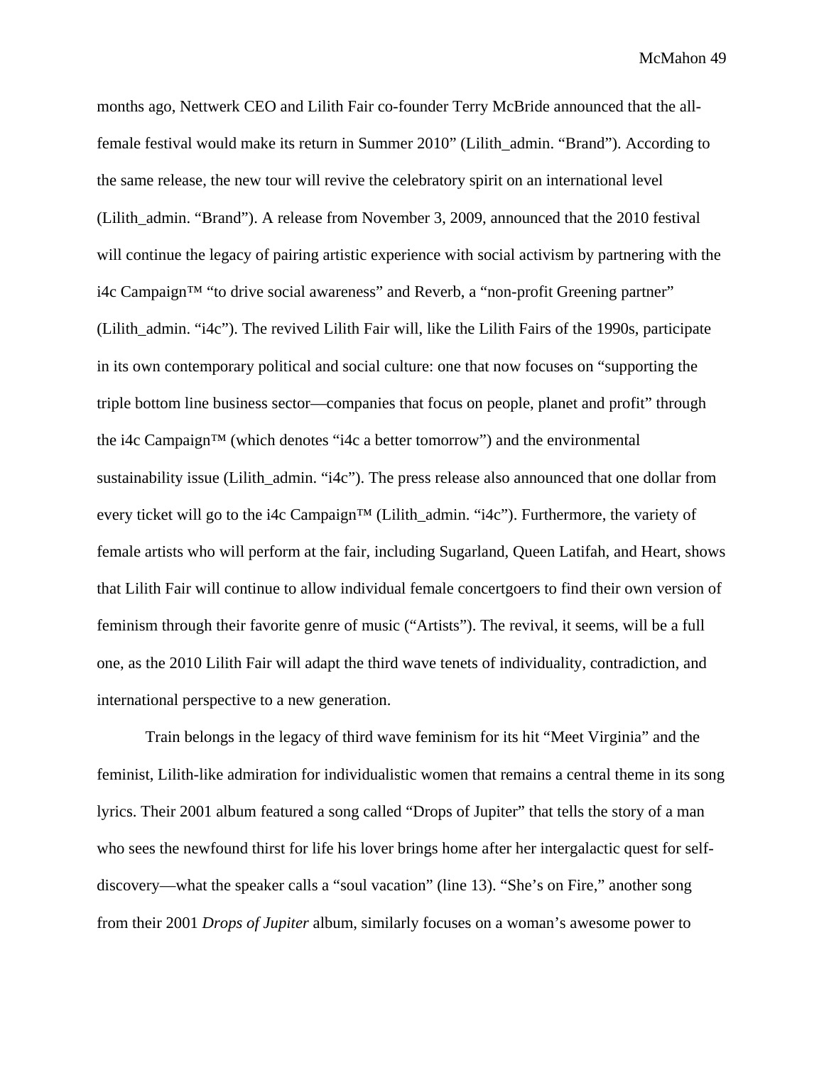months ago, Nettwerk CEO and Lilith Fair co-founder Terry McBride announced that the all-female festival would make its return in Summer 2010" (Lilith_admin. "Brand"). According to the same release, the new tour will revive the celebratory spirit on an international level (Lilith_admin. "Brand"). A release from November 3, 2009, announced that the 2010 festival will continue the legacy of pairing artistic experience with social activism by partnering with the i4c Campaign™ "to drive social awareness" and Reverb, a "non-profit Greening partner" (Lilith_admin. "i4c"). The revived Lilith Fair will, like the Lilith Fairs of the 1990s, participate in its own contemporary political and social culture: one that now focuses on "supporting the triple bottom line business sector—companies that focus on people, planet and profit" through the i4c Campaign™ (which denotes "i4c a better tomorrow") and the environmental sustainability issue (Lilith_admin. "i4c"). The press release also announced that one dollar from every ticket will go to the i4c Campaign™ (Lilith_admin. "i4c"). Furthermore, the variety of female artists who will perform at the fair, including Sugarland, Queen Latifah, and Heart, shows that Lilith Fair will continue to allow individual female concertgoers to find their own version of feminism through their favorite genre of music ("Artists"). The revival, it seems, will be a full one, as the 2010 Lilith Fair will adapt the third wave tenets of individuality, contradiction, and international perspective to a new generation.

Train belongs in the legacy of third wave feminism for its hit "Meet Virginia" and the feminist, Lilith-like admiration for individualistic women that remains a central theme in its song lyrics. Their 2001 album featured a song called "Drops of Jupiter" that tells the story of a man who sees the newfound thirst for life his lover brings home after her intergalactic quest for self-discovery—what the speaker calls a "soul vacation" (line 13). "She's on Fire," another song from their 2001 *Drops of Jupiter* album, similarly focuses on a woman's awesome power to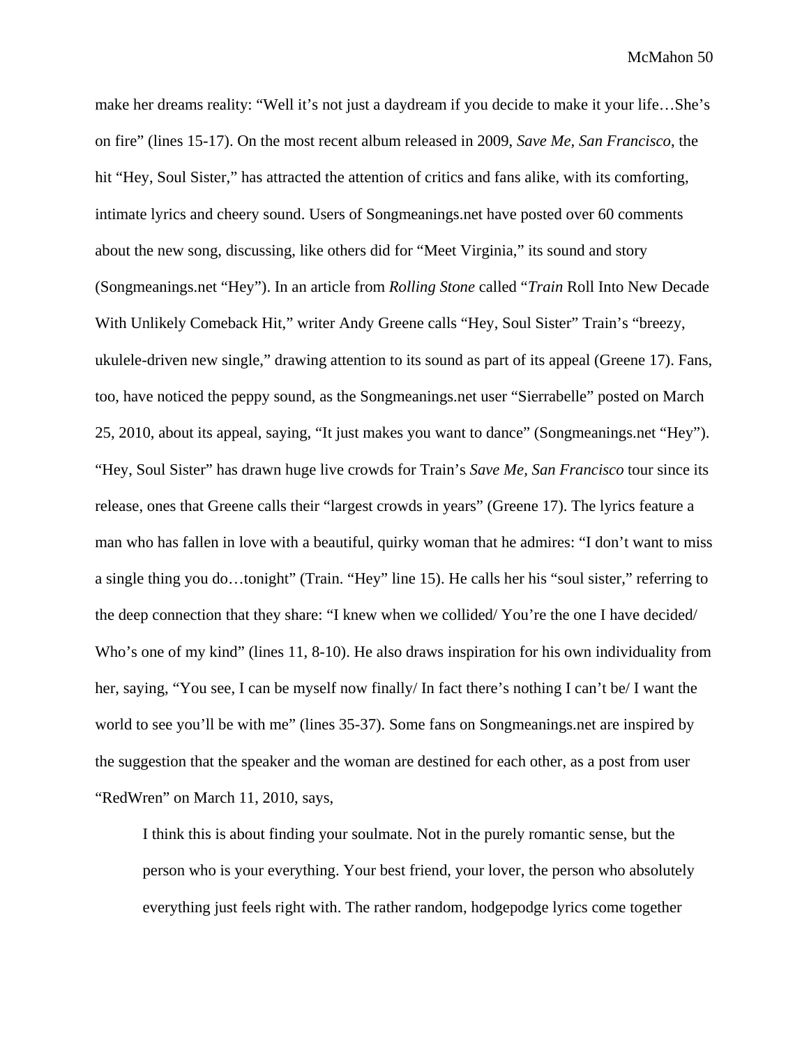make her dreams reality: "Well it's not just a daydream if you decide to make it your life…She's on fire" (lines 15-17). On the most recent album released in 2009, *Save Me, San Francisco*, the hit "Hey, Soul Sister," has attracted the attention of critics and fans alike, with its comforting, intimate lyrics and cheery sound. Users of Songmeanings.net have posted over 60 comments about the new song, discussing, like others did for "Meet Virginia," its sound and story (Songmeanings.net "Hey"). In an article from *Rolling Stone* called "*Train* Roll Into New Decade With Unlikely Comeback Hit," writer Andy Greene calls "Hey, Soul Sister" Train's "breezy, ukulele-driven new single," drawing attention to its sound as part of its appeal (Greene 17). Fans, too, have noticed the peppy sound, as the Songmeanings.net user "Sierrabelle" posted on March 25, 2010, about its appeal, saying, "It just makes you want to dance" (Songmeanings.net "Hey"). "Hey, Soul Sister" has drawn huge live crowds for Train's *Save Me, San Francisco* tour since its release, ones that Greene calls their "largest crowds in years" (Greene 17). The lyrics feature a man who has fallen in love with a beautiful, quirky woman that he admires: "I don't want to miss a single thing you do…tonight" (Train. "Hey" line 15). He calls her his "soul sister," referring to the deep connection that they share: "I knew when we collided/ You're the one I have decided/ Who's one of my kind" (lines 11, 8-10). He also draws inspiration for his own individuality from her, saying, "You see, I can be myself now finally/ In fact there's nothing I can't be/ I want the world to see you'll be with me" (lines 35-37). Some fans on Songmeanings.net are inspired by the suggestion that the speaker and the woman are destined for each other, as a post from user "RedWren" on March 11, 2010, says,

> I think this is about finding your soulmate. Not in the purely romantic sense, but the person who is your everything. Your best friend, your lover, the person who absolutely everything just feels right with. The rather random, hodgepodge lyrics come together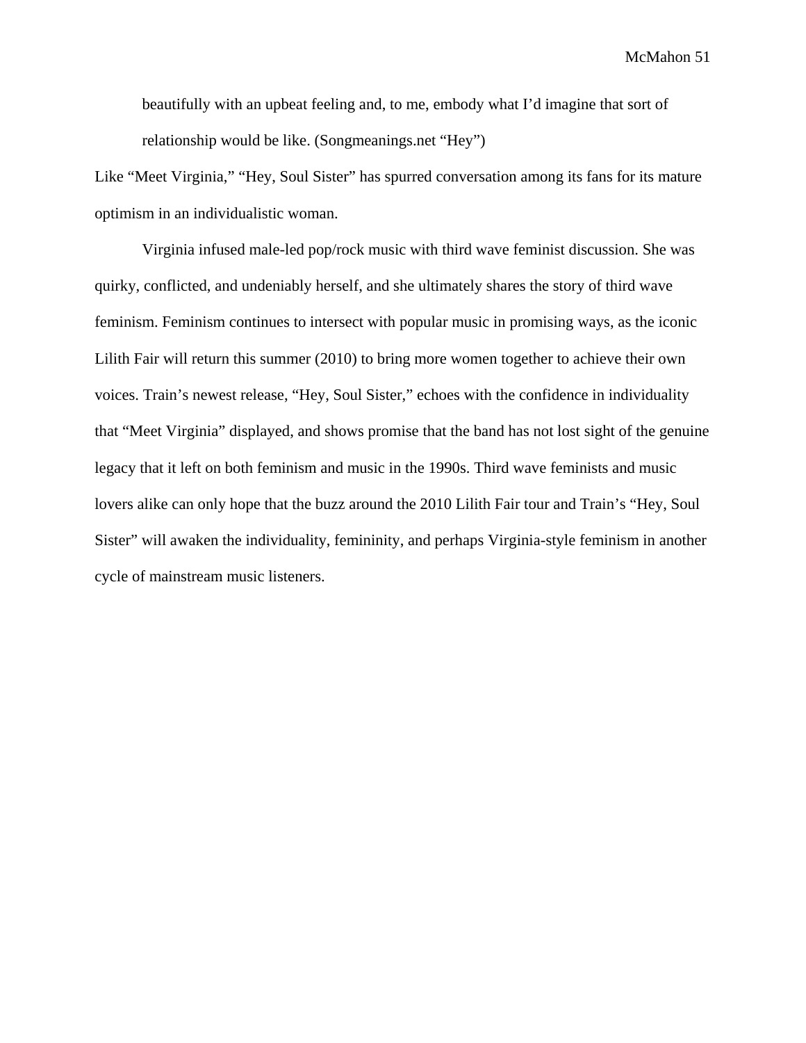> beautifully with an upbeat feeling and, to me, embody what I'd imagine that sort of relationship would be like. (Songmeanings.net "Hey")

Like "Meet Virginia," "Hey, Soul Sister" has spurred conversation among its fans for its mature optimism in an individualistic woman.

Virginia infused male-led pop/rock music with third wave feminist discussion. She was quirky, conflicted, and undeniably herself, and she ultimately shares the story of third wave feminism. Feminism continues to intersect with popular music in promising ways, as the iconic Lilith Fair will return this summer (2010) to bring more women together to achieve their own voices. Train's newest release, "Hey, Soul Sister," echoes with the confidence in individuality that "Meet Virginia" displayed, and shows promise that the band has not lost sight of the genuine legacy that it left on both feminism and music in the 1990s. Third wave feminists and music lovers alike can only hope that the buzz around the 2010 Lilith Fair tour and Train's "Hey, Soul Sister" will awaken the individuality, femininity, and perhaps Virginia-style feminism in another cycle of mainstream music listeners.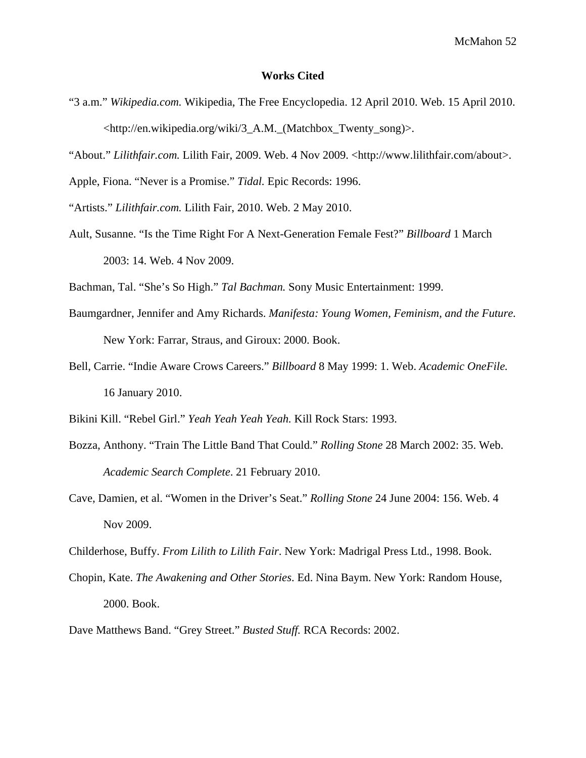# Works Cited

"3 a.m." *Wikipedia.com.* Wikipedia, The Free Encyclopedia. 12 April 2010. Web. 15 April 2010. <http://en.wikipedia.org/wiki/3_A.M._(Matchbox_Twenty_song)>.

"About." *Lilithfair.com.* Lilith Fair, 2009. Web. 4 Nov 2009. <http://www.lilithfair.com/about>.

Apple, Fiona. "Never is a Promise." *Tidal.* Epic Records: 1996.

"Artists." *Lilithfair.com.* Lilith Fair, 2010. Web. 2 May 2010.

Ault, Susanne. "Is the Time Right For A Next-Generation Female Fest?" *Billboard* 1 March 2003: 14. Web. 4 Nov 2009.

Bachman, Tal. "She's So High." *Tal Bachman.* Sony Music Entertainment: 1999.

Baumgardner, Jennifer and Amy Richards. *Manifesta: Young Women, Feminism, and the Future.* New York: Farrar, Straus, and Giroux: 2000. Book.

Bell, Carrie. "Indie Aware Crows Careers." *Billboard* 8 May 1999: 1. Web. *Academic OneFile.* 16 January 2010.

Bikini Kill. "Rebel Girl." *Yeah Yeah Yeah Yeah.* Kill Rock Stars: 1993.

Bozza, Anthony. "Train The Little Band That Could." *Rolling Stone* 28 March 2002: 35. Web. *Academic Search Complete*. 21 February 2010.

Cave, Damien, et al. "Women in the Driver's Seat." *Rolling Stone* 24 June 2004: 156. Web. 4 Nov 2009.

Childerhose, Buffy. *From Lilith to Lilith Fair*. New York: Madrigal Press Ltd., 1998. Book.

Chopin, Kate. *The Awakening and Other Stories*. Ed. Nina Baym. New York: Random House, 2000. Book.

Dave Matthews Band. "Grey Street." *Busted Stuff.* RCA Records: 2002.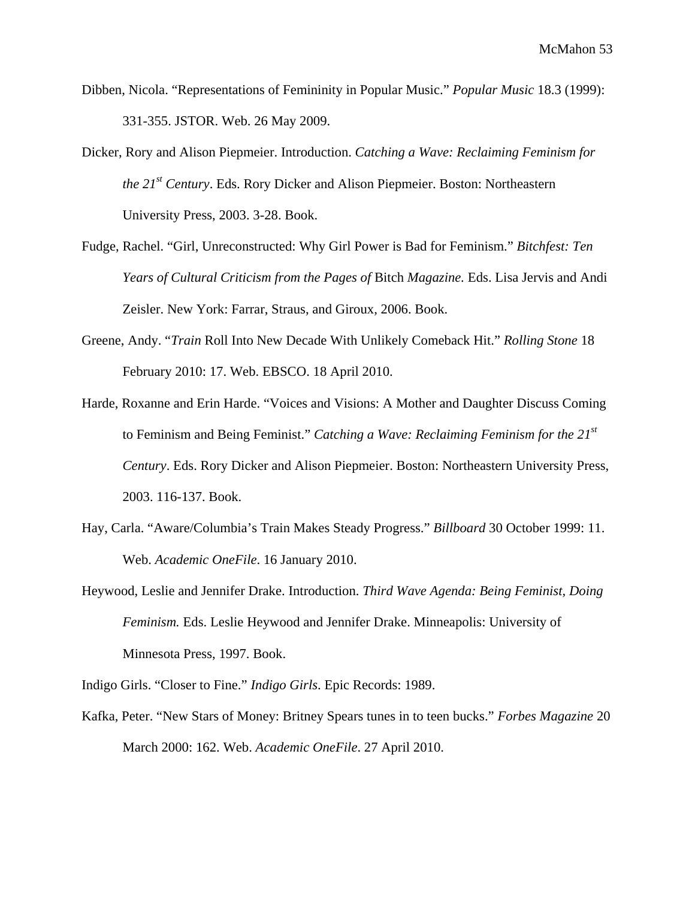Dibben, Nicola. “Representations of Femininity in Popular Music.” *Popular Music* 18.3 (1999): 331-355. JSTOR. Web. 26 May 2009.

Dicker, Rory and Alison Piepmeier. Introduction. *Catching a Wave: Reclaiming Feminism for the 21st Century*. Eds. Rory Dicker and Alison Piepmeier. Boston: Northeastern University Press, 2003. 3-28. Book.

Fudge, Rachel. “Girl, Unreconstructed: Why Girl Power is Bad for Feminism.” *Bitchfest: Ten Years of Cultural Criticism from the Pages of* Bitch *Magazine.* Eds. Lisa Jervis and Andi Zeisler. New York: Farrar, Straus, and Giroux, 2006. Book.

Greene, Andy. “*Train* Roll Into New Decade With Unlikely Comeback Hit.” *Rolling Stone* 18 February 2010: 17. Web. EBSCO. 18 April 2010.

Harde, Roxanne and Erin Harde. “Voices and Visions: A Mother and Daughter Discuss Coming to Feminism and Being Feminist.” *Catching a Wave: Reclaiming Feminism for the 21st Century*. Eds. Rory Dicker and Alison Piepmeier. Boston: Northeastern University Press, 2003. 116-137. Book.

Hay, Carla. “Aware/Columbia’s Train Makes Steady Progress.” *Billboard* 30 October 1999: 11. Web. *Academic OneFile*. 16 January 2010.

Heywood, Leslie and Jennifer Drake. Introduction. *Third Wave Agenda: Being Feminist, Doing Feminism.* Eds. Leslie Heywood and Jennifer Drake. Minneapolis: University of Minnesota Press, 1997. Book.

Indigo Girls. “Closer to Fine.” *Indigo Girls*. Epic Records: 1989.

Kafka, Peter. “New Stars of Money: Britney Spears tunes in to teen bucks.” *Forbes Magazine* 20 March 2000: 162. Web. *Academic OneFile*. 27 April 2010.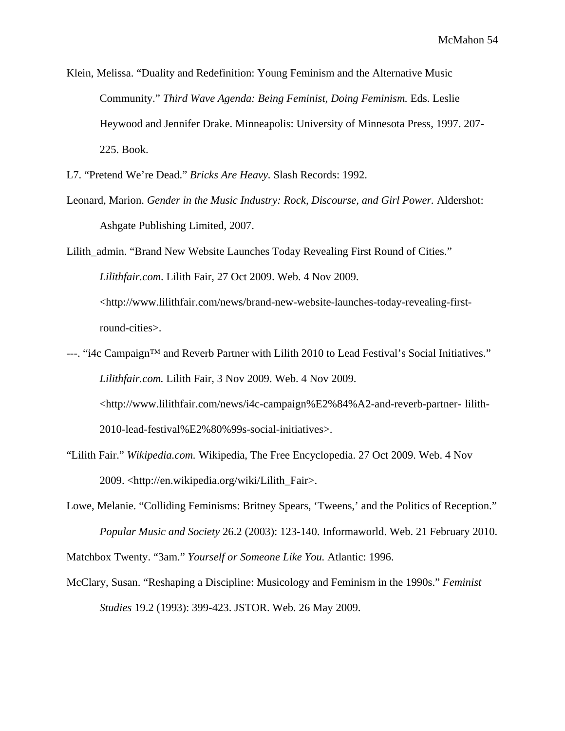Klein, Melissa. "Duality and Redefinition: Young Feminism and the Alternative Music Community." *Third Wave Agenda: Being Feminist, Doing Feminism.* Eds. Leslie Heywood and Jennifer Drake. Minneapolis: University of Minnesota Press, 1997. 207-225. Book.

L7. "Pretend We're Dead." *Bricks Are Heavy.* Slash Records: 1992.

Leonard, Marion. *Gender in the Music Industry: Rock, Discourse, and Girl Power.* Aldershot: Ashgate Publishing Limited, 2007.

Lilith_admin. "Brand New Website Launches Today Revealing First Round of Cities." *Lilithfair.com*. Lilith Fair, 27 Oct 2009. Web. 4 Nov 2009. <http://www.lilithfair.com/news/brand-new-website-launches-today-revealing-first-round-cities>.

---. "i4c Campaign™ and Reverb Partner with Lilith 2010 to Lead Festival's Social Initiatives." *Lilithfair.com.* Lilith Fair, 3 Nov 2009. Web. 4 Nov 2009. <http://www.lilithfair.com/news/i4c-campaign%E2%84%A2-and-reverb-partner- lilith-2010-lead-festival%E2%80%99s-social-initiatives>.

"Lilith Fair." *Wikipedia.com.* Wikipedia, The Free Encyclopedia. 27 Oct 2009. Web. 4 Nov 2009. <http://en.wikipedia.org/wiki/Lilith_Fair>.

Lowe, Melanie. "Colliding Feminisms: Britney Spears, 'Tweens,' and the Politics of Reception." *Popular Music and Society* 26.2 (2003): 123-140. Informaworld. Web. 21 February 2010.

Matchbox Twenty. "3am." *Yourself or Someone Like You.* Atlantic: 1996.

McClary, Susan. "Reshaping a Discipline: Musicology and Feminism in the 1990s." *Feminist Studies* 19.2 (1993): 399-423. JSTOR. Web. 26 May 2009.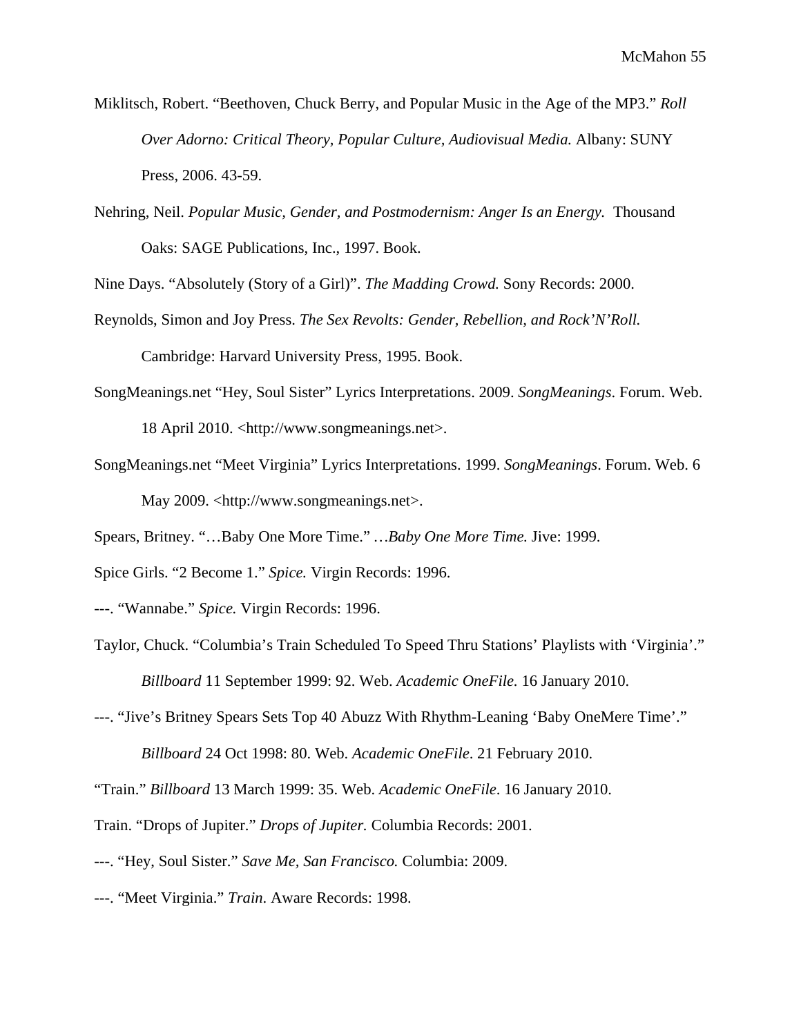Miklitsch, Robert. "Beethoven, Chuck Berry, and Popular Music in the Age of the MP3." *Roll Over Adorno: Critical Theory, Popular Culture, Audiovisual Media.* Albany: SUNY Press, 2006. 43-59.

Nehring, Neil. *Popular Music, Gender, and Postmodernism: Anger Is an Energy.* Thousand Oaks: SAGE Publications, Inc., 1997. Book.

Nine Days. "Absolutely (Story of a Girl)". *The Madding Crowd.* Sony Records: 2000.

Reynolds, Simon and Joy Press. *The Sex Revolts: Gender, Rebellion, and Rock'N'Roll.* Cambridge: Harvard University Press, 1995. Book.

SongMeanings.net "Hey, Soul Sister" Lyrics Interpretations. 2009. *SongMeanings*. Forum. Web. 18 April 2010. <http://www.songmeanings.net>.

SongMeanings.net "Meet Virginia" Lyrics Interpretations. 1999. *SongMeanings*. Forum. Web. 6 May 2009. <http://www.songmeanings.net>.

Spears, Britney. "…Baby One More Time." *…Baby One More Time.* Jive: 1999.

Spice Girls. "2 Become 1." *Spice.* Virgin Records: 1996.

---. "Wannabe." *Spice.* Virgin Records: 1996.

Taylor, Chuck. "Columbia's Train Scheduled To Speed Thru Stations' Playlists with 'Virginia'." *Billboard* 11 September 1999: 92. Web. *Academic OneFile.* 16 January 2010.

---. "Jive's Britney Spears Sets Top 40 Abuzz With Rhythm-Leaning 'Baby OneMere Time'." *Billboard* 24 Oct 1998: 80. Web. *Academic OneFile*. 21 February 2010.

"Train." *Billboard* 13 March 1999: 35. Web. *Academic OneFile*. 16 January 2010.

Train. "Drops of Jupiter." *Drops of Jupiter.* Columbia Records: 2001.

---. "Hey, Soul Sister." *Save Me, San Francisco.* Columbia: 2009.

---. "Meet Virginia." *Train.* Aware Records: 1998.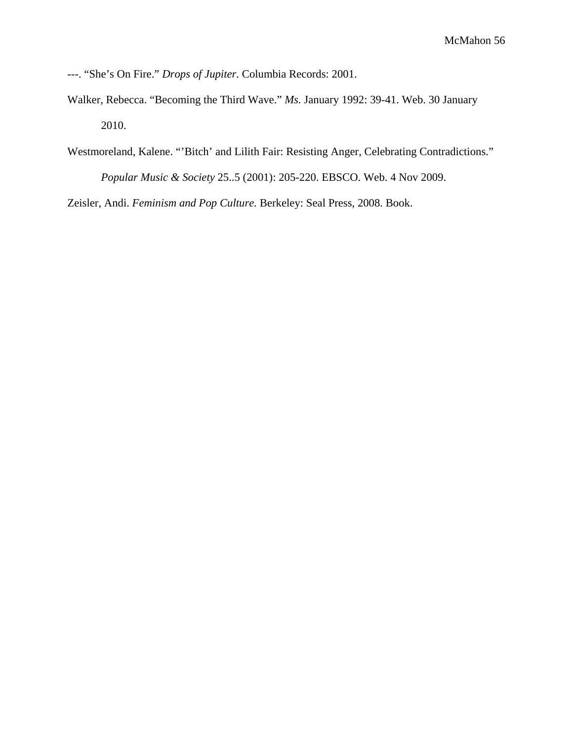---. "She's On Fire." *Drops of Jupiter.* Columbia Records: 2001.

Walker, Rebecca. "Becoming the Third Wave." *Ms.* January 1992: 39-41. Web. 30 January 2010.

Westmoreland, Kalene. "'Bitch' and Lilith Fair: Resisting Anger, Celebrating Contradictions." *Popular Music & Society* 25..5 (2001): 205-220. EBSCO. Web. 4 Nov 2009.

Zeisler, Andi. *Feminism and Pop Culture.* Berkeley: Seal Press, 2008. Book.